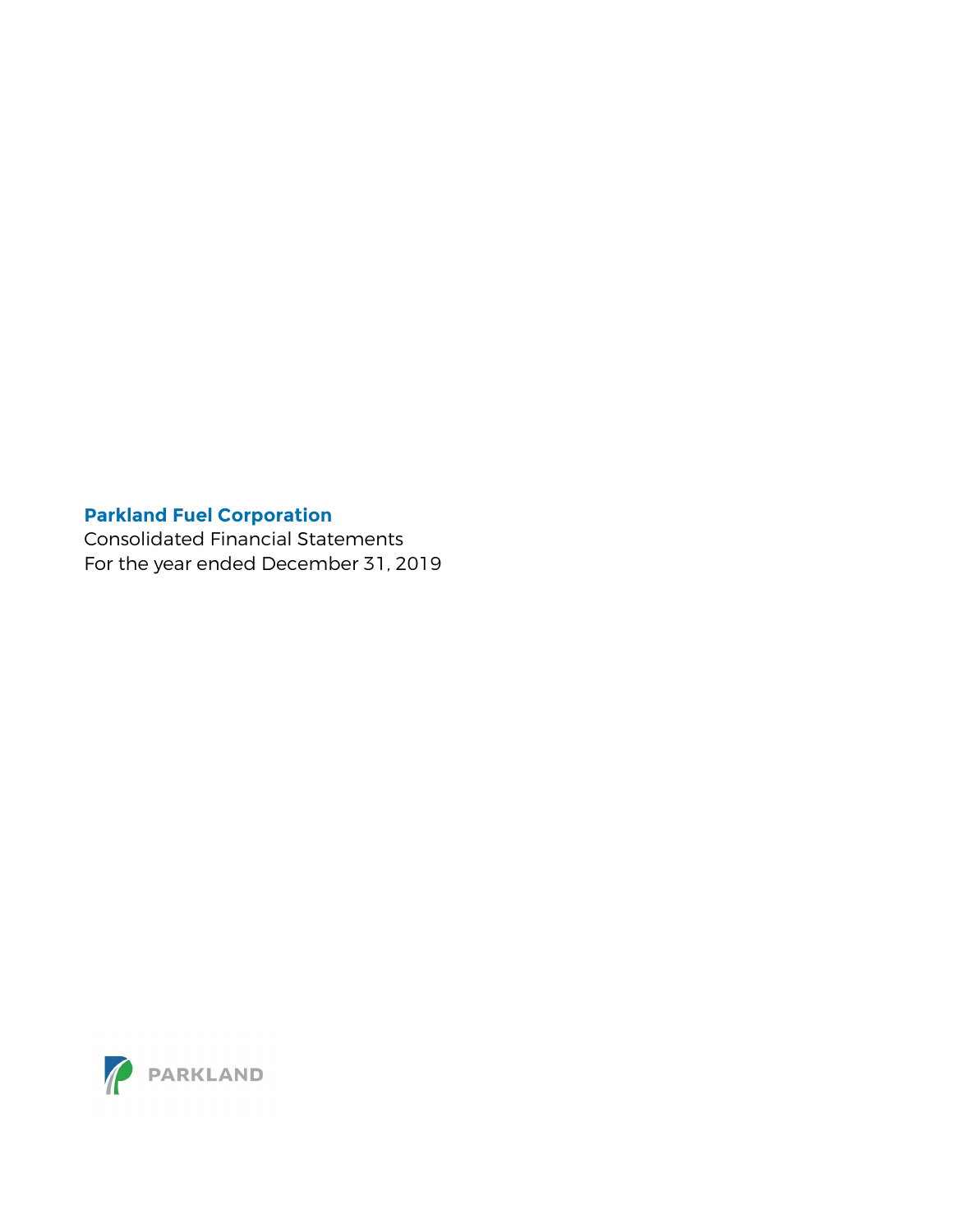# Parkland Fuel Corporation

Consolidated Financial Statements
For the year ended December 31, 2019

PARKLAND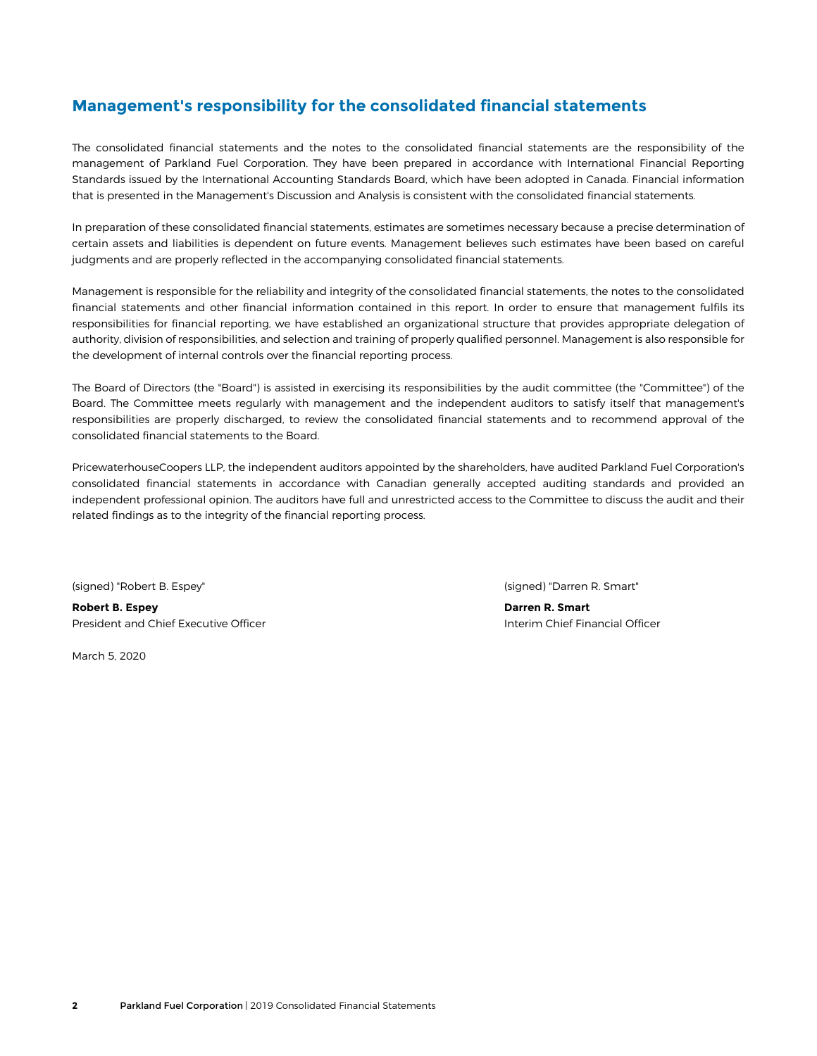## Management's responsibility for the consolidated financial statements

The consolidated financial statements and the notes to the consolidated financial statements are the responsibility of the management of Parkland Fuel Corporation. They have been prepared in accordance with International Financial Reporting Standards issued by the International Accounting Standards Board, which have been adopted in Canada. Financial information that is presented in the Management's Discussion and Analysis is consistent with the consolidated financial statements.

In preparation of these consolidated financial statements, estimates are sometimes necessary because a precise determination of certain assets and liabilities is dependent on future events. Management believes such estimates have been based on careful judgments and are properly reflected in the accompanying consolidated financial statements.

Management is responsible for the reliability and integrity of the consolidated financial statements, the notes to the consolidated financial statements and other financial information contained in this report. In order to ensure that management fulfils its responsibilities for financial reporting, we have established an organizational structure that provides appropriate delegation of authority, division of responsibilities, and selection and training of properly qualified personnel. Management is also responsible for the development of internal controls over the financial reporting process.

The Board of Directors (the "Board") is assisted in exercising its responsibilities by the audit committee (the "Committee") of the Board. The Committee meets regularly with management and the independent auditors to satisfy itself that management's responsibilities are properly discharged, to review the consolidated financial statements and to recommend approval of the consolidated financial statements to the Board.

PricewaterhouseCoopers LLP, the independent auditors appointed by the shareholders, have audited Parkland Fuel Corporation's consolidated financial statements in accordance with Canadian generally accepted auditing standards and provided an independent professional opinion. The auditors have full and unrestricted access to the Committee to discuss the audit and their related findings as to the integrity of the financial reporting process.

(signed) "Robert B. Espey"

**Robert B. Espey**
President and Chief Executive Officer

(signed) "Darren R. Smart"

**Darren R. Smart**
Interim Chief Financial Officer

March 5, 2020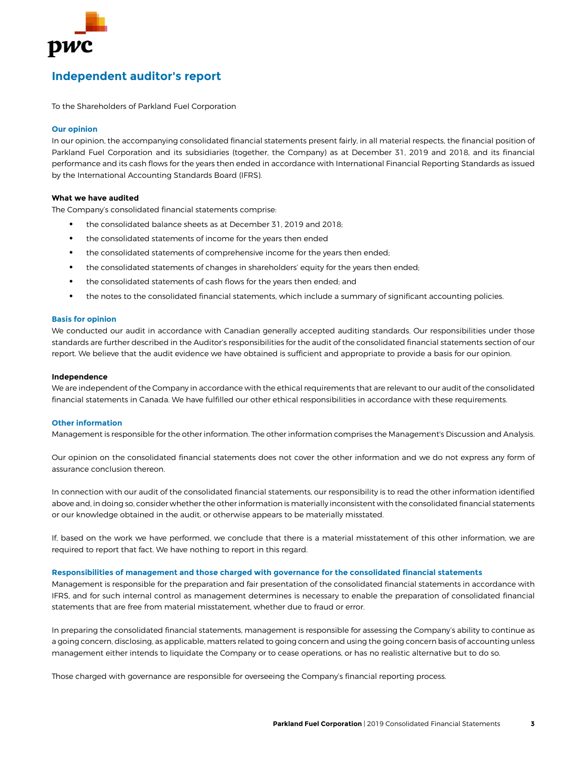# Independent auditor's report

To the Shareholders of Parkland Fuel Corporation

## Our opinion

In our opinion, the accompanying consolidated financial statements present fairly, in all material respects, the financial position of Parkland Fuel Corporation and its subsidiaries (together, the Company) as at December 31, 2019 and 2018, and its financial performance and its cash flows for the years then ended in accordance with International Financial Reporting Standards as issued by the International Accounting Standards Board (IFRS).

### What we have audited

The Company's consolidated financial statements comprise:

- the consolidated balance sheets as at December 31, 2019 and 2018;
- the consolidated statements of income for the years then ended
- the consolidated statements of comprehensive income for the years then ended;
- the consolidated statements of changes in shareholders' equity for the years then ended;
- the consolidated statements of cash flows for the years then ended; and
- the notes to the consolidated financial statements, which include a summary of significant accounting policies.

## Basis for opinion

We conducted our audit in accordance with Canadian generally accepted auditing standards. Our responsibilities under those standards are further described in the Auditor's responsibilities for the audit of the consolidated financial statements section of our report. We believe that the audit evidence we have obtained is sufficient and appropriate to provide a basis for our opinion.

### Independence

We are independent of the Company in accordance with the ethical requirements that are relevant to our audit of the consolidated financial statements in Canada. We have fulfilled our other ethical responsibilities in accordance with these requirements.

## Other information

Management is responsible for the other information. The other information comprises the Management's Discussion and Analysis.

Our opinion on the consolidated financial statements does not cover the other information and we do not express any form of assurance conclusion thereon.

In connection with our audit of the consolidated financial statements, our responsibility is to read the other information identified above and, in doing so, consider whether the other information is materially inconsistent with the consolidated financial statements or our knowledge obtained in the audit, or otherwise appears to be materially misstated.

If, based on the work we have performed, we conclude that there is a material misstatement of this other information, we are required to report that fact. We have nothing to report in this regard.

## Responsibilities of management and those charged with governance for the consolidated financial statements

Management is responsible for the preparation and fair presentation of the consolidated financial statements in accordance with IFRS, and for such internal control as management determines is necessary to enable the preparation of consolidated financial statements that are free from material misstatement, whether due to fraud or error.

In preparing the consolidated financial statements, management is responsible for assessing the Company's ability to continue as a going concern, disclosing, as applicable, matters related to going concern and using the going concern basis of accounting unless management either intends to liquidate the Company or to cease operations, or has no realistic alternative but to do so.

Those charged with governance are responsible for overseeing the Company's financial reporting process.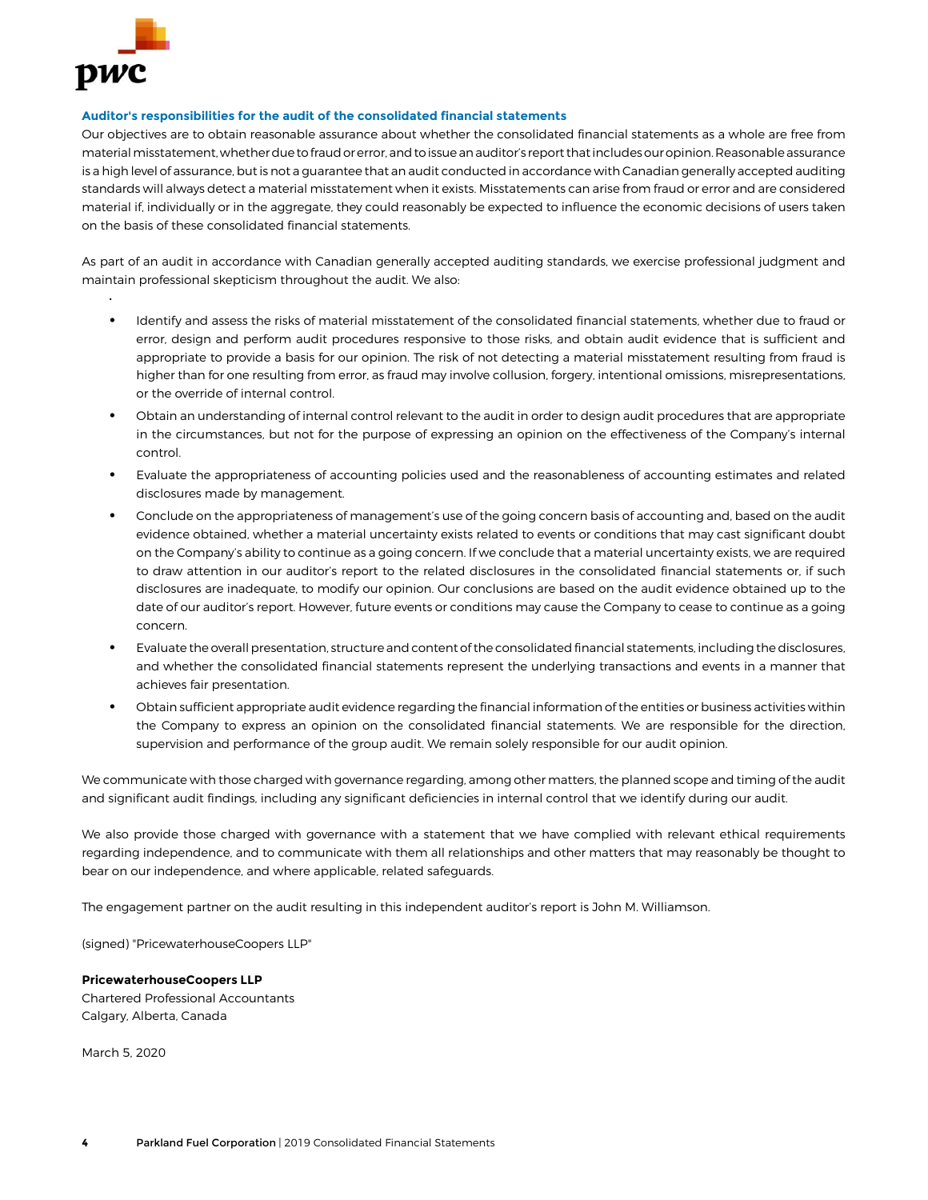### Auditor's responsibilities for the audit of the consolidated financial statements

Our objectives are to obtain reasonable assurance about whether the consolidated financial statements as a whole are free from material misstatement, whether due to fraud or error, and to issue an auditor's report that includes our opinion. Reasonable assurance is a high level of assurance, but is not a guarantee that an audit conducted in accordance with Canadian generally accepted auditing standards will always detect a material misstatement when it exists. Misstatements can arise from fraud or error and are considered material if, individually or in the aggregate, they could reasonably be expected to influence the economic decisions of users taken on the basis of these consolidated financial statements.

As part of an audit in accordance with Canadian generally accepted auditing standards, we exercise professional judgment and maintain professional skepticism throughout the audit. We also:

- Identify and assess the risks of material misstatement of the consolidated financial statements, whether due to fraud or error, design and perform audit procedures responsive to those risks, and obtain audit evidence that is sufficient and appropriate to provide a basis for our opinion. The risk of not detecting a material misstatement resulting from fraud is higher than for one resulting from error, as fraud may involve collusion, forgery, intentional omissions, misrepresentations, or the override of internal control.
- Obtain an understanding of internal control relevant to the audit in order to design audit procedures that are appropriate in the circumstances, but not for the purpose of expressing an opinion on the effectiveness of the Company's internal control.
- Evaluate the appropriateness of accounting policies used and the reasonableness of accounting estimates and related disclosures made by management.
- Conclude on the appropriateness of management's use of the going concern basis of accounting and, based on the audit evidence obtained, whether a material uncertainty exists related to events or conditions that may cast significant doubt on the Company's ability to continue as a going concern. If we conclude that a material uncertainty exists, we are required to draw attention in our auditor's report to the related disclosures in the consolidated financial statements or, if such disclosures are inadequate, to modify our opinion. Our conclusions are based on the audit evidence obtained up to the date of our auditor's report. However, future events or conditions may cause the Company to cease to continue as a going concern.
- Evaluate the overall presentation, structure and content of the consolidated financial statements, including the disclosures, and whether the consolidated financial statements represent the underlying transactions and events in a manner that achieves fair presentation.
- Obtain sufficient appropriate audit evidence regarding the financial information of the entities or business activities within the Company to express an opinion on the consolidated financial statements. We are responsible for the direction, supervision and performance of the group audit. We remain solely responsible for our audit opinion.

We communicate with those charged with governance regarding, among other matters, the planned scope and timing of the audit and significant audit findings, including any significant deficiencies in internal control that we identify during our audit.

We also provide those charged with governance with a statement that we have complied with relevant ethical requirements regarding independence, and to communicate with them all relationships and other matters that may reasonably be thought to bear on our independence, and where applicable, related safeguards.

The engagement partner on the audit resulting in this independent auditor's report is John M. Williamson.

(signed) "PricewaterhouseCoopers LLP"

**PricewaterhouseCoopers LLP**
Chartered Professional Accountants
Calgary, Alberta, Canada

March 5, 2020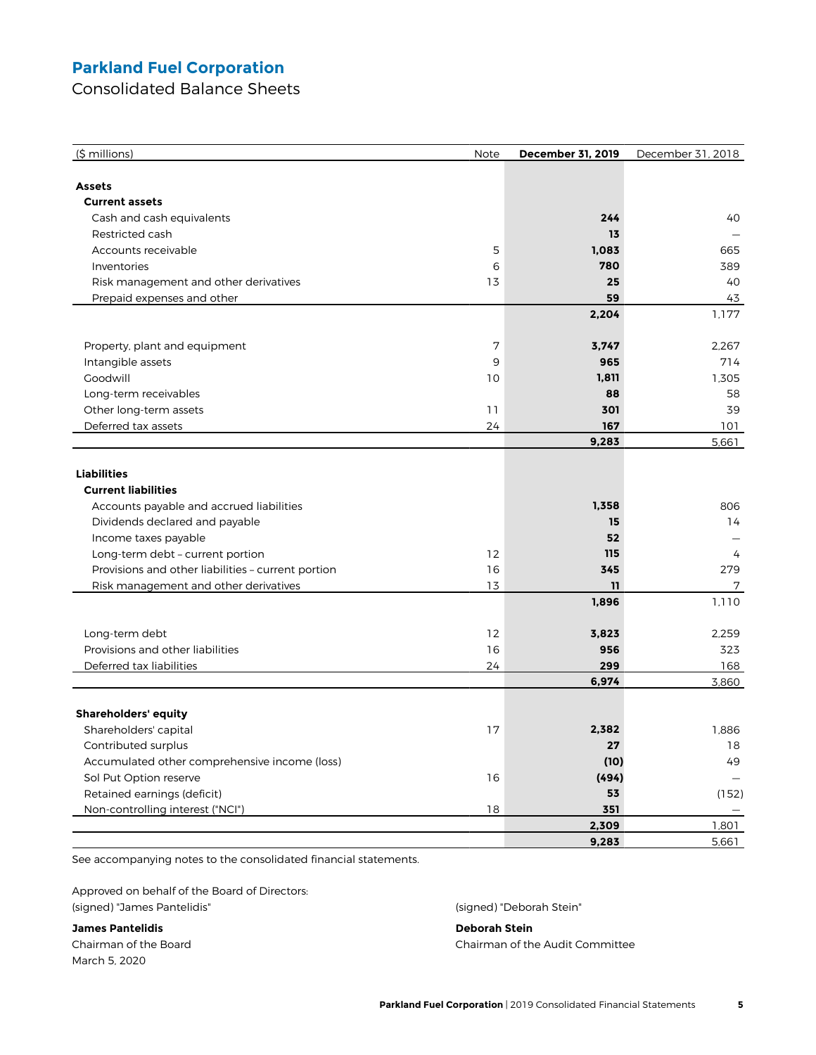# Parkland Fuel Corporation

## Consolidated Balance Sheets

| ($ millions) | Note | **December 31, 2019** | December 31, 2018 |
|---|---|---|---|
| **Assets** | | | |
| **Current assets** | | | |
| Cash and cash equivalents | | **244** | 40 |
| Restricted cash | | **13** | — |
| Accounts receivable | 5 | **1,083** | 665 |
| Inventories | 6 | **780** | 389 |
| Risk management and other derivatives | 13 | **25** | 40 |
| Prepaid expenses and other | | **59** | 43 |
| | | **2,204** | 1,177 |
| Property, plant and equipment | 7 | **3,747** | 2,267 |
| Intangible assets | 9 | **965** | 714 |
| Goodwill | 10 | **1,811** | 1,305 |
| Long-term receivables | | **88** | 58 |
| Other long-term assets | 11 | **301** | 39 |
| Deferred tax assets | 24 | **167** | 101 |
| | | **9,283** | 5,661 |
| **Liabilities** | | | |
| **Current liabilities** | | | |
| Accounts payable and accrued liabilities | | **1,358** | 806 |
| Dividends declared and payable | | **15** | 14 |
| Income taxes payable | | **52** | — |
| Long-term debt – current portion | 12 | **115** | 4 |
| Provisions and other liabilities – current portion | 16 | **345** | 279 |
| Risk management and other derivatives | 13 | **11** | 7 |
| | | **1,896** | 1,110 |
| Long-term debt | 12 | **3,823** | 2,259 |
| Provisions and other liabilities | 16 | **956** | 323 |
| Deferred tax liabilities | 24 | **299** | 168 |
| | | **6,974** | 3,860 |
| **Shareholders' equity** | | | |
| Shareholders' capital | 17 | **2,382** | 1,886 |
| Contributed surplus | | **27** | 18 |
| Accumulated other comprehensive income (loss) | | **(10)** | 49 |
| Sol Put Option reserve | 16 | **(494)** | — |
| Retained earnings (deficit) | | **53** | (152) |
| Non-controlling interest ("NCI") | 18 | **351** | — |
| | | **2,309** | 1,801 |
| | | **9,283** | 5,661 |

See accompanying notes to the consolidated financial statements.

Approved on behalf of the Board of Directors:

(signed) "James Pantelidis"

**James Pantelidis**
Chairman of the Board
March 5, 2020

(signed) "Deborah Stein"

**Deborah Stein**
Chairman of the Audit Committee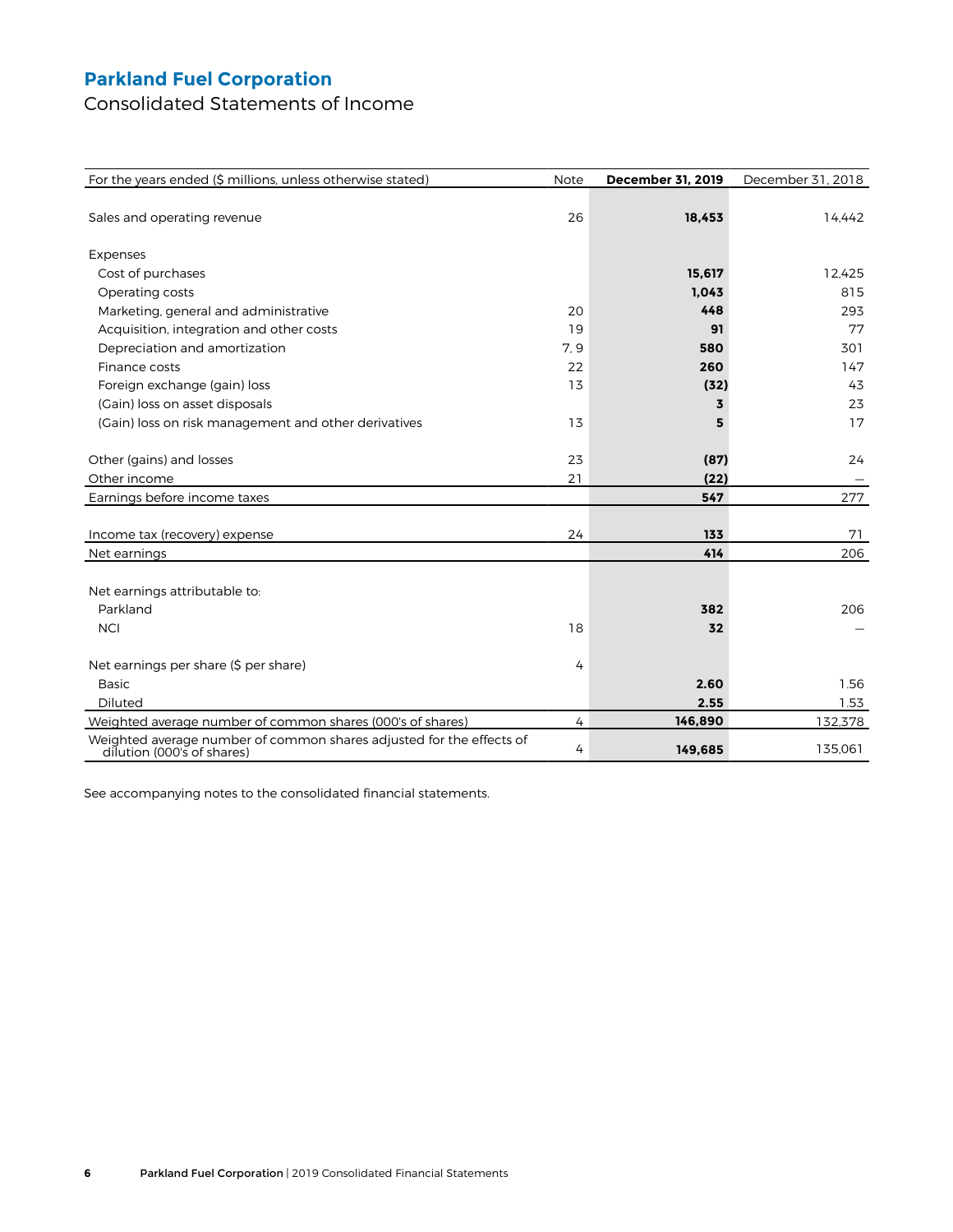# Parkland Fuel Corporation

## Consolidated Statements of Income

| For the years ended ($ millions, unless otherwise stated) | Note | **December 31, 2019** | December 31, 2018 |
|---|---|---|---|
| Sales and operating revenue | 26 | **18,453** | 14,442 |
| Expenses | | | |
| Cost of purchases | | **15,617** | 12,425 |
| Operating costs | | **1,043** | 815 |
| Marketing, general and administrative | 20 | **448** | 293 |
| Acquisition, integration and other costs | 19 | **91** | 77 |
| Depreciation and amortization | 7, 9 | **580** | 301 |
| Finance costs | 22 | **260** | 147 |
| Foreign exchange (gain) loss | 13 | **(32)** | 43 |
| (Gain) loss on asset disposals | | **3** | 23 |
| (Gain) loss on risk management and other derivatives | 13 | **5** | 17 |
| Other (gains) and losses | 23 | **(87)** | 24 |
| Other income | 21 | **(22)** | — |
| Earnings before income taxes | | **547** | 277 |
| Income tax (recovery) expense | 24 | **133** | 71 |
| Net earnings | | **414** | 206 |
| Net earnings attributable to: | | | |
| Parkland | | **382** | 206 |
| NCI | 18 | **32** | — |
| Net earnings per share ($ per share) | 4 | | |
| Basic | | **2.60** | 1.56 |
| Diluted | | **2.55** | 1.53 |
| Weighted average number of common shares (000's of shares) | 4 | **146,890** | 132,378 |
| Weighted average number of common shares adjusted for the effects of dilution (000's of shares) | 4 | **149,685** | 135,061 |

See accompanying notes to the consolidated financial statements.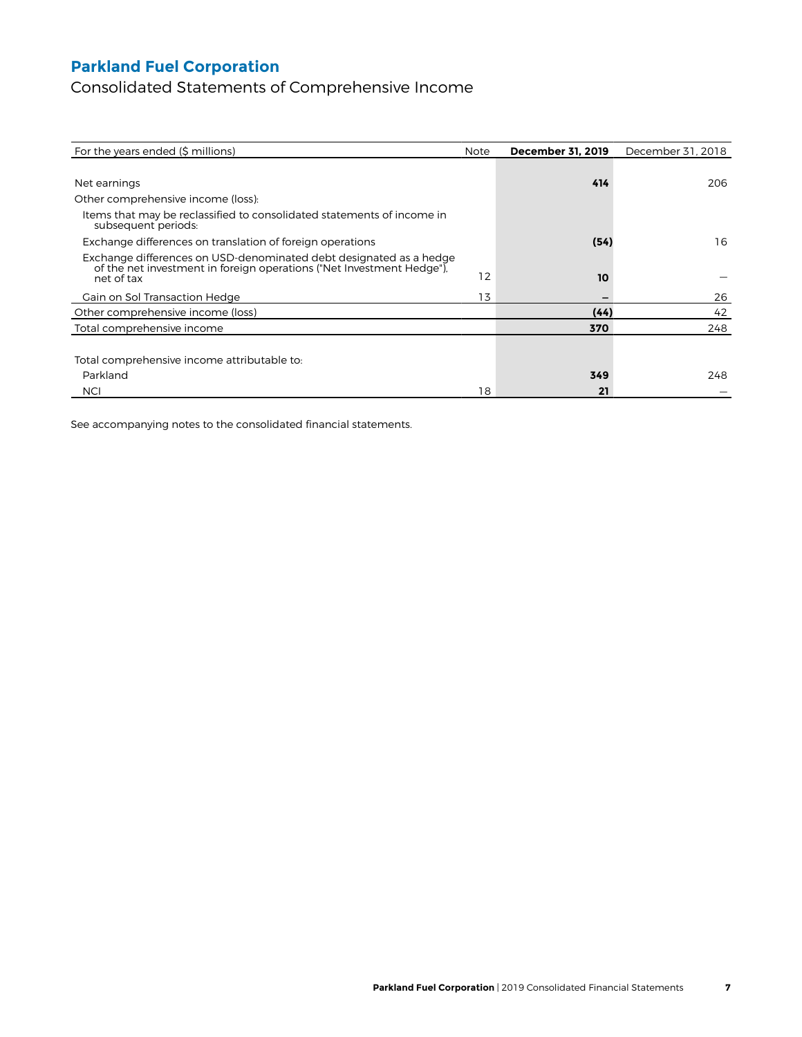# Parkland Fuel Corporation

## Consolidated Statements of Comprehensive Income

| For the years ended ($ millions) | Note | **December 31, 2019** | December 31, 2018 |
|---|---|---|---|
| Net earnings | | **414** | 206 |
| Other comprehensive income (loss): | | | |
| Items that may be reclassified to consolidated statements of income in subsequent periods: | | | |
| Exchange differences on translation of foreign operations | | **(54)** | 16 |
| Exchange differences on USD-denominated debt designated as a hedge of the net investment in foreign operations ("Net Investment Hedge"), net of tax | 12 | **10** | — |
| Gain on Sol Transaction Hedge | 13 | **—** | 26 |
| Other comprehensive income (loss) | | **(44)** | 42 |
| Total comprehensive income | | **370** | 248 |
| Total comprehensive income attributable to: | | | |
| Parkland | | **349** | 248 |
| NCI | 18 | **21** | — |

See accompanying notes to the consolidated financial statements.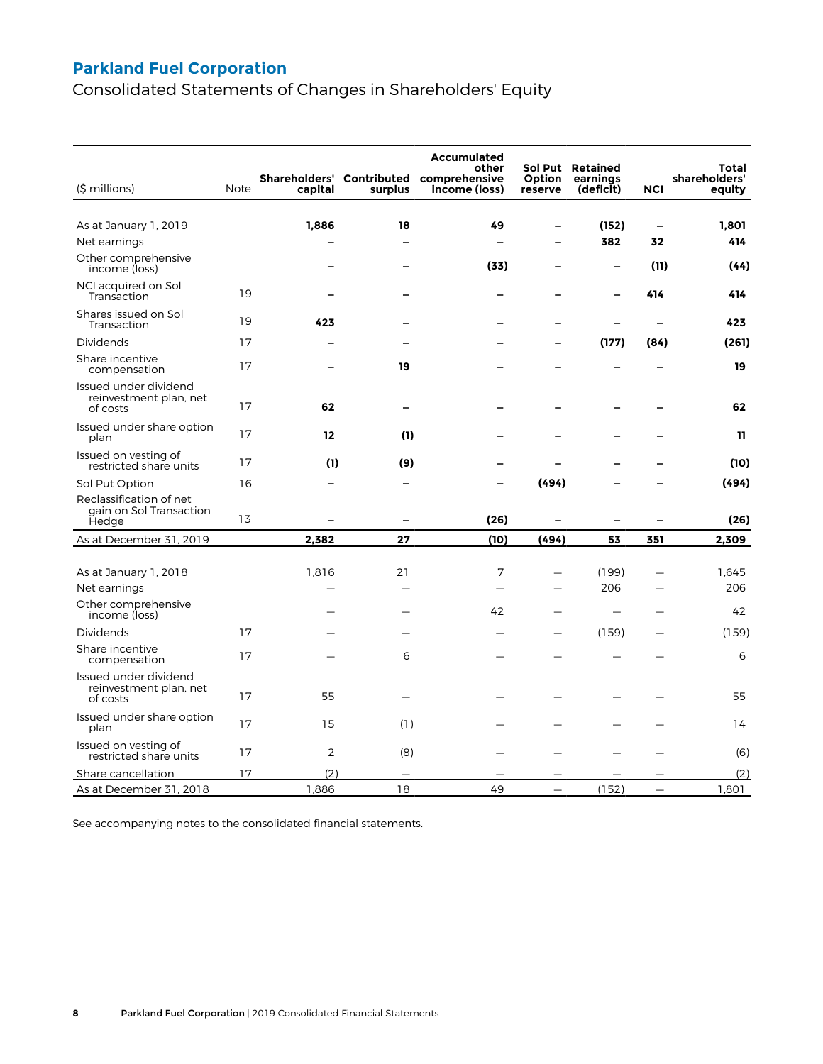# Parkland Fuel Corporation

## Consolidated Statements of Changes in Shareholders' Equity

| ($ millions) | Note | Shareholders' capital | Contributed surplus | Accumulated other comprehensive income (loss) | Sol Put Option reserve | Retained earnings (deficit) | NCI | Total shareholders' equity |
|---|---|---|---|---|---|---|---|---|
| **As at January 1, 2019** | | **1,886** | **18** | **49** | **–** | **(152)** | **–** | **1,801** |
| Net earnings | | **–** | **–** | **–** | **–** | **382** | **32** | **414** |
| Other comprehensive income (loss) | | **–** | **–** | **(33)** | **–** | **–** | **(11)** | **(44)** |
| NCI acquired on Sol Transaction | 19 | **–** | **–** | **–** | **–** | **–** | **414** | **414** |
| Shares issued on Sol Transaction | 19 | **423** | **–** | **–** | **–** | **–** | **–** | **423** |
| Dividends | 17 | **–** | **–** | **–** | **–** | **(177)** | **(84)** | **(261)** |
| Share incentive compensation | 17 | **–** | **19** | **–** | **–** | **–** | **–** | **19** |
| Issued under dividend reinvestment plan, net of costs | 17 | **62** | **–** | **–** | **–** | **–** | **–** | **62** |
| Issued under share option plan | 17 | **12** | **(1)** | **–** | **–** | **–** | **–** | **11** |
| Issued on vesting of restricted share units | 17 | **(1)** | **(9)** | **–** | **–** | **–** | **–** | **(10)** |
| Sol Put Option | 16 | **–** | **–** | **–** | **(494)** | **–** | **–** | **(494)** |
| Reclassification of net gain on Sol Transaction Hedge | 13 | **–** | **–** | **(26)** | **–** | **–** | **–** | **(26)** |
| **As at December 31, 2019** | | **2,382** | **27** | **(10)** | **(494)** | **53** | **351** | **2,309** |
| | | | | | | | | |
| As at January 1, 2018 | | 1,816 | 21 | 7 | – | (199) | – | 1,645 |
| Net earnings | | – | – | – | – | 206 | – | 206 |
| Other comprehensive income (loss) | | – | – | 42 | – | – | – | 42 |
| Dividends | 17 | – | – | – | – | (159) | – | (159) |
| Share incentive compensation | 17 | – | 6 | – | – | – | – | 6 |
| Issued under dividend reinvestment plan, net of costs | 17 | 55 | – | – | – | – | – | 55 |
| Issued under share option plan | 17 | 15 | (1) | – | – | – | – | 14 |
| Issued on vesting of restricted share units | 17 | 2 | (8) | – | – | – | – | (6) |
| Share cancellation | 17 | (2) | – | – | – | – | – | (2) |
| As at December 31, 2018 | | 1,886 | 18 | 49 | – | (152) | – | 1,801 |

See accompanying notes to the consolidated financial statements.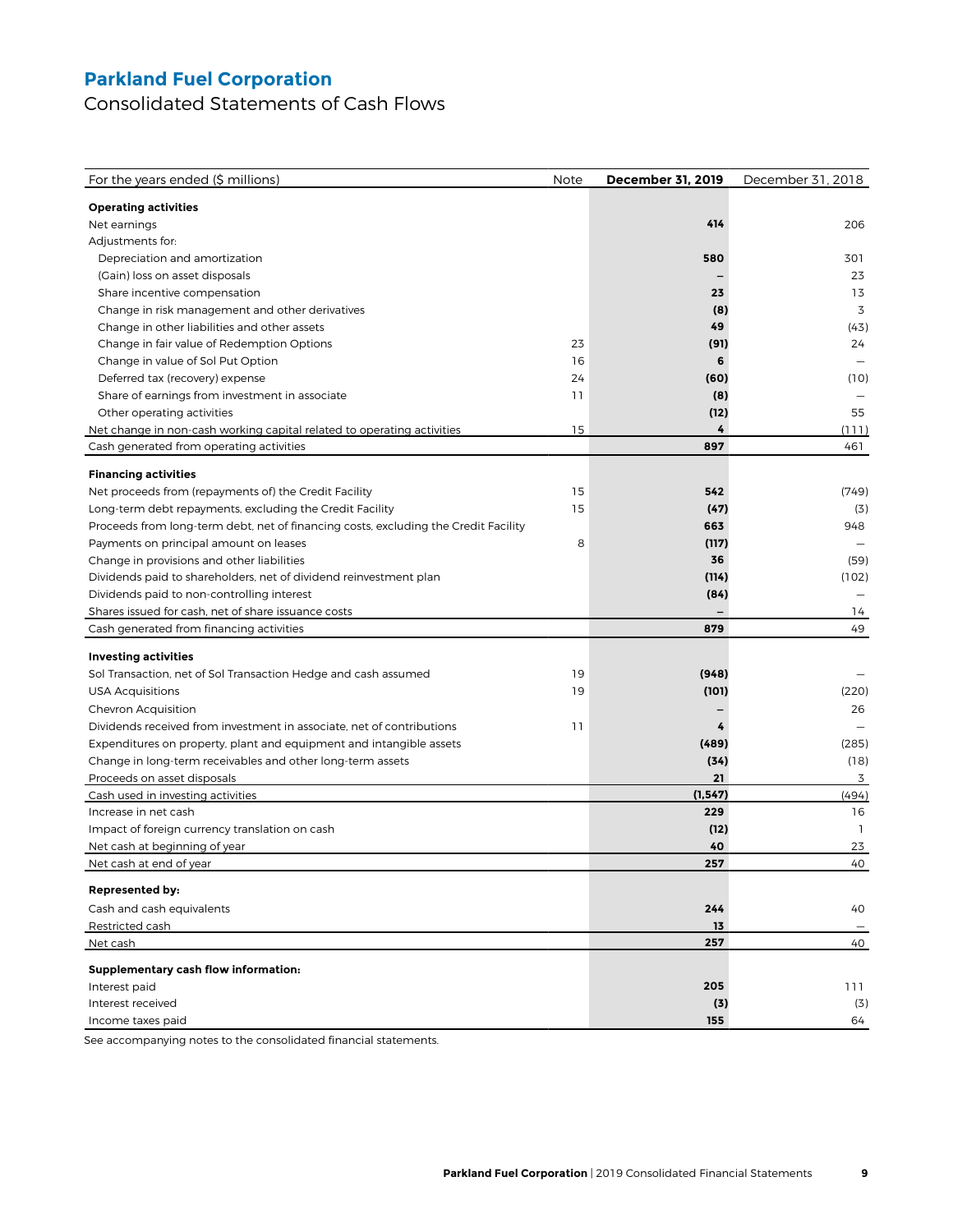# Parkland Fuel Corporation

## Consolidated Statements of Cash Flows

| For the years ended ($ millions) | Note | **December 31, 2019** | December 31, 2018 |
|---|---|---|---|
| **Operating activities** | | | |
| Net earnings | | **414** | 206 |
| Adjustments for: | | | |
| Depreciation and amortization | | **580** | 301 |
| (Gain) loss on asset disposals | | **–** | 23 |
| Share incentive compensation | | **23** | 13 |
| Change in risk management and other derivatives | | **(8)** | 3 |
| Change in other liabilities and other assets | | **49** | (43) |
| Change in fair value of Redemption Options | 23 | **(91)** | 24 |
| Change in value of Sol Put Option | 16 | **6** | — |
| Deferred tax (recovery) expense | 24 | **(60)** | (10) |
| Share of earnings from investment in associate | 11 | **(8)** | — |
| Other operating activities | | **(12)** | 55 |
| Net change in non-cash working capital related to operating activities | 15 | **4** | (111) |
| Cash generated from operating activities | | **897** | 461 |
| **Financing activities** | | | |
| Net proceeds from (repayments of) the Credit Facility | 15 | **542** | (749) |
| Long-term debt repayments, excluding the Credit Facility | 15 | **(47)** | (3) |
| Proceeds from long-term debt, net of financing costs, excluding the Credit Facility | | **663** | 948 |
| Payments on principal amount on leases | 8 | **(117)** | — |
| Change in provisions and other liabilities | | **36** | (59) |
| Dividends paid to shareholders, net of dividend reinvestment plan | | **(114)** | (102) |
| Dividends paid to non-controlling interest | | **(84)** | — |
| Shares issued for cash, net of share issuance costs | | **–** | 14 |
| Cash generated from financing activities | | **879** | 49 |
| **Investing activities** | | | |
| Sol Transaction, net of Sol Transaction Hedge and cash assumed | 19 | **(948)** | — |
| USA Acquisitions | 19 | **(101)** | (220) |
| Chevron Acquisition | | **–** | 26 |
| Dividends received from investment in associate, net of contributions | 11 | **4** | — |
| Expenditures on property, plant and equipment and intangible assets | | **(489)** | (285) |
| Change in long-term receivables and other long-term assets | | **(34)** | (18) |
| Proceeds on asset disposals | | **21** | 3 |
| Cash used in investing activities | | **(1,547)** | (494) |
| Increase in net cash | | **229** | 16 |
| Impact of foreign currency translation on cash | | **(12)** | 1 |
| Net cash at beginning of year | | **40** | 23 |
| Net cash at end of year | | **257** | 40 |
| **Represented by:** | | | |
| Cash and cash equivalents | | **244** | 40 |
| Restricted cash | | **13** | — |
| Net cash | | **257** | 40 |
| **Supplementary cash flow information:** | | | |
| Interest paid | | **205** | 111 |
| Interest received | | **(3)** | (3) |
| Income taxes paid | | **155** | 64 |

See accompanying notes to the consolidated financial statements.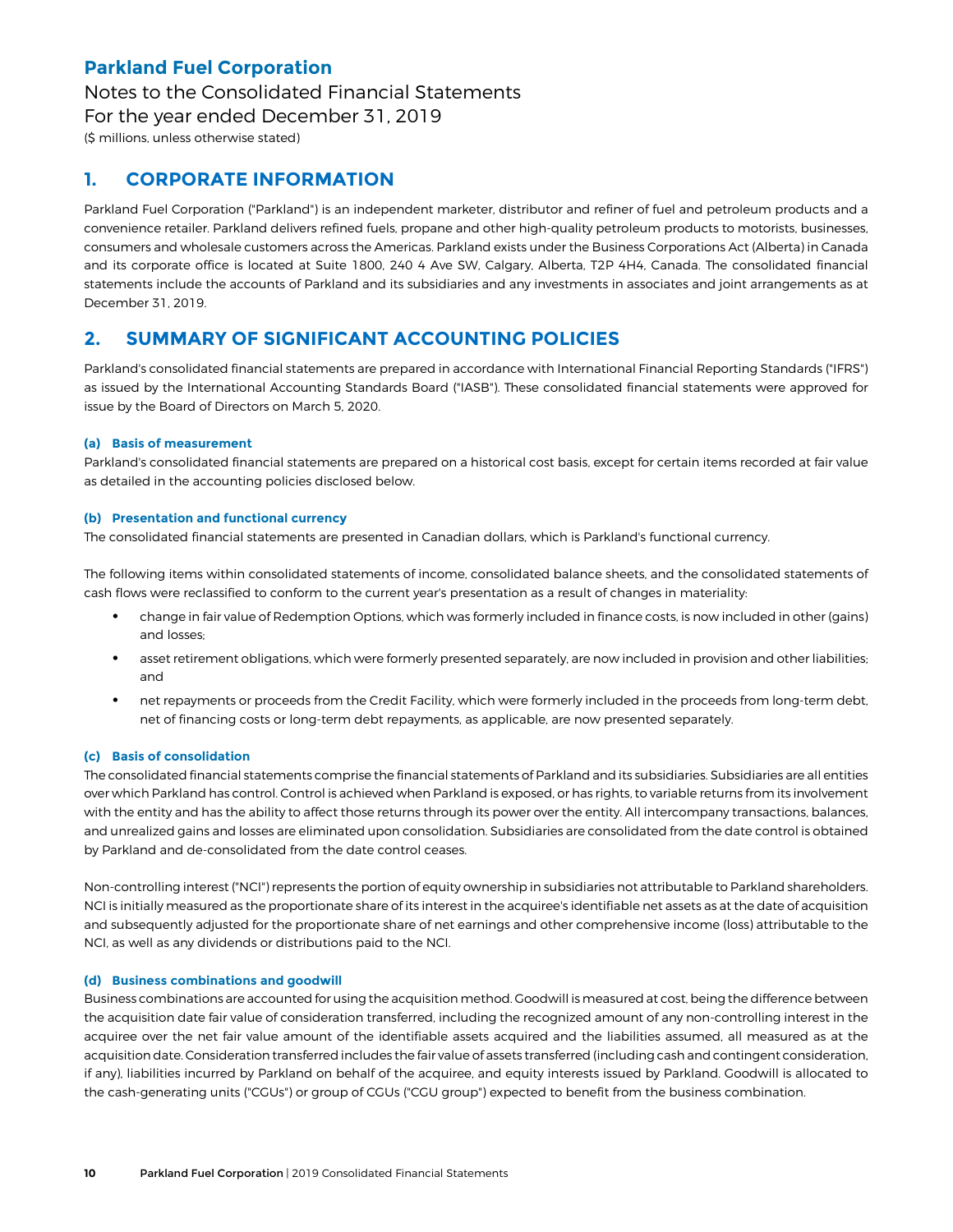# Parkland Fuel Corporation

Notes to the Consolidated Financial Statements
For the year ended December 31, 2019
($ millions, unless otherwise stated)

## 1. CORPORATE INFORMATION

Parkland Fuel Corporation ("Parkland") is an independent marketer, distributor and refiner of fuel and petroleum products and a convenience retailer. Parkland delivers refined fuels, propane and other high-quality petroleum products to motorists, businesses, consumers and wholesale customers across the Americas. Parkland exists under the Business Corporations Act (Alberta) in Canada and its corporate office is located at Suite 1800, 240 4 Ave SW, Calgary, Alberta, T2P 4H4, Canada. The consolidated financial statements include the accounts of Parkland and its subsidiaries and any investments in associates and joint arrangements as at December 31, 2019.

## 2. SUMMARY OF SIGNIFICANT ACCOUNTING POLICIES

Parkland's consolidated financial statements are prepared in accordance with International Financial Reporting Standards ("IFRS") as issued by the International Accounting Standards Board ("IASB"). These consolidated financial statements were approved for issue by the Board of Directors on March 5, 2020.

#### (a) Basis of measurement

Parkland's consolidated financial statements are prepared on a historical cost basis, except for certain items recorded at fair value as detailed in the accounting policies disclosed below.

#### (b) Presentation and functional currency

The consolidated financial statements are presented in Canadian dollars, which is Parkland's functional currency.

The following items within consolidated statements of income, consolidated balance sheets, and the consolidated statements of cash flows were reclassified to conform to the current year's presentation as a result of changes in materiality:

- change in fair value of Redemption Options, which was formerly included in finance costs, is now included in other (gains) and losses;
- asset retirement obligations, which were formerly presented separately, are now included in provision and other liabilities; and
- net repayments or proceeds from the Credit Facility, which were formerly included in the proceeds from long-term debt, net of financing costs or long-term debt repayments, as applicable, are now presented separately.

#### (c) Basis of consolidation

The consolidated financial statements comprise the financial statements of Parkland and its subsidiaries. Subsidiaries are all entities over which Parkland has control. Control is achieved when Parkland is exposed, or has rights, to variable returns from its involvement with the entity and has the ability to affect those returns through its power over the entity. All intercompany transactions, balances, and unrealized gains and losses are eliminated upon consolidation. Subsidiaries are consolidated from the date control is obtained by Parkland and de-consolidated from the date control ceases.

Non-controlling interest ("NCI") represents the portion of equity ownership in subsidiaries not attributable to Parkland shareholders. NCI is initially measured as the proportionate share of its interest in the acquiree's identifiable net assets as at the date of acquisition and subsequently adjusted for the proportionate share of net earnings and other comprehensive income (loss) attributable to the NCI, as well as any dividends or distributions paid to the NCI.

#### (d) Business combinations and goodwill

Business combinations are accounted for using the acquisition method. Goodwill is measured at cost, being the difference between the acquisition date fair value of consideration transferred, including the recognized amount of any non-controlling interest in the acquiree over the net fair value amount of the identifiable assets acquired and the liabilities assumed, all measured as at the acquisition date. Consideration transferred includes the fair value of assets transferred (including cash and contingent consideration, if any), liabilities incurred by Parkland on behalf of the acquiree, and equity interests issued by Parkland. Goodwill is allocated to the cash-generating units ("CGUs") or group of CGUs ("CGU group") expected to benefit from the business combination.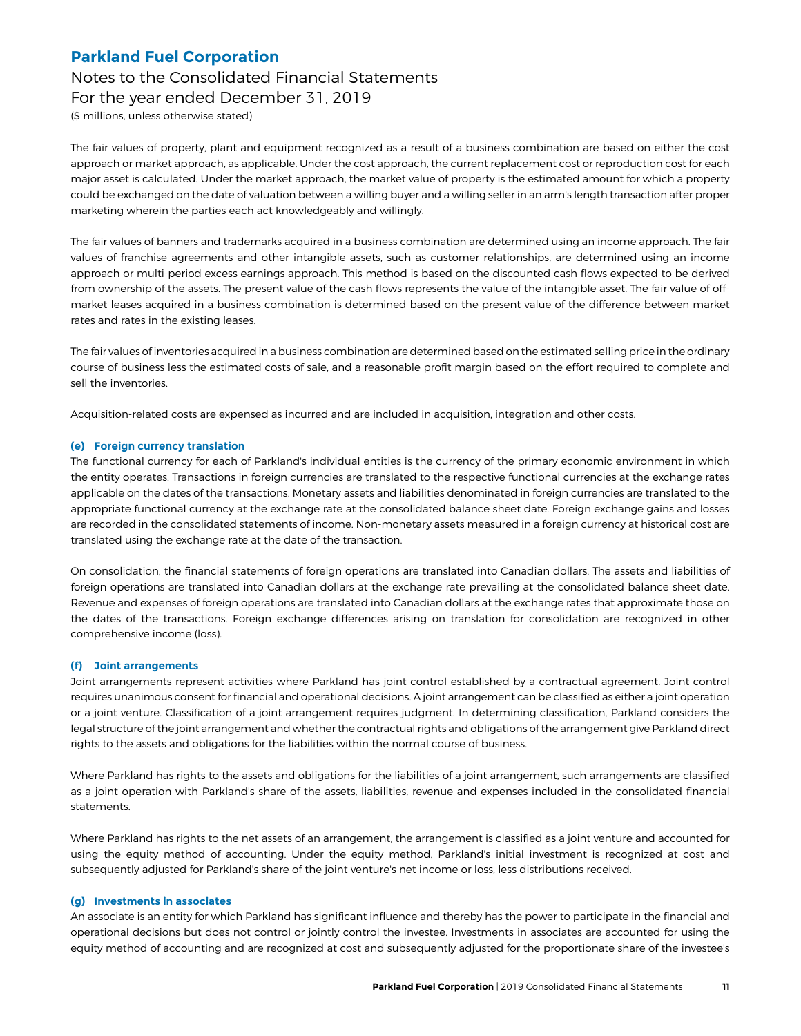The fair values of property, plant and equipment recognized as a result of a business combination are based on either the cost approach or market approach, as applicable. Under the cost approach, the current replacement cost or reproduction cost for each major asset is calculated. Under the market approach, the market value of property is the estimated amount for which a property could be exchanged on the date of valuation between a willing buyer and a willing seller in an arm's length transaction after proper marketing wherein the parties each act knowledgeably and willingly.

The fair values of banners and trademarks acquired in a business combination are determined using an income approach. The fair values of franchise agreements and other intangible assets, such as customer relationships, are determined using an income approach or multi-period excess earnings approach. This method is based on the discounted cash flows expected to be derived from ownership of the assets. The present value of the cash flows represents the value of the intangible asset. The fair value of off-market leases acquired in a business combination is determined based on the present value of the difference between market rates and rates in the existing leases.

The fair values of inventories acquired in a business combination are determined based on the estimated selling price in the ordinary course of business less the estimated costs of sale, and a reasonable profit margin based on the effort required to complete and sell the inventories.

Acquisition-related costs are expensed as incurred and are included in acquisition, integration and other costs.

#### (e) Foreign currency translation

The functional currency for each of Parkland's individual entities is the currency of the primary economic environment in which the entity operates. Transactions in foreign currencies are translated to the respective functional currencies at the exchange rates applicable on the dates of the transactions. Monetary assets and liabilities denominated in foreign currencies are translated to the appropriate functional currency at the exchange rate at the consolidated balance sheet date. Foreign exchange gains and losses are recorded in the consolidated statements of income. Non-monetary assets measured in a foreign currency at historical cost are translated using the exchange rate at the date of the transaction.

On consolidation, the financial statements of foreign operations are translated into Canadian dollars. The assets and liabilities of foreign operations are translated into Canadian dollars at the exchange rate prevailing at the consolidated balance sheet date. Revenue and expenses of foreign operations are translated into Canadian dollars at the exchange rates that approximate those on the dates of the transactions. Foreign exchange differences arising on translation for consolidation are recognized in other comprehensive income (loss).

#### (f) Joint arrangements

Joint arrangements represent activities where Parkland has joint control established by a contractual agreement. Joint control requires unanimous consent for financial and operational decisions. A joint arrangement can be classified as either a joint operation or a joint venture. Classification of a joint arrangement requires judgment. In determining classification, Parkland considers the legal structure of the joint arrangement and whether the contractual rights and obligations of the arrangement give Parkland direct rights to the assets and obligations for the liabilities within the normal course of business.

Where Parkland has rights to the assets and obligations for the liabilities of a joint arrangement, such arrangements are classified as a joint operation with Parkland's share of the assets, liabilities, revenue and expenses included in the consolidated financial statements.

Where Parkland has rights to the net assets of an arrangement, the arrangement is classified as a joint venture and accounted for using the equity method of accounting. Under the equity method, Parkland's initial investment is recognized at cost and subsequently adjusted for Parkland's share of the joint venture's net income or loss, less distributions received.

#### (g) Investments in associates

An associate is an entity for which Parkland has significant influence and thereby has the power to participate in the financial and operational decisions but does not control or jointly control the investee. Investments in associates are accounted for using the equity method of accounting and are recognized at cost and subsequently adjusted for the proportionate share of the investee's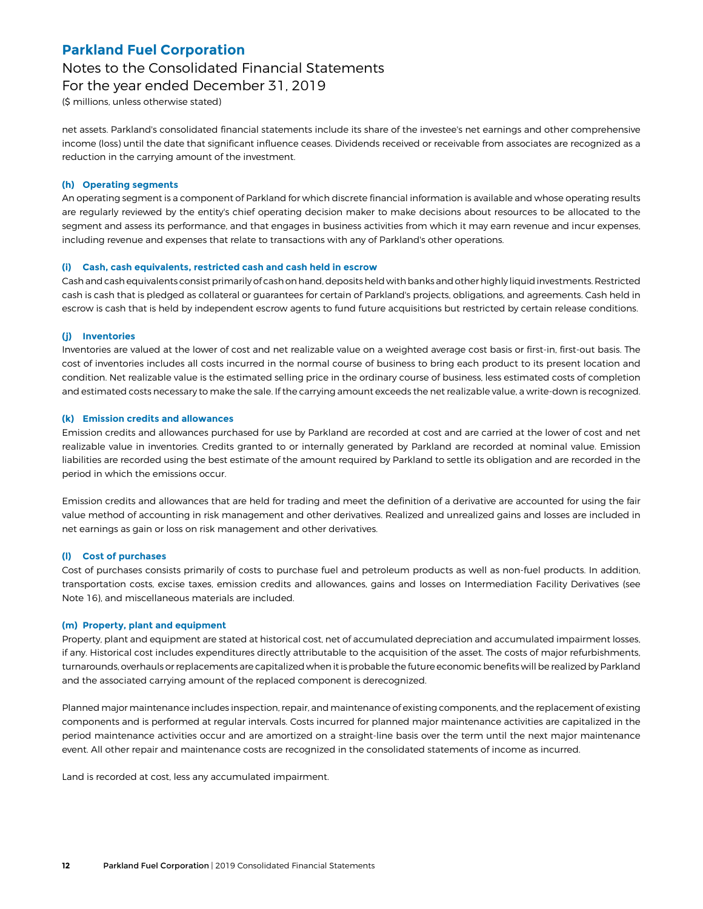net assets. Parkland's consolidated financial statements include its share of the investee's net earnings and other comprehensive income (loss) until the date that significant influence ceases. Dividends received or receivable from associates are recognized as a reduction in the carrying amount of the investment.

#### (h) Operating segments

An operating segment is a component of Parkland for which discrete financial information is available and whose operating results are regularly reviewed by the entity's chief operating decision maker to make decisions about resources to be allocated to the segment and assess its performance, and that engages in business activities from which it may earn revenue and incur expenses, including revenue and expenses that relate to transactions with any of Parkland's other operations.

#### (i) Cash, cash equivalents, restricted cash and cash held in escrow

Cash and cash equivalents consist primarily of cash on hand, deposits held with banks and other highly liquid investments. Restricted cash is cash that is pledged as collateral or guarantees for certain of Parkland's projects, obligations, and agreements. Cash held in escrow is cash that is held by independent escrow agents to fund future acquisitions but restricted by certain release conditions.

#### (j) Inventories

Inventories are valued at the lower of cost and net realizable value on a weighted average cost basis or first-in, first-out basis. The cost of inventories includes all costs incurred in the normal course of business to bring each product to its present location and condition. Net realizable value is the estimated selling price in the ordinary course of business, less estimated costs of completion and estimated costs necessary to make the sale. If the carrying amount exceeds the net realizable value, a write-down is recognized.

#### (k) Emission credits and allowances

Emission credits and allowances purchased for use by Parkland are recorded at cost and are carried at the lower of cost and net realizable value in inventories. Credits granted to or internally generated by Parkland are recorded at nominal value. Emission liabilities are recorded using the best estimate of the amount required by Parkland to settle its obligation and are recorded in the period in which the emissions occur.

Emission credits and allowances that are held for trading and meet the definition of a derivative are accounted for using the fair value method of accounting in risk management and other derivatives. Realized and unrealized gains and losses are included in net earnings as gain or loss on risk management and other derivatives.

#### (l) Cost of purchases

Cost of purchases consists primarily of costs to purchase fuel and petroleum products as well as non-fuel products. In addition, transportation costs, excise taxes, emission credits and allowances, gains and losses on Intermediation Facility Derivatives (see Note 16), and miscellaneous materials are included.

#### (m) Property, plant and equipment

Property, plant and equipment are stated at historical cost, net of accumulated depreciation and accumulated impairment losses, if any. Historical cost includes expenditures directly attributable to the acquisition of the asset. The costs of major refurbishments, turnarounds, overhauls or replacements are capitalized when it is probable the future economic benefits will be realized by Parkland and the associated carrying amount of the replaced component is derecognized.

Planned major maintenance includes inspection, repair, and maintenance of existing components, and the replacement of existing components and is performed at regular intervals. Costs incurred for planned major maintenance activities are capitalized in the period maintenance activities occur and are amortized on a straight-line basis over the term until the next major maintenance event. All other repair and maintenance costs are recognized in the consolidated statements of income as incurred.

Land is recorded at cost, less any accumulated impairment.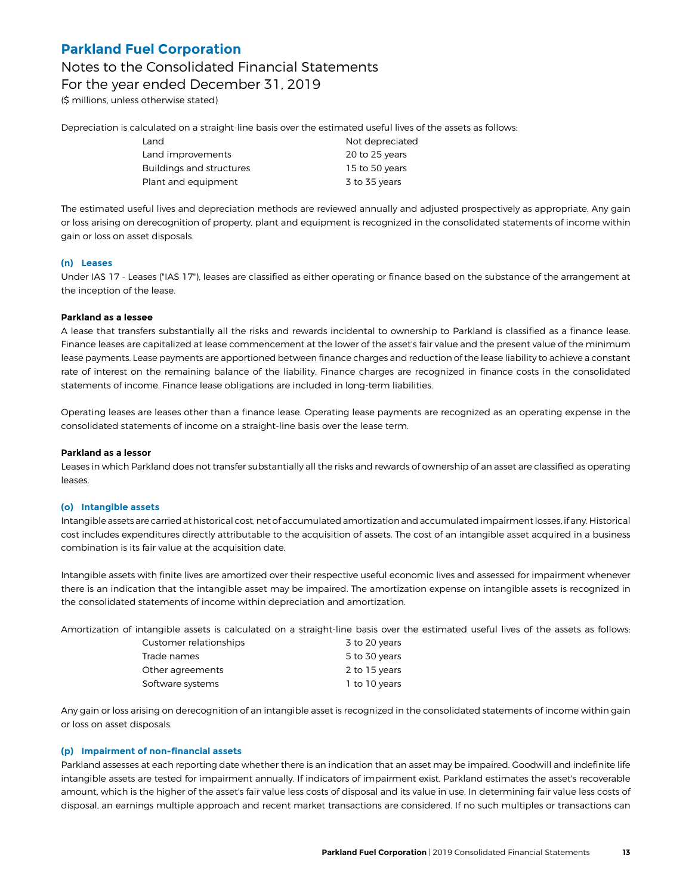Depreciation is calculated on a straight-line basis over the estimated useful lives of the assets as follows:

| | |
|---|---|
| Land | Not depreciated |
| Land improvements | 20 to 25 years |
| Buildings and structures | 15 to 50 years |
| Plant and equipment | 3 to 35 years |

The estimated useful lives and depreciation methods are reviewed annually and adjusted prospectively as appropriate. Any gain or loss arising on derecognition of property, plant and equipment is recognized in the consolidated statements of income within gain or loss on asset disposals.

#### (n) Leases

Under IAS 17 - Leases ("IAS 17"), leases are classified as either operating or finance based on the substance of the arrangement at the inception of the lease.

**Parkland as a lessee**

A lease that transfers substantially all the risks and rewards incidental to ownership to Parkland is classified as a finance lease. Finance leases are capitalized at lease commencement at the lower of the asset's fair value and the present value of the minimum lease payments. Lease payments are apportioned between finance charges and reduction of the lease liability to achieve a constant rate of interest on the remaining balance of the liability. Finance charges are recognized in finance costs in the consolidated statements of income. Finance lease obligations are included in long-term liabilities.

Operating leases are leases other than a finance lease. Operating lease payments are recognized as an operating expense in the consolidated statements of income on a straight-line basis over the lease term.

**Parkland as a lessor**

Leases in which Parkland does not transfer substantially all the risks and rewards of ownership of an asset are classified as operating leases.

#### (o) Intangible assets

Intangible assets are carried at historical cost, net of accumulated amortization and accumulated impairment losses, if any. Historical cost includes expenditures directly attributable to the acquisition of assets. The cost of an intangible asset acquired in a business combination is its fair value at the acquisition date.

Intangible assets with finite lives are amortized over their respective useful economic lives and assessed for impairment whenever there is an indication that the intangible asset may be impaired. The amortization expense on intangible assets is recognized in the consolidated statements of income within depreciation and amortization.

Amortization of intangible assets is calculated on a straight-line basis over the estimated useful lives of the assets as follows:

| | |
|---|---|
| Customer relationships | 3 to 20 years |
| Trade names | 5 to 30 years |
| Other agreements | 2 to 15 years |
| Software systems | 1 to 10 years |

Any gain or loss arising on derecognition of an intangible asset is recognized in the consolidated statements of income within gain or loss on asset disposals.

#### (p) Impairment of non-financial assets

Parkland assesses at each reporting date whether there is an indication that an asset may be impaired. Goodwill and indefinite life intangible assets are tested for impairment annually. If indicators of impairment exist, Parkland estimates the asset's recoverable amount, which is the higher of the asset's fair value less costs of disposal and its value in use. In determining fair value less costs of disposal, an earnings multiple approach and recent market transactions are considered. If no such multiples or transactions can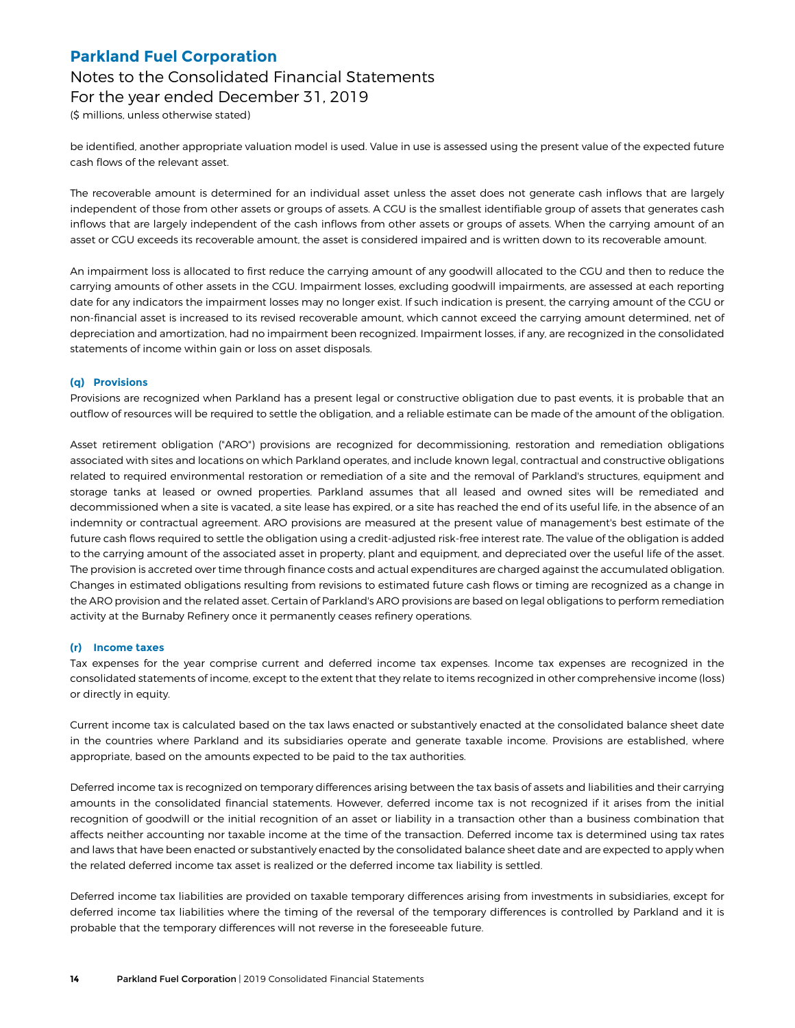be identified, another appropriate valuation model is used. Value in use is assessed using the present value of the expected future cash flows of the relevant asset.

The recoverable amount is determined for an individual asset unless the asset does not generate cash inflows that are largely independent of those from other assets or groups of assets. A CGU is the smallest identifiable group of assets that generates cash inflows that are largely independent of the cash inflows from other assets or groups of assets. When the carrying amount of an asset or CGU exceeds its recoverable amount, the asset is considered impaired and is written down to its recoverable amount.

An impairment loss is allocated to first reduce the carrying amount of any goodwill allocated to the CGU and then to reduce the carrying amounts of other assets in the CGU. Impairment losses, excluding goodwill impairments, are assessed at each reporting date for any indicators the impairment losses may no longer exist. If such indication is present, the carrying amount of the CGU or non-financial asset is increased to its revised recoverable amount, which cannot exceed the carrying amount determined, net of depreciation and amortization, had no impairment been recognized. Impairment losses, if any, are recognized in the consolidated statements of income within gain or loss on asset disposals.

### (q) Provisions

Provisions are recognized when Parkland has a present legal or constructive obligation due to past events, it is probable that an outflow of resources will be required to settle the obligation, and a reliable estimate can be made of the amount of the obligation.

Asset retirement obligation ("ARO") provisions are recognized for decommissioning, restoration and remediation obligations associated with sites and locations on which Parkland operates, and include known legal, contractual and constructive obligations related to required environmental restoration or remediation of a site and the removal of Parkland's structures, equipment and storage tanks at leased or owned properties. Parkland assumes that all leased and owned sites will be remediated and decommissioned when a site is vacated, a site lease has expired, or a site has reached the end of its useful life, in the absence of an indemnity or contractual agreement. ARO provisions are measured at the present value of management's best estimate of the future cash flows required to settle the obligation using a credit-adjusted risk-free interest rate. The value of the obligation is added to the carrying amount of the associated asset in property, plant and equipment, and depreciated over the useful life of the asset. The provision is accreted over time through finance costs and actual expenditures are charged against the accumulated obligation. Changes in estimated obligations resulting from revisions to estimated future cash flows or timing are recognized as a change in the ARO provision and the related asset. Certain of Parkland's ARO provisions are based on legal obligations to perform remediation activity at the Burnaby Refinery once it permanently ceases refinery operations.

### (r) Income taxes

Tax expenses for the year comprise current and deferred income tax expenses. Income tax expenses are recognized in the consolidated statements of income, except to the extent that they relate to items recognized in other comprehensive income (loss) or directly in equity.

Current income tax is calculated based on the tax laws enacted or substantively enacted at the consolidated balance sheet date in the countries where Parkland and its subsidiaries operate and generate taxable income. Provisions are established, where appropriate, based on the amounts expected to be paid to the tax authorities.

Deferred income tax is recognized on temporary differences arising between the tax basis of assets and liabilities and their carrying amounts in the consolidated financial statements. However, deferred income tax is not recognized if it arises from the initial recognition of goodwill or the initial recognition of an asset or liability in a transaction other than a business combination that affects neither accounting nor taxable income at the time of the transaction. Deferred income tax is determined using tax rates and laws that have been enacted or substantively enacted by the consolidated balance sheet date and are expected to apply when the related deferred income tax asset is realized or the deferred income tax liability is settled.

Deferred income tax liabilities are provided on taxable temporary differences arising from investments in subsidiaries, except for deferred income tax liabilities where the timing of the reversal of the temporary differences is controlled by Parkland and it is probable that the temporary differences will not reverse in the foreseeable future.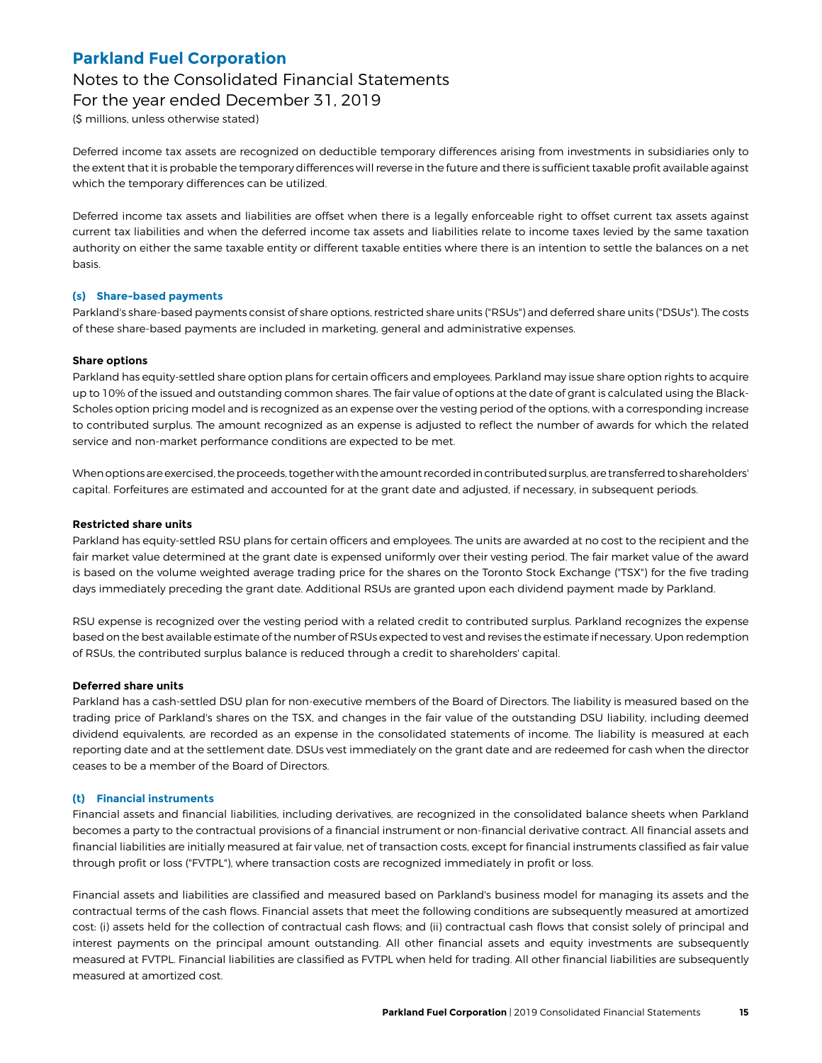Deferred income tax assets are recognized on deductible temporary differences arising from investments in subsidiaries only to the extent that it is probable the temporary differences will reverse in the future and there is sufficient taxable profit available against which the temporary differences can be utilized.

Deferred income tax assets and liabilities are offset when there is a legally enforceable right to offset current tax assets against current tax liabilities and when the deferred income tax assets and liabilities relate to income taxes levied by the same taxation authority on either the same taxable entity or different taxable entities where there is an intention to settle the balances on a net basis.

### (s) Share-based payments

Parkland's share-based payments consist of share options, restricted share units ("RSUs") and deferred share units ("DSUs"). The costs of these share-based payments are included in marketing, general and administrative expenses.

**Share options**

Parkland has equity-settled share option plans for certain officers and employees. Parkland may issue share option rights to acquire up to 10% of the issued and outstanding common shares. The fair value of options at the date of grant is calculated using the Black-Scholes option pricing model and is recognized as an expense over the vesting period of the options, with a corresponding increase to contributed surplus. The amount recognized as an expense is adjusted to reflect the number of awards for which the related service and non-market performance conditions are expected to be met.

When options are exercised, the proceeds, together with the amount recorded in contributed surplus, are transferred to shareholders' capital. Forfeitures are estimated and accounted for at the grant date and adjusted, if necessary, in subsequent periods.

**Restricted share units**

Parkland has equity-settled RSU plans for certain officers and employees. The units are awarded at no cost to the recipient and the fair market value determined at the grant date is expensed uniformly over their vesting period. The fair market value of the award is based on the volume weighted average trading price for the shares on the Toronto Stock Exchange ("TSX") for the five trading days immediately preceding the grant date. Additional RSUs are granted upon each dividend payment made by Parkland.

RSU expense is recognized over the vesting period with a related credit to contributed surplus. Parkland recognizes the expense based on the best available estimate of the number of RSUs expected to vest and revises the estimate if necessary. Upon redemption of RSUs, the contributed surplus balance is reduced through a credit to shareholders' capital.

**Deferred share units**

Parkland has a cash-settled DSU plan for non-executive members of the Board of Directors. The liability is measured based on the trading price of Parkland's shares on the TSX, and changes in the fair value of the outstanding DSU liability, including deemed dividend equivalents, are recorded as an expense in the consolidated statements of income. The liability is measured at each reporting date and at the settlement date. DSUs vest immediately on the grant date and are redeemed for cash when the director ceases to be a member of the Board of Directors.

### (t) Financial instruments

Financial assets and financial liabilities, including derivatives, are recognized in the consolidated balance sheets when Parkland becomes a party to the contractual provisions of a financial instrument or non-financial derivative contract. All financial assets and financial liabilities are initially measured at fair value, net of transaction costs, except for financial instruments classified as fair value through profit or loss ("FVTPL"), where transaction costs are recognized immediately in profit or loss.

Financial assets and liabilities are classified and measured based on Parkland's business model for managing its assets and the contractual terms of the cash flows. Financial assets that meet the following conditions are subsequently measured at amortized cost: (i) assets held for the collection of contractual cash flows; and (ii) contractual cash flows that consist solely of principal and interest payments on the principal amount outstanding. All other financial assets and equity investments are subsequently measured at FVTPL. Financial liabilities are classified as FVTPL when held for trading. All other financial liabilities are subsequently measured at amortized cost.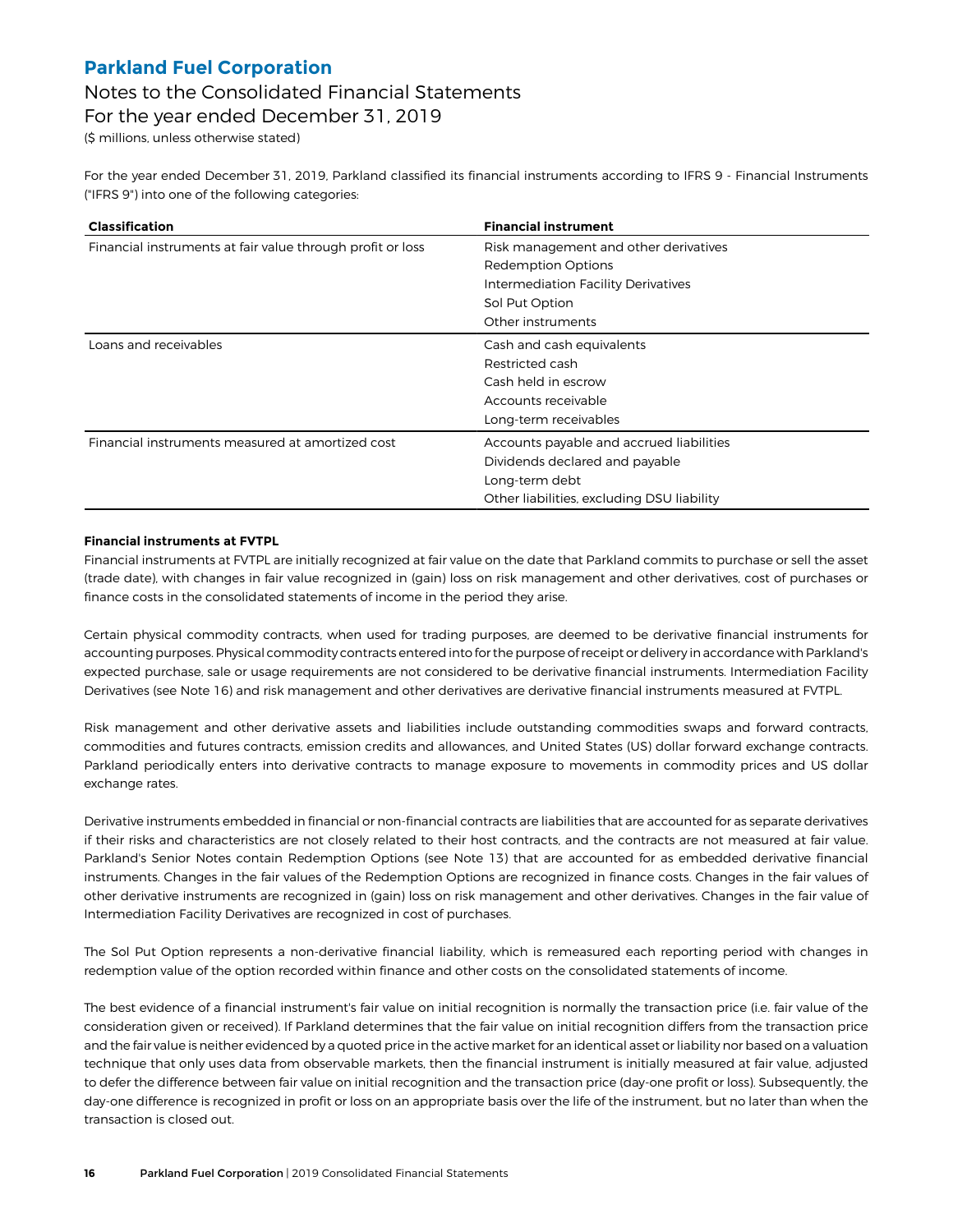For the year ended December 31, 2019, Parkland classified its financial instruments according to IFRS 9 - Financial Instruments ("IFRS 9") into one of the following categories:

| Classification | Financial instrument |
|---|---|
| Financial instruments at fair value through profit or loss | Risk management and other derivatives<br>Redemption Options<br>Intermediation Facility Derivatives<br>Sol Put Option<br>Other instruments |
| Loans and receivables | Cash and cash equivalents<br>Restricted cash<br>Cash held in escrow<br>Accounts receivable<br>Long-term receivables |
| Financial instruments measured at amortized cost | Accounts payable and accrued liabilities<br>Dividends declared and payable<br>Long-term debt<br>Other liabilities, excluding DSU liability |

**Financial instruments at FVTPL**

Financial instruments at FVTPL are initially recognized at fair value on the date that Parkland commits to purchase or sell the asset (trade date), with changes in fair value recognized in (gain) loss on risk management and other derivatives, cost of purchases or finance costs in the consolidated statements of income in the period they arise.

Certain physical commodity contracts, when used for trading purposes, are deemed to be derivative financial instruments for accounting purposes. Physical commodity contracts entered into for the purpose of receipt or delivery in accordance with Parkland's expected purchase, sale or usage requirements are not considered to be derivative financial instruments. Intermediation Facility Derivatives (see Note 16) and risk management and other derivatives are derivative financial instruments measured at FVTPL.

Risk management and other derivative assets and liabilities include outstanding commodities swaps and forward contracts, commodities and futures contracts, emission credits and allowances, and United States (US) dollar forward exchange contracts. Parkland periodically enters into derivative contracts to manage exposure to movements in commodity prices and US dollar exchange rates.

Derivative instruments embedded in financial or non-financial contracts are liabilities that are accounted for as separate derivatives if their risks and characteristics are not closely related to their host contracts, and the contracts are not measured at fair value. Parkland's Senior Notes contain Redemption Options (see Note 13) that are accounted for as embedded derivative financial instruments. Changes in the fair values of the Redemption Options are recognized in finance costs. Changes in the fair values of other derivative instruments are recognized in (gain) loss on risk management and other derivatives. Changes in the fair value of Intermediation Facility Derivatives are recognized in cost of purchases.

The Sol Put Option represents a non-derivative financial liability, which is remeasured each reporting period with changes in redemption value of the option recorded within finance and other costs on the consolidated statements of income.

The best evidence of a financial instrument's fair value on initial recognition is normally the transaction price (i.e. fair value of the consideration given or received). If Parkland determines that the fair value on initial recognition differs from the transaction price and the fair value is neither evidenced by a quoted price in the active market for an identical asset or liability nor based on a valuation technique that only uses data from observable markets, then the financial instrument is initially measured at fair value, adjusted to defer the difference between fair value on initial recognition and the transaction price (day-one profit or loss). Subsequently, the day-one difference is recognized in profit or loss on an appropriate basis over the life of the instrument, but no later than when the transaction is closed out.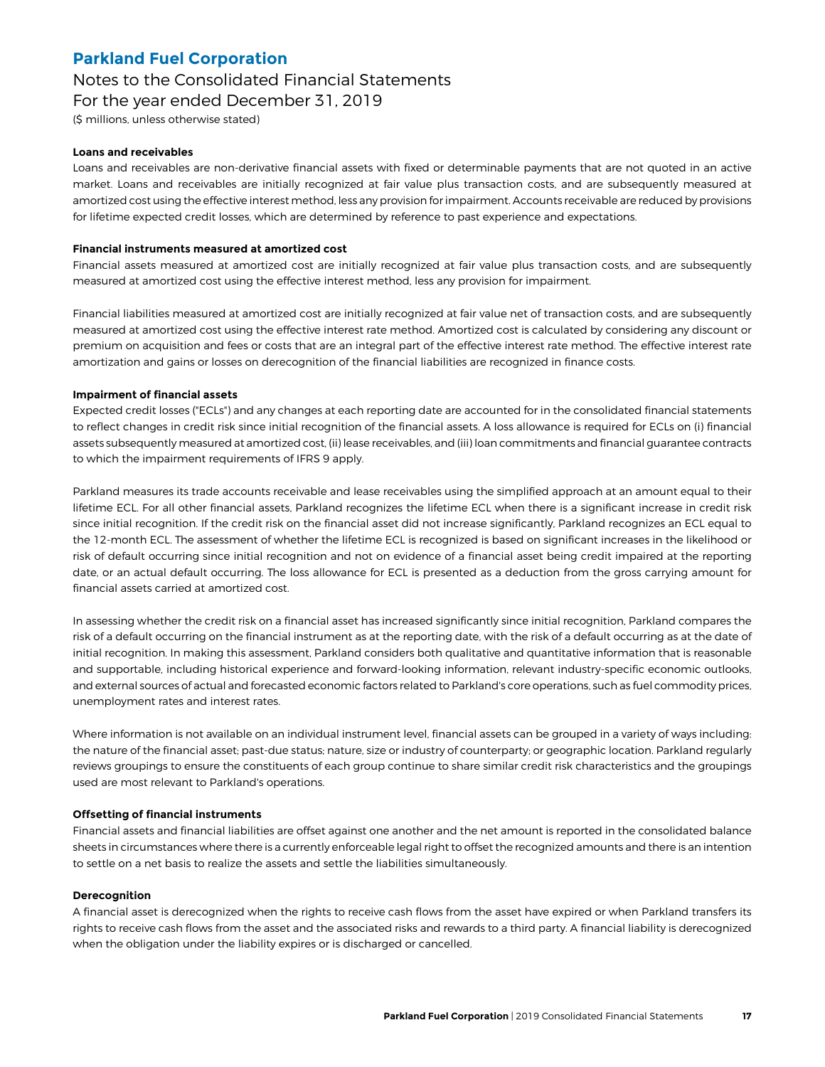**Loans and receivables**

Loans and receivables are non-derivative financial assets with fixed or determinable payments that are not quoted in an active market. Loans and receivables are initially recognized at fair value plus transaction costs, and are subsequently measured at amortized cost using the effective interest method, less any provision for impairment. Accounts receivable are reduced by provisions for lifetime expected credit losses, which are determined by reference to past experience and expectations.

**Financial instruments measured at amortized cost**

Financial assets measured at amortized cost are initially recognized at fair value plus transaction costs, and are subsequently measured at amortized cost using the effective interest method, less any provision for impairment.

Financial liabilities measured at amortized cost are initially recognized at fair value net of transaction costs, and are subsequently measured at amortized cost using the effective interest rate method. Amortized cost is calculated by considering any discount or premium on acquisition and fees or costs that are an integral part of the effective interest rate method. The effective interest rate amortization and gains or losses on derecognition of the financial liabilities are recognized in finance costs.

**Impairment of financial assets**

Expected credit losses ("ECLs") and any changes at each reporting date are accounted for in the consolidated financial statements to reflect changes in credit risk since initial recognition of the financial assets. A loss allowance is required for ECLs on (i) financial assets subsequently measured at amortized cost, (ii) lease receivables, and (iii) loan commitments and financial guarantee contracts to which the impairment requirements of IFRS 9 apply.

Parkland measures its trade accounts receivable and lease receivables using the simplified approach at an amount equal to their lifetime ECL. For all other financial assets, Parkland recognizes the lifetime ECL when there is a significant increase in credit risk since initial recognition. If the credit risk on the financial asset did not increase significantly, Parkland recognizes an ECL equal to the 12-month ECL. The assessment of whether the lifetime ECL is recognized is based on significant increases in the likelihood or risk of default occurring since initial recognition and not on evidence of a financial asset being credit impaired at the reporting date, or an actual default occurring. The loss allowance for ECL is presented as a deduction from the gross carrying amount for financial assets carried at amortized cost.

In assessing whether the credit risk on a financial asset has increased significantly since initial recognition, Parkland compares the risk of a default occurring on the financial instrument as at the reporting date, with the risk of a default occurring as at the date of initial recognition. In making this assessment, Parkland considers both qualitative and quantitative information that is reasonable and supportable, including historical experience and forward-looking information, relevant industry-specific economic outlooks, and external sources of actual and forecasted economic factors related to Parkland's core operations, such as fuel commodity prices, unemployment rates and interest rates.

Where information is not available on an individual instrument level, financial assets can be grouped in a variety of ways including: the nature of the financial asset; past-due status; nature, size or industry of counterparty; or geographic location. Parkland regularly reviews groupings to ensure the constituents of each group continue to share similar credit risk characteristics and the groupings used are most relevant to Parkland's operations.

**Offsetting of financial instruments**

Financial assets and financial liabilities are offset against one another and the net amount is reported in the consolidated balance sheets in circumstances where there is a currently enforceable legal right to offset the recognized amounts and there is an intention to settle on a net basis to realize the assets and settle the liabilities simultaneously.

**Derecognition**

A financial asset is derecognized when the rights to receive cash flows from the asset have expired or when Parkland transfers its rights to receive cash flows from the asset and the associated risks and rewards to a third party. A financial liability is derecognized when the obligation under the liability expires or is discharged or cancelled.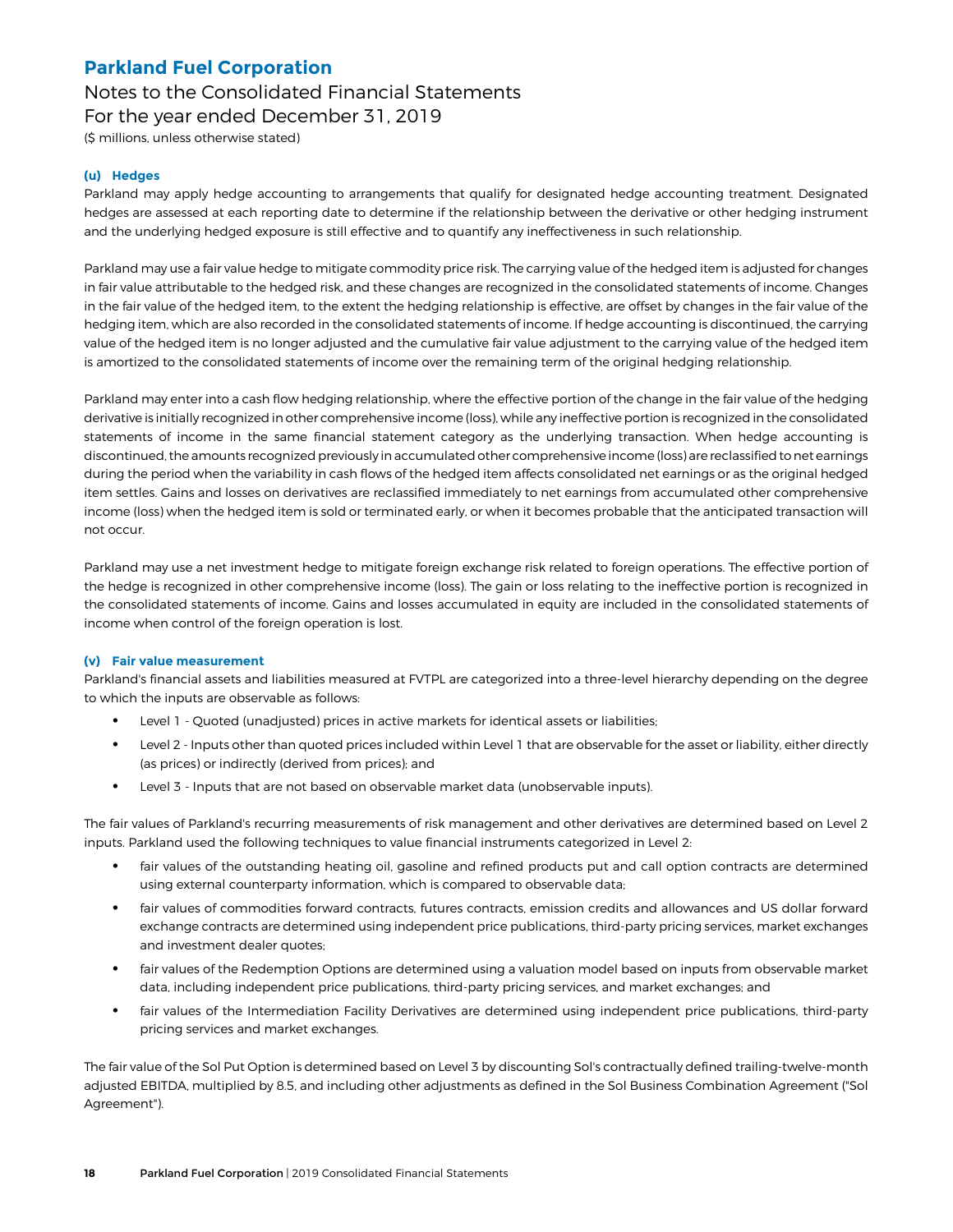#### (u) Hedges

Parkland may apply hedge accounting to arrangements that qualify for designated hedge accounting treatment. Designated hedges are assessed at each reporting date to determine if the relationship between the derivative or other hedging instrument and the underlying hedged exposure is still effective and to quantify any ineffectiveness in such relationship.

Parkland may use a fair value hedge to mitigate commodity price risk. The carrying value of the hedged item is adjusted for changes in fair value attributable to the hedged risk, and these changes are recognized in the consolidated statements of income. Changes in the fair value of the hedged item, to the extent the hedging relationship is effective, are offset by changes in the fair value of the hedging item, which are also recorded in the consolidated statements of income. If hedge accounting is discontinued, the carrying value of the hedged item is no longer adjusted and the cumulative fair value adjustment to the carrying value of the hedged item is amortized to the consolidated statements of income over the remaining term of the original hedging relationship.

Parkland may enter into a cash flow hedging relationship, where the effective portion of the change in the fair value of the hedging derivative is initially recognized in other comprehensive income (loss), while any ineffective portion is recognized in the consolidated statements of income in the same financial statement category as the underlying transaction. When hedge accounting is discontinued, the amounts recognized previously in accumulated other comprehensive income (loss) are reclassified to net earnings during the period when the variability in cash flows of the hedged item affects consolidated net earnings or as the original hedged item settles. Gains and losses on derivatives are reclassified immediately to net earnings from accumulated other comprehensive income (loss) when the hedged item is sold or terminated early, or when it becomes probable that the anticipated transaction will not occur.

Parkland may use a net investment hedge to mitigate foreign exchange risk related to foreign operations. The effective portion of the hedge is recognized in other comprehensive income (loss). The gain or loss relating to the ineffective portion is recognized in the consolidated statements of income. Gains and losses accumulated in equity are included in the consolidated statements of income when control of the foreign operation is lost.

#### (v) Fair value measurement

Parkland's financial assets and liabilities measured at FVTPL are categorized into a three-level hierarchy depending on the degree to which the inputs are observable as follows:

- Level 1 - Quoted (unadjusted) prices in active markets for identical assets or liabilities;
- Level 2 - Inputs other than quoted prices included within Level 1 that are observable for the asset or liability, either directly (as prices) or indirectly (derived from prices); and
- Level 3 - Inputs that are not based on observable market data (unobservable inputs).

The fair values of Parkland's recurring measurements of risk management and other derivatives are determined based on Level 2 inputs. Parkland used the following techniques to value financial instruments categorized in Level 2:

- fair values of the outstanding heating oil, gasoline and refined products put and call option contracts are determined using external counterparty information, which is compared to observable data;
- fair values of commodities forward contracts, futures contracts, emission credits and allowances and US dollar forward exchange contracts are determined using independent price publications, third-party pricing services, market exchanges and investment dealer quotes;
- fair values of the Redemption Options are determined using a valuation model based on inputs from observable market data, including independent price publications, third-party pricing services, and market exchanges; and
- fair values of the Intermediation Facility Derivatives are determined using independent price publications, third-party pricing services and market exchanges.

The fair value of the Sol Put Option is determined based on Level 3 by discounting Sol's contractually defined trailing-twelve-month adjusted EBITDA, multiplied by 8.5, and including other adjustments as defined in the Sol Business Combination Agreement ("Sol Agreement").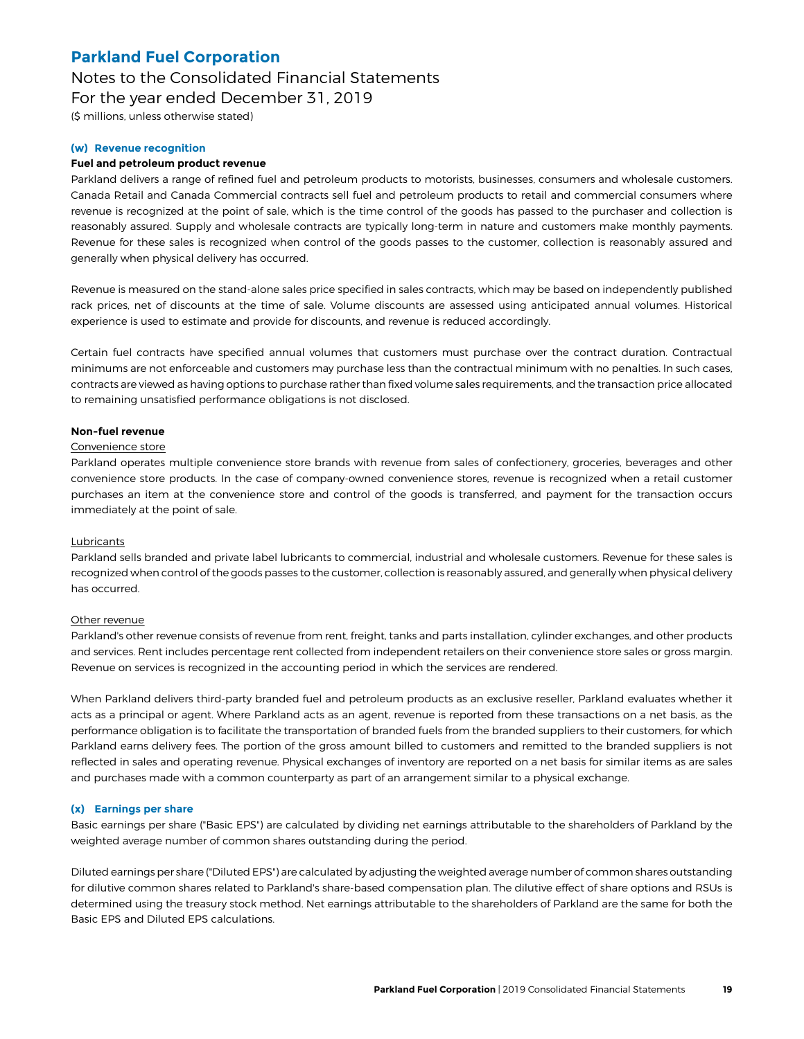#### (w) Revenue recognition

**Fuel and petroleum product revenue**

Parkland delivers a range of refined fuel and petroleum products to motorists, businesses, consumers and wholesale customers. Canada Retail and Canada Commercial contracts sell fuel and petroleum products to retail and commercial consumers where revenue is recognized at the point of sale, which is the time control of the goods has passed to the purchaser and collection is reasonably assured. Supply and wholesale contracts are typically long-term in nature and customers make monthly payments. Revenue for these sales is recognized when control of the goods passes to the customer, collection is reasonably assured and generally when physical delivery has occurred.

Revenue is measured on the stand-alone sales price specified in sales contracts, which may be based on independently published rack prices, net of discounts at the time of sale. Volume discounts are assessed using anticipated annual volumes. Historical experience is used to estimate and provide for discounts, and revenue is reduced accordingly.

Certain fuel contracts have specified annual volumes that customers must purchase over the contract duration. Contractual minimums are not enforceable and customers may purchase less than the contractual minimum with no penalties. In such cases, contracts are viewed as having options to purchase rather than fixed volume sales requirements, and the transaction price allocated to remaining unsatisfied performance obligations is not disclosed.

**Non-fuel revenue**

Convenience store

Parkland operates multiple convenience store brands with revenue from sales of confectionery, groceries, beverages and other convenience store products. In the case of company-owned convenience stores, revenue is recognized when a retail customer purchases an item at the convenience store and control of the goods is transferred, and payment for the transaction occurs immediately at the point of sale.

Lubricants

Parkland sells branded and private label lubricants to commercial, industrial and wholesale customers. Revenue for these sales is recognized when control of the goods passes to the customer, collection is reasonably assured, and generally when physical delivery has occurred.

Other revenue

Parkland's other revenue consists of revenue from rent, freight, tanks and parts installation, cylinder exchanges, and other products and services. Rent includes percentage rent collected from independent retailers on their convenience store sales or gross margin. Revenue on services is recognized in the accounting period in which the services are rendered.

When Parkland delivers third-party branded fuel and petroleum products as an exclusive reseller, Parkland evaluates whether it acts as a principal or agent. Where Parkland acts as an agent, revenue is reported from these transactions on a net basis, as the performance obligation is to facilitate the transportation of branded fuels from the branded suppliers to their customers, for which Parkland earns delivery fees. The portion of the gross amount billed to customers and remitted to the branded suppliers is not reflected in sales and operating revenue. Physical exchanges of inventory are reported on a net basis for similar items as are sales and purchases made with a common counterparty as part of an arrangement similar to a physical exchange.

#### (x) Earnings per share

Basic earnings per share ("Basic EPS") are calculated by dividing net earnings attributable to the shareholders of Parkland by the weighted average number of common shares outstanding during the period.

Diluted earnings per share ("Diluted EPS") are calculated by adjusting the weighted average number of common shares outstanding for dilutive common shares related to Parkland's share-based compensation plan. The dilutive effect of share options and RSUs is determined using the treasury stock method. Net earnings attributable to the shareholders of Parkland are the same for both the Basic EPS and Diluted EPS calculations.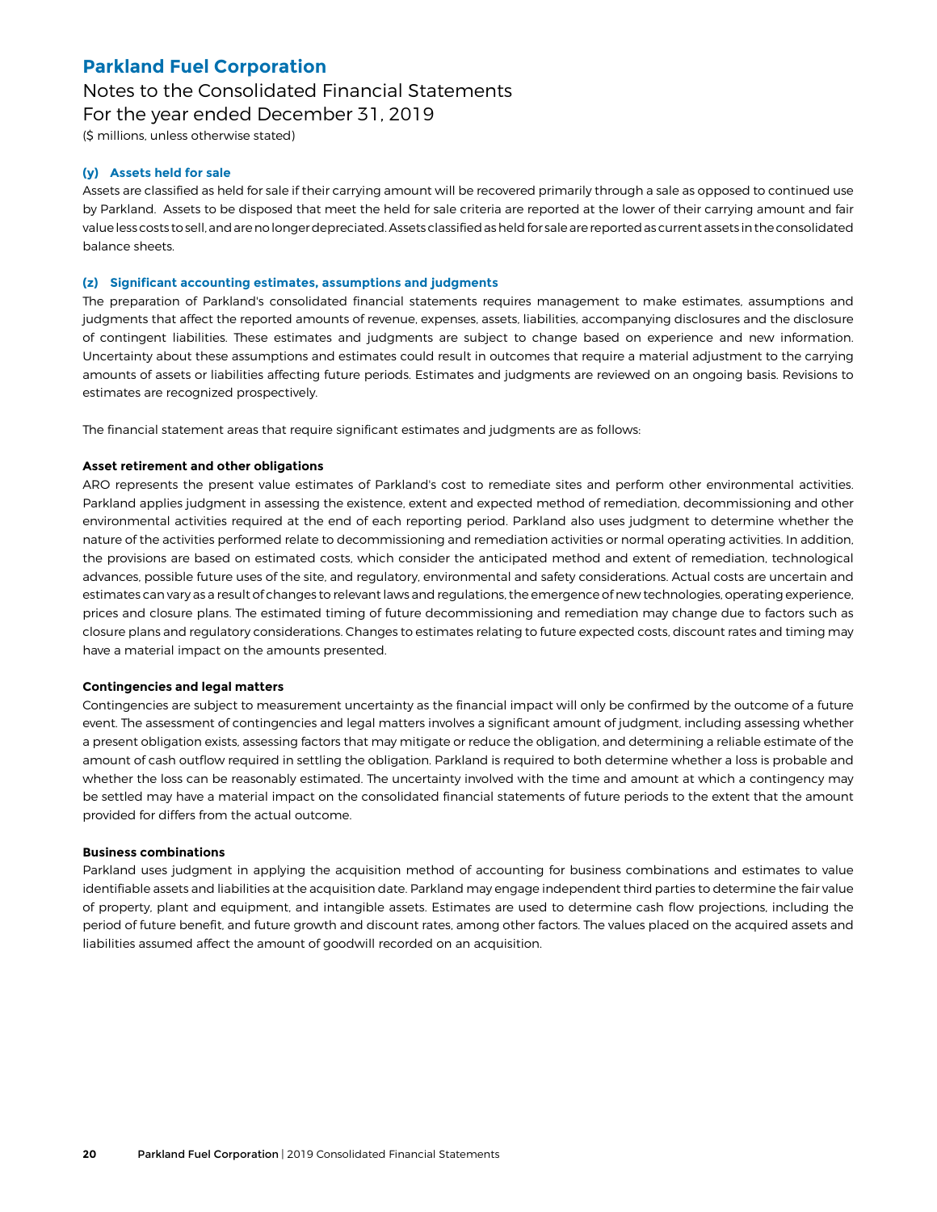#### (y) Assets held for sale

Assets are classified as held for sale if their carrying amount will be recovered primarily through a sale as opposed to continued use by Parkland. Assets to be disposed that meet the held for sale criteria are reported at the lower of their carrying amount and fair value less costs to sell, and are no longer depreciated. Assets classified as held for sale are reported as current assets in the consolidated balance sheets.

#### (z) Significant accounting estimates, assumptions and judgments

The preparation of Parkland's consolidated financial statements requires management to make estimates, assumptions and judgments that affect the reported amounts of revenue, expenses, assets, liabilities, accompanying disclosures and the disclosure of contingent liabilities. These estimates and judgments are subject to change based on experience and new information. Uncertainty about these assumptions and estimates could result in outcomes that require a material adjustment to the carrying amounts of assets or liabilities affecting future periods. Estimates and judgments are reviewed on an ongoing basis. Revisions to estimates are recognized prospectively.

The financial statement areas that require significant estimates and judgments are as follows:

**Asset retirement and other obligations**

ARO represents the present value estimates of Parkland's cost to remediate sites and perform other environmental activities. Parkland applies judgment in assessing the existence, extent and expected method of remediation, decommissioning and other environmental activities required at the end of each reporting period. Parkland also uses judgment to determine whether the nature of the activities performed relate to decommissioning and remediation activities or normal operating activities. In addition, the provisions are based on estimated costs, which consider the anticipated method and extent of remediation, technological advances, possible future uses of the site, and regulatory, environmental and safety considerations. Actual costs are uncertain and estimates can vary as a result of changes to relevant laws and regulations, the emergence of new technologies, operating experience, prices and closure plans. The estimated timing of future decommissioning and remediation may change due to factors such as closure plans and regulatory considerations. Changes to estimates relating to future expected costs, discount rates and timing may have a material impact on the amounts presented.

**Contingencies and legal matters**

Contingencies are subject to measurement uncertainty as the financial impact will only be confirmed by the outcome of a future event. The assessment of contingencies and legal matters involves a significant amount of judgment, including assessing whether a present obligation exists, assessing factors that may mitigate or reduce the obligation, and determining a reliable estimate of the amount of cash outflow required in settling the obligation. Parkland is required to both determine whether a loss is probable and whether the loss can be reasonably estimated. The uncertainty involved with the time and amount at which a contingency may be settled may have a material impact on the consolidated financial statements of future periods to the extent that the amount provided for differs from the actual outcome.

**Business combinations**

Parkland uses judgment in applying the acquisition method of accounting for business combinations and estimates to value identifiable assets and liabilities at the acquisition date. Parkland may engage independent third parties to determine the fair value of property, plant and equipment, and intangible assets. Estimates are used to determine cash flow projections, including the period of future benefit, and future growth and discount rates, among other factors. The values placed on the acquired assets and liabilities assumed affect the amount of goodwill recorded on an acquisition.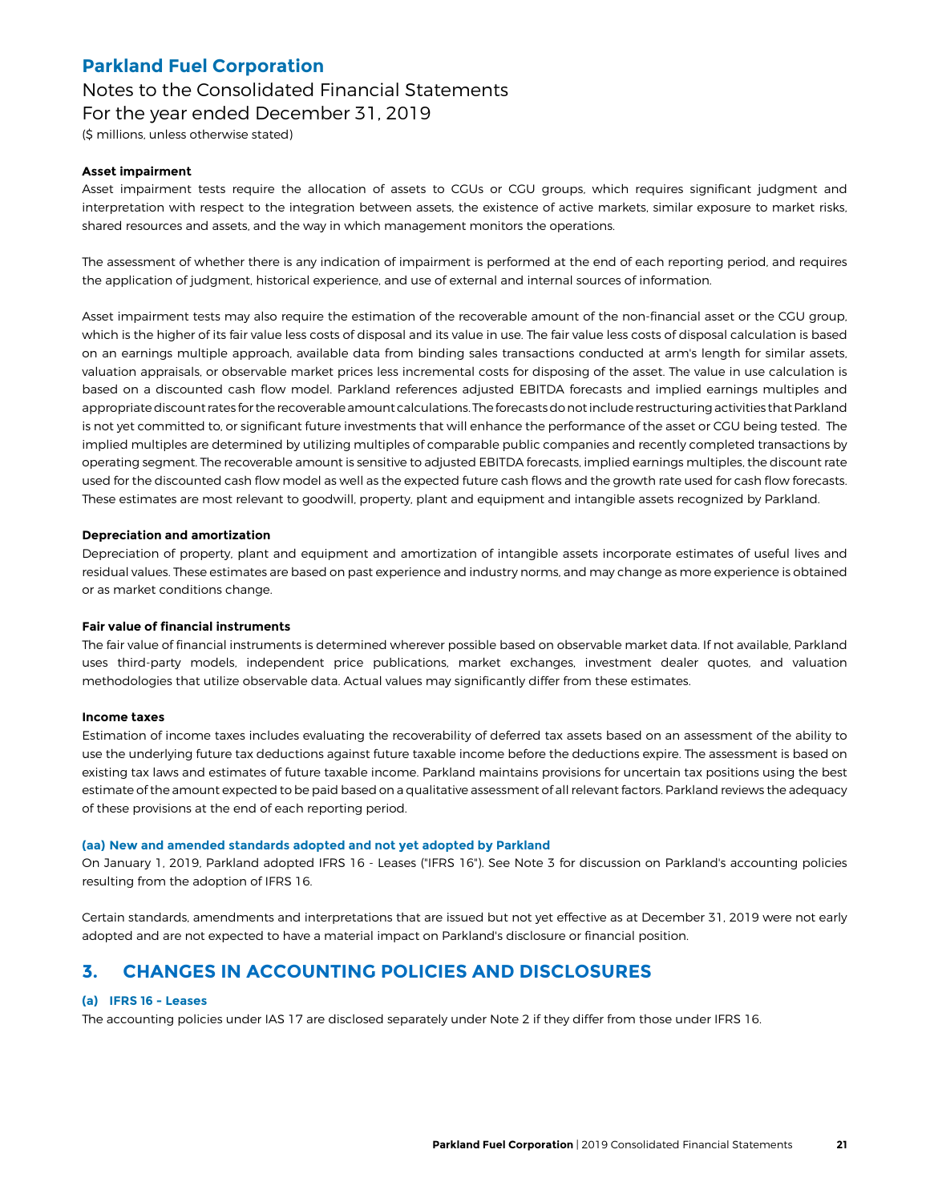**Asset impairment**

Asset impairment tests require the allocation of assets to CGUs or CGU groups, which requires significant judgment and interpretation with respect to the integration between assets, the existence of active markets, similar exposure to market risks, shared resources and assets, and the way in which management monitors the operations.

The assessment of whether there is any indication of impairment is performed at the end of each reporting period, and requires the application of judgment, historical experience, and use of external and internal sources of information.

Asset impairment tests may also require the estimation of the recoverable amount of the non-financial asset or the CGU group, which is the higher of its fair value less costs of disposal and its value in use. The fair value less costs of disposal calculation is based on an earnings multiple approach, available data from binding sales transactions conducted at arm's length for similar assets, valuation appraisals, or observable market prices less incremental costs for disposing of the asset. The value in use calculation is based on a discounted cash flow model. Parkland references adjusted EBITDA forecasts and implied earnings multiples and appropriate discount rates for the recoverable amount calculations. The forecasts do not include restructuring activities that Parkland is not yet committed to, or significant future investments that will enhance the performance of the asset or CGU being tested. The implied multiples are determined by utilizing multiples of comparable public companies and recently completed transactions by operating segment. The recoverable amount is sensitive to adjusted EBITDA forecasts, implied earnings multiples, the discount rate used for the discounted cash flow model as well as the expected future cash flows and the growth rate used for cash flow forecasts. These estimates are most relevant to goodwill, property, plant and equipment and intangible assets recognized by Parkland.

**Depreciation and amortization**

Depreciation of property, plant and equipment and amortization of intangible assets incorporate estimates of useful lives and residual values. These estimates are based on past experience and industry norms, and may change as more experience is obtained or as market conditions change.

**Fair value of financial instruments**

The fair value of financial instruments is determined wherever possible based on observable market data. If not available, Parkland uses third-party models, independent price publications, market exchanges, investment dealer quotes, and valuation methodologies that utilize observable data. Actual values may significantly differ from these estimates.

**Income taxes**

Estimation of income taxes includes evaluating the recoverability of deferred tax assets based on an assessment of the ability to use the underlying future tax deductions against future taxable income before the deductions expire. The assessment is based on existing tax laws and estimates of future taxable income. Parkland maintains provisions for uncertain tax positions using the best estimate of the amount expected to be paid based on a qualitative assessment of all relevant factors. Parkland reviews the adequacy of these provisions at the end of each reporting period.

### (aa) New and amended standards adopted and not yet adopted by Parkland

On January 1, 2019, Parkland adopted IFRS 16 - Leases ("IFRS 16"). See Note 3 for discussion on Parkland's accounting policies resulting from the adoption of IFRS 16.

Certain standards, amendments and interpretations that are issued but not yet effective as at December 31, 2019 were not early adopted and are not expected to have a material impact on Parkland's disclosure or financial position.

## 3. CHANGES IN ACCOUNTING POLICIES AND DISCLOSURES

### (a) IFRS 16 – Leases

The accounting policies under IAS 17 are disclosed separately under Note 2 if they differ from those under IFRS 16.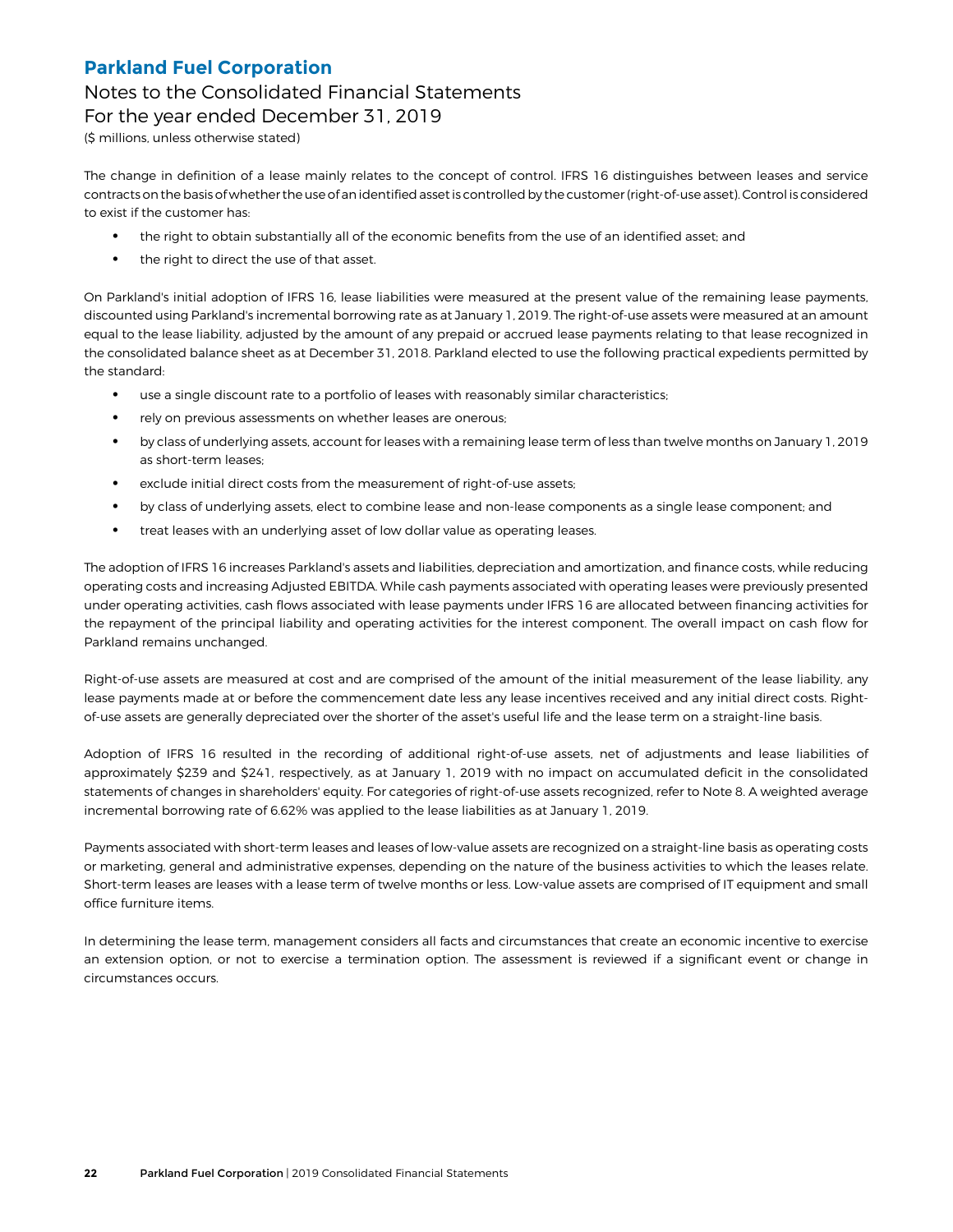The change in definition of a lease mainly relates to the concept of control. IFRS 16 distinguishes between leases and service contracts on the basis of whether the use of an identified asset is controlled by the customer (right-of-use asset). Control is considered to exist if the customer has:

- the right to obtain substantially all of the economic benefits from the use of an identified asset; and
- the right to direct the use of that asset.

On Parkland's initial adoption of IFRS 16, lease liabilities were measured at the present value of the remaining lease payments, discounted using Parkland's incremental borrowing rate as at January 1, 2019. The right-of-use assets were measured at an amount equal to the lease liability, adjusted by the amount of any prepaid or accrued lease payments relating to that lease recognized in the consolidated balance sheet as at December 31, 2018. Parkland elected to use the following practical expedients permitted by the standard:

- use a single discount rate to a portfolio of leases with reasonably similar characteristics;
- rely on previous assessments on whether leases are onerous;
- by class of underlying assets, account for leases with a remaining lease term of less than twelve months on January 1, 2019 as short-term leases;
- exclude initial direct costs from the measurement of right-of-use assets;
- by class of underlying assets, elect to combine lease and non-lease components as a single lease component; and
- treat leases with an underlying asset of low dollar value as operating leases.

The adoption of IFRS 16 increases Parkland's assets and liabilities, depreciation and amortization, and finance costs, while reducing operating costs and increasing Adjusted EBITDA. While cash payments associated with operating leases were previously presented under operating activities, cash flows associated with lease payments under IFRS 16 are allocated between financing activities for the repayment of the principal liability and operating activities for the interest component. The overall impact on cash flow for Parkland remains unchanged.

Right-of-use assets are measured at cost and are comprised of the amount of the initial measurement of the lease liability, any lease payments made at or before the commencement date less any lease incentives received and any initial direct costs. Right-of-use assets are generally depreciated over the shorter of the asset's useful life and the lease term on a straight-line basis.

Adoption of IFRS 16 resulted in the recording of additional right-of-use assets, net of adjustments and lease liabilities of approximately $239 and $241, respectively, as at January 1, 2019 with no impact on accumulated deficit in the consolidated statements of changes in shareholders' equity. For categories of right-of-use assets recognized, refer to Note 8. A weighted average incremental borrowing rate of 6.62% was applied to the lease liabilities as at January 1, 2019.

Payments associated with short-term leases and leases of low-value assets are recognized on a straight-line basis as operating costs or marketing, general and administrative expenses, depending on the nature of the business activities to which the leases relate. Short-term leases are leases with a lease term of twelve months or less. Low-value assets are comprised of IT equipment and small office furniture items.

In determining the lease term, management considers all facts and circumstances that create an economic incentive to exercise an extension option, or not to exercise a termination option. The assessment is reviewed if a significant event or change in circumstances occurs.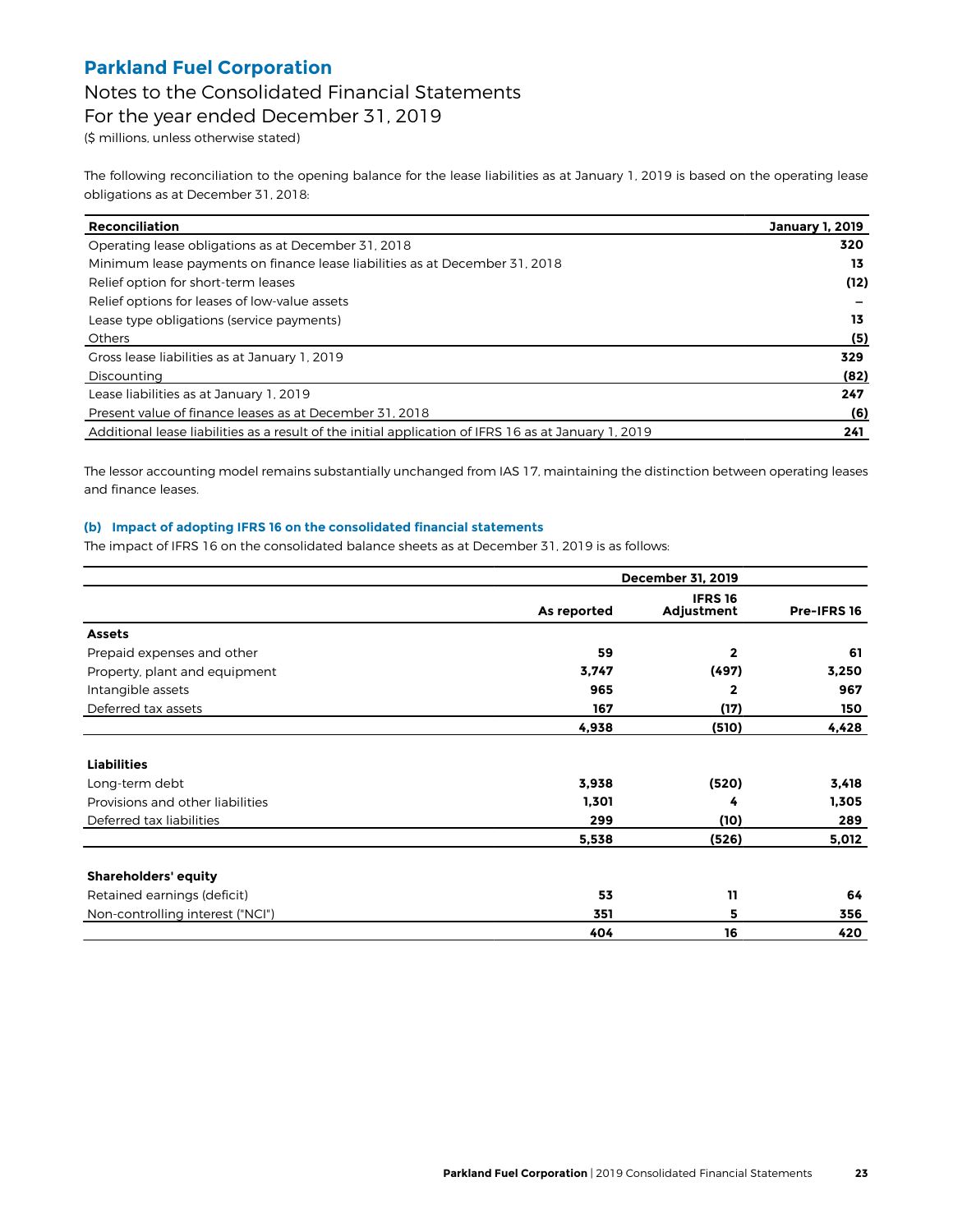# Parkland Fuel Corporation

## Notes to the Consolidated Financial Statements
## For the year ended December 31, 2019

($ millions, unless otherwise stated)

The following reconciliation to the opening balance for the lease liabilities as at January 1, 2019 is based on the operating lease obligations as at December 31, 2018:

| Reconciliation | January 1, 2019 |
|---|---|
| Operating lease obligations as at December 31, 2018 | **320** |
| Minimum lease payments on finance lease liabilities as at December 31, 2018 | **13** |
| Relief option for short-term leases | **(12)** |
| Relief options for leases of low-value assets | **—** |
| Lease type obligations (service payments) | **13** |
| Others | **(5)** |
| Gross lease liabilities as at January 1, 2019 | **329** |
| Discounting | **(82)** |
| Lease liabilities as at January 1, 2019 | **247** |
| Present value of finance leases as at December 31, 2018 | **(6)** |
| Additional lease liabilities as a result of the initial application of IFRS 16 as at January 1, 2019 | **241** |

The lessor accounting model remains substantially unchanged from IAS 17, maintaining the distinction between operating leases and finance leases.

### (b) Impact of adopting IFRS 16 on the consolidated financial statements

The impact of IFRS 16 on the consolidated balance sheets as at December 31, 2019 is as follows:

| | December 31, 2019 | | |
|---|---|---|---|
| | As reported | IFRS 16 Adjustment | Pre-IFRS 16 |
| **Assets** | | | |
| Prepaid expenses and other | **59** | **2** | **61** |
| Property, plant and equipment | **3,747** | **(497)** | **3,250** |
| Intangible assets | **965** | **2** | **967** |
| Deferred tax assets | **167** | **(17)** | **150** |
| | **4,938** | **(510)** | **4,428** |
| **Liabilities** | | | |
| Long-term debt | **3,938** | **(520)** | **3,418** |
| Provisions and other liabilities | **1,301** | **4** | **1,305** |
| Deferred tax liabilities | **299** | **(10)** | **289** |
| | **5,538** | **(526)** | **5,012** |
| **Shareholders' equity** | | | |
| Retained earnings (deficit) | **53** | **11** | **64** |
| Non-controlling interest ("NCI") | **351** | **5** | **356** |
| | **404** | **16** | **420** |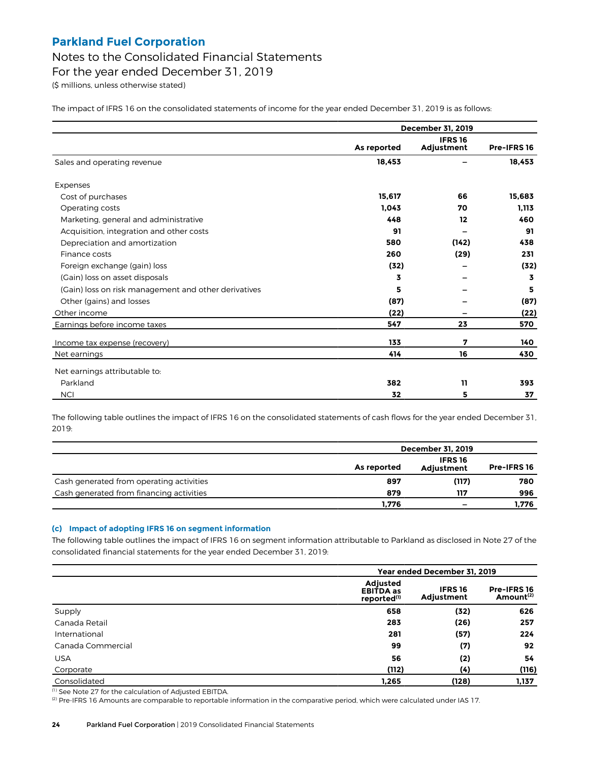# Parkland Fuel Corporation

## Notes to the Consolidated Financial Statements

## For the year ended December 31, 2019

($ millions, unless otherwise stated)

The impact of IFRS 16 on the consolidated statements of income for the year ended December 31, 2019 is as follows:

| | December 31, 2019 | | |
|---|---|---|---|
| | As reported | IFRS 16 Adjustment | Pre-IFRS 16 |
| Sales and operating revenue | **18,453** | **–** | **18,453** |
| Expenses | | | |
| Cost of purchases | **15,617** | **66** | **15,683** |
| Operating costs | **1,043** | **70** | **1,113** |
| Marketing, general and administrative | **448** | **12** | **460** |
| Acquisition, integration and other costs | **91** | **–** | **91** |
| Depreciation and amortization | **580** | **(142)** | **438** |
| Finance costs | **260** | **(29)** | **231** |
| Foreign exchange (gain) loss | **(32)** | **–** | **(32)** |
| (Gain) loss on asset disposals | **3** | **–** | **3** |
| (Gain) loss on risk management and other derivatives | **5** | **–** | **5** |
| Other (gains) and losses | **(87)** | **–** | **(87)** |
| Other income | **(22)** | **–** | **(22)** |
| Earnings before income taxes | **547** | **23** | **570** |
| Income tax expense (recovery) | **133** | **7** | **140** |
| Net earnings | **414** | **16** | **430** |
| Net earnings attributable to: | | | |
| Parkland | **382** | **11** | **393** |
| NCI | **32** | **5** | **37** |

The following table outlines the impact of IFRS 16 on the consolidated statements of cash flows for the year ended December 31, 2019:

| | December 31, 2019 | | |
|---|---|---|---|
| | As reported | IFRS 16 Adjustment | Pre-IFRS 16 |
| Cash generated from operating activities | **897** | **(117)** | **780** |
| Cash generated from financing activities | **879** | **117** | **996** |
| | **1,776** | **–** | **1,776** |

### (c) Impact of adopting IFRS 16 on segment information

The following table outlines the impact of IFRS 16 on segment information attributable to Parkland as disclosed in Note 27 of the consolidated financial statements for the year ended December 31, 2019:

| | Year ended December 31, 2019 | | |
|---|---|---|---|
| | Adjusted EBITDA as reported[(1)] | IFRS 16 Adjustment | Pre-IFRS 16 Amount[(2)] |
| Supply | **658** | **(32)** | **626** |
| Canada Retail | **283** | **(26)** | **257** |
| International | **281** | **(57)** | **224** |
| Canada Commercial | **99** | **(7)** | **92** |
| USA | **56** | **(2)** | **54** |
| Corporate | **(112)** | **(4)** | **(116)** |
| Consolidated | **1,265** | **(128)** | **1,137** |

[(1)] See Note 27 for the calculation of Adjusted EBITDA.

[(2)] Pre-IFRS 16 Amounts are comparable to reportable information in the comparative period, which were calculated under IAS 17.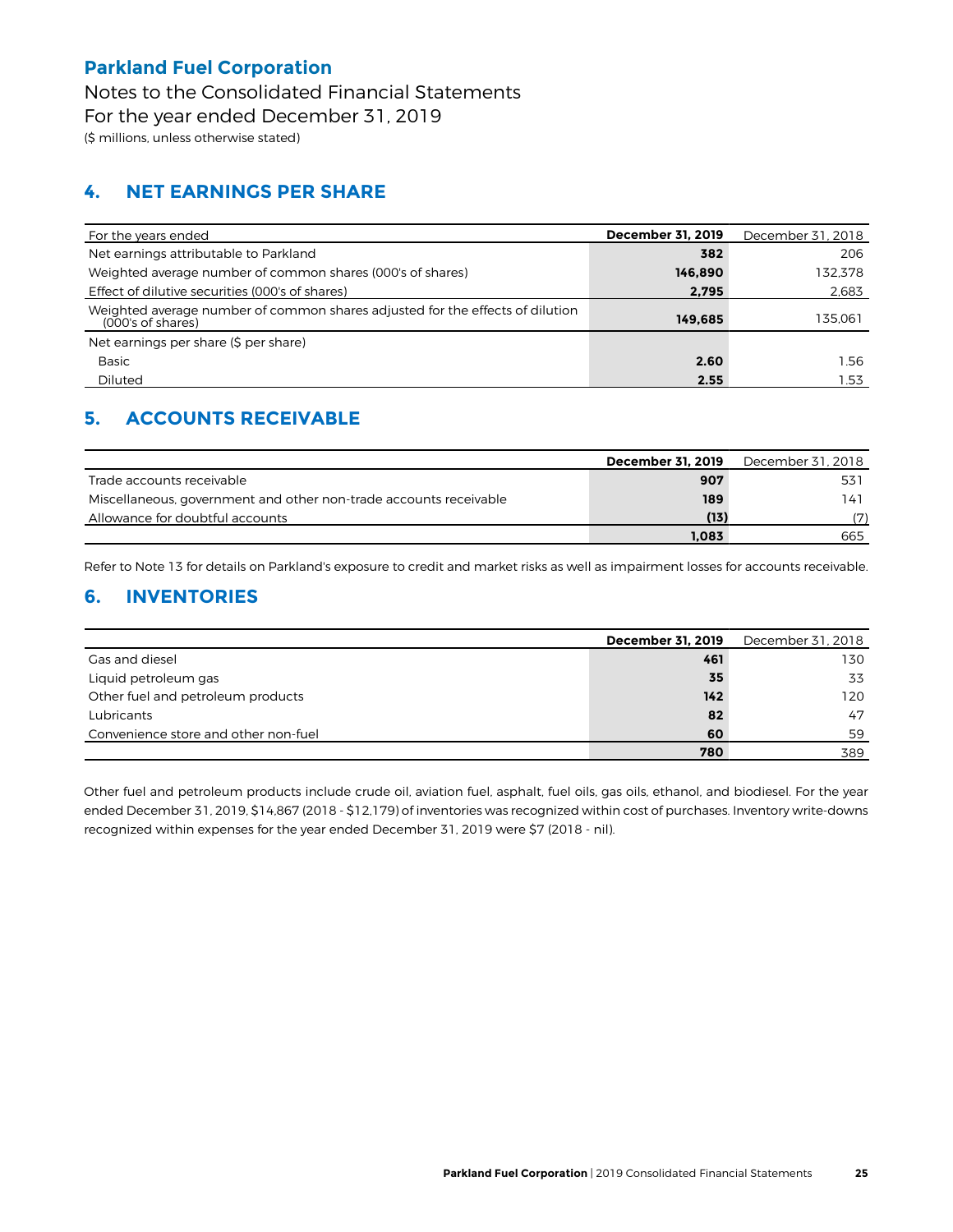# Parkland Fuel Corporation

Notes to the Consolidated Financial Statements
For the year ended December 31, 2019
($ millions, unless otherwise stated)

## 4. NET EARNINGS PER SHARE

| For the years ended | **December 31, 2019** | December 31, 2018 |
|---|---|---|
| Net earnings attributable to Parkland | **382** | 206 |
| Weighted average number of common shares (000's of shares) | **146,890** | 132,378 |
| Effect of dilutive securities (000's of shares) | **2,795** | 2,683 |
| Weighted average number of common shares adjusted for the effects of dilution (000's of shares) | **149,685** | 135,061 |
| Net earnings per share ($ per share) | | |
| Basic | **2.60** | 1.56 |
| Diluted | **2.55** | 1.53 |

## 5. ACCOUNTS RECEIVABLE

| | **December 31, 2019** | December 31, 2018 |
|---|---|---|
| Trade accounts receivable | **907** | 531 |
| Miscellaneous, government and other non-trade accounts receivable | **189** | 141 |
| Allowance for doubtful accounts | **(13)** | (7) |
| | **1,083** | 665 |

Refer to Note 13 for details on Parkland's exposure to credit and market risks as well as impairment losses for accounts receivable.

## 6. INVENTORIES

| | **December 31, 2019** | December 31, 2018 |
|---|---|---|
| Gas and diesel | **461** | 130 |
| Liquid petroleum gas | **35** | 33 |
| Other fuel and petroleum products | **142** | 120 |
| Lubricants | **82** | 47 |
| Convenience store and other non-fuel | **60** | 59 |
| | **780** | 389 |

Other fuel and petroleum products include crude oil, aviation fuel, asphalt, fuel oils, gas oils, ethanol, and biodiesel. For the year ended December 31, 2019, $14,867 (2018 - $12,179) of inventories was recognized within cost of purchases. Inventory write-downs recognized within expenses for the year ended December 31, 2019 were $7 (2018 - nil).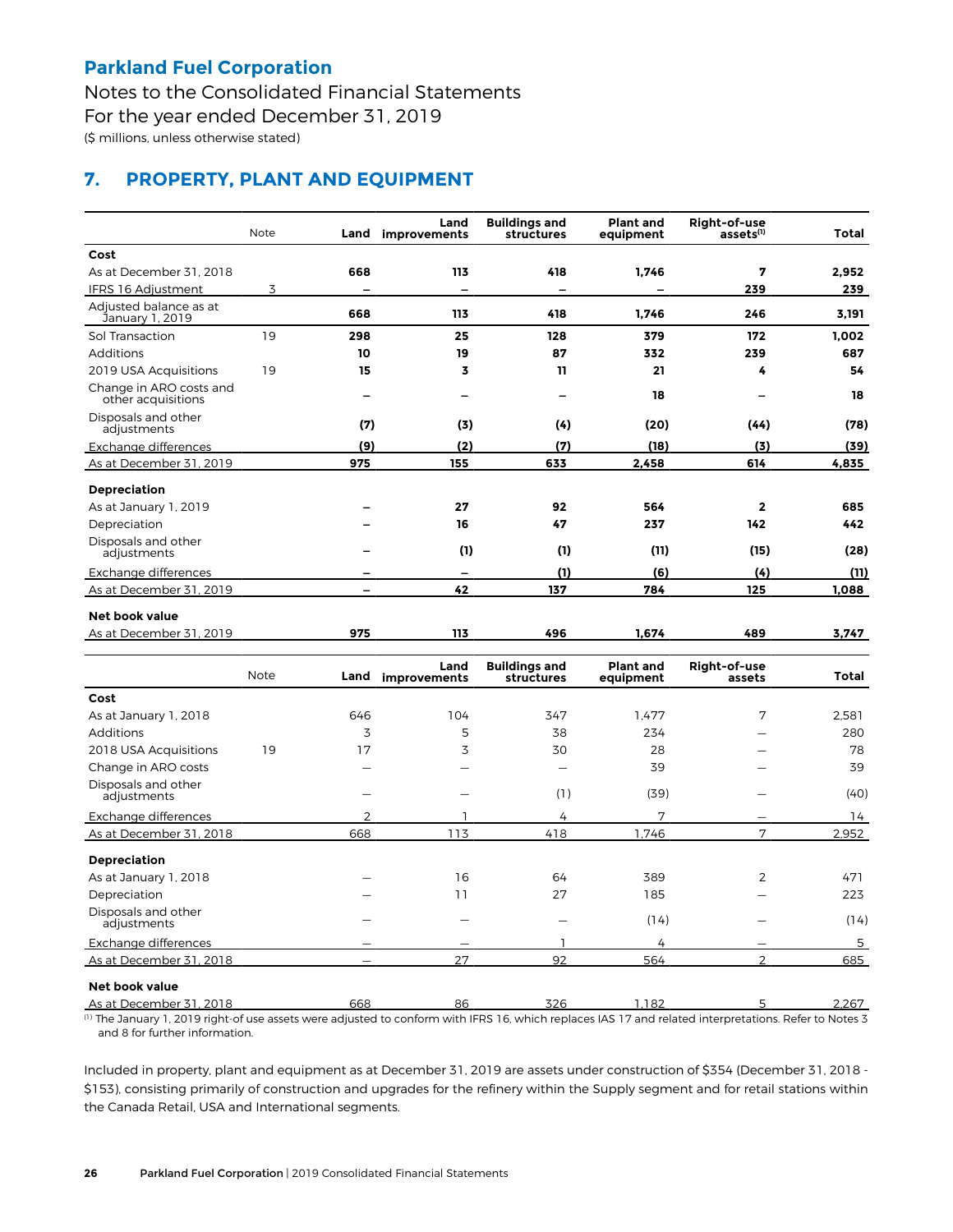**Parkland Fuel Corporation**

Notes to the Consolidated Financial Statements
For the year ended December 31, 2019
($ millions, unless otherwise stated)

## 7. PROPERTY, PLANT AND EQUIPMENT

| | Note | Land | Land improvements | Buildings and structures | Plant and equipment | Right-of-use assets[1] | Total |
|---|---|---|---|---|---|---|---|
| **Cost** | | | | | | | |
| As at December 31, 2018 | | **668** | **113** | **418** | **1,746** | **7** | **2,952** |
| IFRS 16 Adjustment | 3 | **–** | **–** | **–** | **–** | **239** | **239** |
| Adjusted balance as at January 1, 2019 | | **668** | **113** | **418** | **1,746** | **246** | **3,191** |
| Sol Transaction | 19 | **298** | **25** | **128** | **379** | **172** | **1,002** |
| Additions | | **10** | **19** | **87** | **332** | **239** | **687** |
| 2019 USA Acquisitions | 19 | **15** | **3** | **11** | **21** | **4** | **54** |
| Change in ARO costs and other acquisitions | | **–** | **–** | **–** | **18** | **–** | **18** |
| Disposals and other adjustments | | **(7)** | **(3)** | **(4)** | **(20)** | **(44)** | **(78)** |
| Exchange differences | | **(9)** | **(2)** | **(7)** | **(18)** | **(3)** | **(39)** |
| As at December 31, 2019 | | **975** | **155** | **633** | **2,458** | **614** | **4,835** |
| **Depreciation** | | | | | | | |
| As at January 1, 2019 | | **–** | **27** | **92** | **564** | **2** | **685** |
| Depreciation | | **–** | **16** | **47** | **237** | **142** | **442** |
| Disposals and other adjustments | | **–** | **(1)** | **(1)** | **(11)** | **(15)** | **(28)** |
| Exchange differences | | **–** | **–** | **(1)** | **(6)** | **(4)** | **(11)** |
| As at December 31, 2019 | | **–** | **42** | **137** | **784** | **125** | **1,088** |
| **Net book value** | | | | | | | |
| As at December 31, 2019 | | **975** | **113** | **496** | **1,674** | **489** | **3,747** |

| | Note | Land | Land improvements | Buildings and structures | Plant and equipment | Right-of-use assets | Total |
|---|---|---|---|---|---|---|---|
| **Cost** | | | | | | | |
| As at January 1, 2018 | | 646 | 104 | 347 | 1,477 | 7 | 2,581 |
| Additions | | 3 | 5 | 38 | 234 | — | 280 |
| 2018 USA Acquisitions | 19 | 17 | 3 | 30 | 28 | — | 78 |
| Change in ARO costs | | — | — | — | 39 | — | 39 |
| Disposals and other adjustments | | — | — | (1) | (39) | — | (40) |
| Exchange differences | | 2 | 1 | 4 | 7 | — | 14 |
| As at December 31, 2018 | | 668 | 113 | 418 | 1,746 | 7 | 2,952 |
| **Depreciation** | | | | | | | |
| As at January 1, 2018 | | — | 16 | 64 | 389 | 2 | 471 |
| Depreciation | | — | 11 | 27 | 185 | — | 223 |
| Disposals and other adjustments | | — | — | — | (14) | — | (14) |
| Exchange differences | | — | — | 1 | 4 | — | 5 |
| As at December 31, 2018 | | — | 27 | 92 | 564 | 2 | 685 |
| **Net book value** | | | | | | | |
| As at December 31, 2018 | | 668 | 86 | 326 | 1,182 | 5 | 2,267 |

[1] The January 1, 2019 right-of-use assets were adjusted to conform with IFRS 16, which replaces IAS 17 and related interpretations. Refer to Notes 3 and 8 for further information.

Included in property, plant and equipment as at December 31, 2019 are assets under construction of $354 (December 31, 2018 - $153), consisting primarily of construction and upgrades for the refinery within the Supply segment and for retail stations within the Canada Retail, USA and International segments.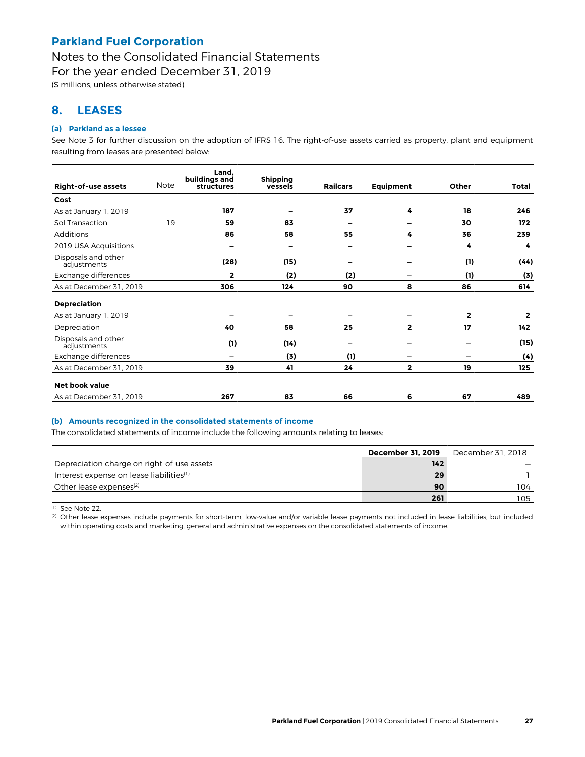## 8. LEASES

### (a) Parkland as a lessee

See Note 3 for further discussion on the adoption of IFRS 16. The right-of-use assets carried as property, plant and equipment resulting from leases are presented below:

| Right-of-use assets | Note | Land, buildings and structures | Shipping vessels | Railcars | Equipment | Other | Total |
|---|---|---|---|---|---|---|---|
| **Cost** | | | | | | | |
| As at January 1, 2019 | | **187** | **–** | **37** | **4** | **18** | **246** |
| Sol Transaction | 19 | **59** | **83** | **–** | **–** | **30** | **172** |
| Additions | | **86** | **58** | **55** | **4** | **36** | **239** |
| 2019 USA Acquisitions | | **–** | **–** | **–** | **–** | **4** | **4** |
| Disposals and other adjustments | | **(28)** | **(15)** | **–** | **–** | **(1)** | **(44)** |
| Exchange differences | | **2** | **(2)** | **(2)** | **–** | **(1)** | **(3)** |
| As at December 31, 2019 | | **306** | **124** | **90** | **8** | **86** | **614** |
| **Depreciation** | | | | | | | |
| As at January 1, 2019 | | **–** | **–** | **–** | **–** | **2** | **2** |
| Depreciation | | **40** | **58** | **25** | **2** | **17** | **142** |
| Disposals and other adjustments | | **(1)** | **(14)** | **–** | **–** | **–** | **(15)** |
| Exchange differences | | **–** | **(3)** | **(1)** | **–** | **–** | **(4)** |
| As at December 31, 2019 | | **39** | **41** | **24** | **2** | **19** | **125** |
| **Net book value** | | | | | | | |
| As at December 31, 2019 | | **267** | **83** | **66** | **6** | **67** | **489** |

### (b) Amounts recognized in the consolidated statements of income

The consolidated statements of income include the following amounts relating to leases:

| | **December 31, 2019** | December 31, 2018 |
|---|---|---|
| Depreciation charge on right-of-use assets | **142** | – |
| Interest expense on lease liabilities[(1)] | **29** | 1 |
| Other lease expenses[(2)] | **90** | 104 |
| | **261** | 105 |

[(1)] See Note 22.

[(2)] Other lease expenses include payments for short-term, low-value and/or variable lease payments not included in lease liabilities, but included within operating costs and marketing, general and administrative expenses on the consolidated statements of income.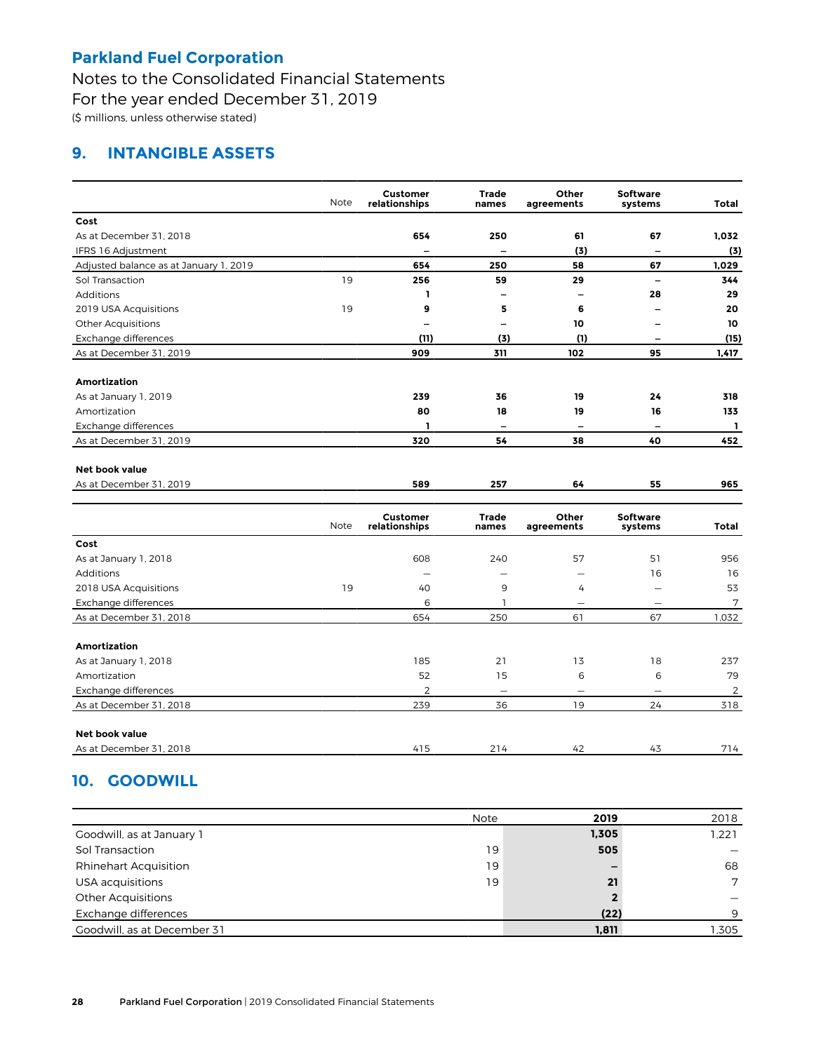Parkland Fuel Corporation
Notes to the Consolidated Financial Statements
For the year ended December 31, 2019
($ millions, unless otherwise stated)

## 9. INTANGIBLE ASSETS

| | Note | Customer relationships | Trade names | Other agreements | Software systems | Total |
|---|---|---|---|---|---|---|
| **Cost** | | | | | | |
| As at December 31, 2018 | | **654** | **250** | **61** | **67** | **1,032** |
| IFRS 16 Adjustment | | **–** | **–** | **(3)** | **–** | **(3)** |
| Adjusted balance as at January 1, 2019 | | **654** | **250** | **58** | **67** | **1,029** |
| Sol Transaction | 19 | **256** | **59** | **29** | **–** | **344** |
| Additions | | **1** | **–** | **–** | **28** | **29** |
| 2019 USA Acquisitions | 19 | **9** | **5** | **6** | **–** | **20** |
| Other Acquisitions | | **–** | **–** | **10** | **–** | **10** |
| Exchange differences | | **(11)** | **(3)** | **(1)** | **–** | **(15)** |
| As at December 31, 2019 | | **909** | **311** | **102** | **95** | **1,417** |
| **Amortization** | | | | | | |
| As at January 1, 2019 | | **239** | **36** | **19** | **24** | **318** |
| Amortization | | **80** | **18** | **19** | **16** | **133** |
| Exchange differences | | **1** | **–** | **–** | **–** | **1** |
| As at December 31, 2019 | | **320** | **54** | **38** | **40** | **452** |
| **Net book value** | | | | | | |
| As at December 31, 2019 | | **589** | **257** | **64** | **55** | **965** |

| | Note | Customer relationships | Trade names | Other agreements | Software systems | Total |
|---|---|---|---|---|---|---|
| **Cost** | | | | | | |
| As at January 1, 2018 | | 608 | 240 | 57 | 51 | 956 |
| Additions | | — | — | — | 16 | 16 |
| 2018 USA Acquisitions | 19 | 40 | 9 | 4 | — | 53 |
| Exchange differences | | 6 | 1 | — | — | 7 |
| As at December 31, 2018 | | 654 | 250 | 61 | 67 | 1,032 |
| **Amortization** | | | | | | |
| As at January 1, 2018 | | 185 | 21 | 13 | 18 | 237 |
| Amortization | | 52 | 15 | 6 | 6 | 79 |
| Exchange differences | | 2 | — | — | — | 2 |
| As at December 31, 2018 | | 239 | 36 | 19 | 24 | 318 |
| **Net book value** | | | | | | |
| As at December 31, 2018 | | 415 | 214 | 42 | 43 | 714 |

## 10. GOODWILL

| | Note | 2019 | 2018 |
|---|---|---|---|
| Goodwill, as at January 1 | | **1,305** | 1,221 |
| Sol Transaction | 19 | **505** | — |
| Rhinehart Acquisition | 19 | **–** | 68 |
| USA acquisitions | 19 | **21** | 7 |
| Other Acquisitions | | **2** | — |
| Exchange differences | | **(22)** | 9 |
| Goodwill, as at December 31 | | **1,811** | 1,305 |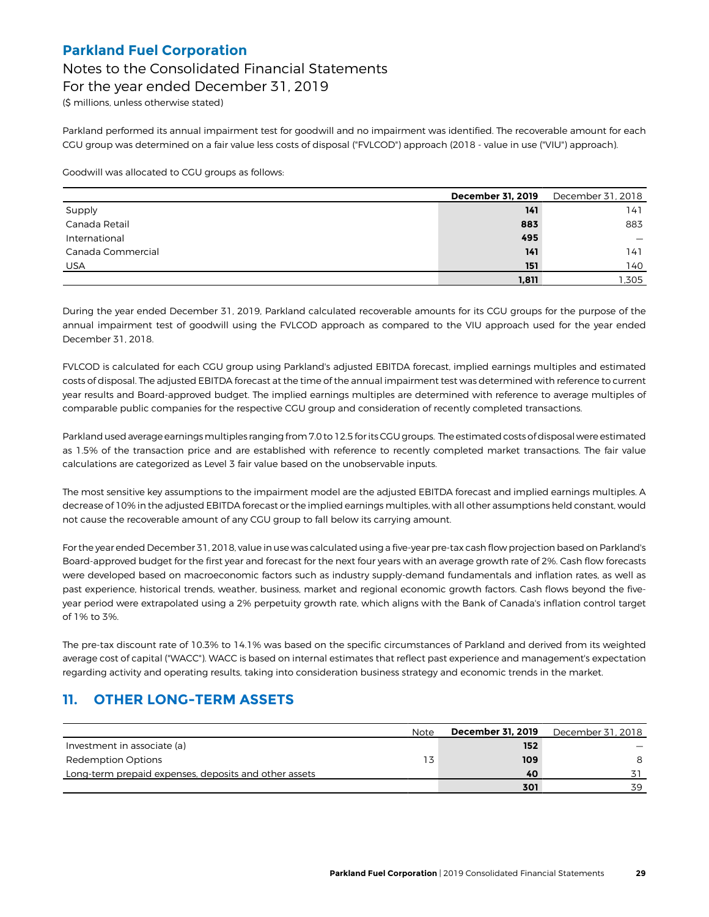Parkland performed its annual impairment test for goodwill and no impairment was identified. The recoverable amount for each CGU group was determined on a fair value less costs of disposal ("FVLCOD") approach (2018 - value in use ("VIU") approach).

Goodwill was allocated to CGU groups as follows:

| | **December 31, 2019** | December 31, 2018 |
|---|---|---|
| Supply | **141** | 141 |
| Canada Retail | **883** | 883 |
| International | **495** | — |
| Canada Commercial | **141** | 141 |
| USA | **151** | 140 |
| | **1,811** | 1,305 |

During the year ended December 31, 2019, Parkland calculated recoverable amounts for its CGU groups for the purpose of the annual impairment test of goodwill using the FVLCOD approach as compared to the VIU approach used for the year ended December 31, 2018.

FVLCOD is calculated for each CGU group using Parkland's adjusted EBITDA forecast, implied earnings multiples and estimated costs of disposal. The adjusted EBITDA forecast at the time of the annual impairment test was determined with reference to current year results and Board-approved budget. The implied earnings multiples are determined with reference to average multiples of comparable public companies for the respective CGU group and consideration of recently completed transactions.

Parkland used average earnings multiples ranging from 7.0 to 12.5 for its CGU groups. The estimated costs of disposal were estimated as 1.5% of the transaction price and are established with reference to recently completed market transactions. The fair value calculations are categorized as Level 3 fair value based on the unobservable inputs.

The most sensitive key assumptions to the impairment model are the adjusted EBITDA forecast and implied earnings multiples. A decrease of 10% in the adjusted EBITDA forecast or the implied earnings multiples, with all other assumptions held constant, would not cause the recoverable amount of any CGU group to fall below its carrying amount.

For the year ended December 31, 2018, value in use was calculated using a five-year pre-tax cash flow projection based on Parkland's Board-approved budget for the first year and forecast for the next four years with an average growth rate of 2%. Cash flow forecasts were developed based on macroeconomic factors such as industry supply-demand fundamentals and inflation rates, as well as past experience, historical trends, weather, business, market and regional economic growth factors. Cash flows beyond the five-year period were extrapolated using a 2% perpetuity growth rate, which aligns with the Bank of Canada's inflation control target of 1% to 3%.

The pre-tax discount rate of 10.3% to 14.1% was based on the specific circumstances of Parkland and derived from its weighted average cost of capital ("WACC"). WACC is based on internal estimates that reflect past experience and management's expectation regarding activity and operating results, taking into consideration business strategy and economic trends in the market.

## 11. OTHER LONG-TERM ASSETS

| | Note | **December 31, 2019** | December 31, 2018 |
|---|---|---|---|
| Investment in associate (a) | | **152** | — |
| Redemption Options | 13 | **109** | 8 |
| Long-term prepaid expenses, deposits and other assets | | **40** | 31 |
| | | **301** | 39 |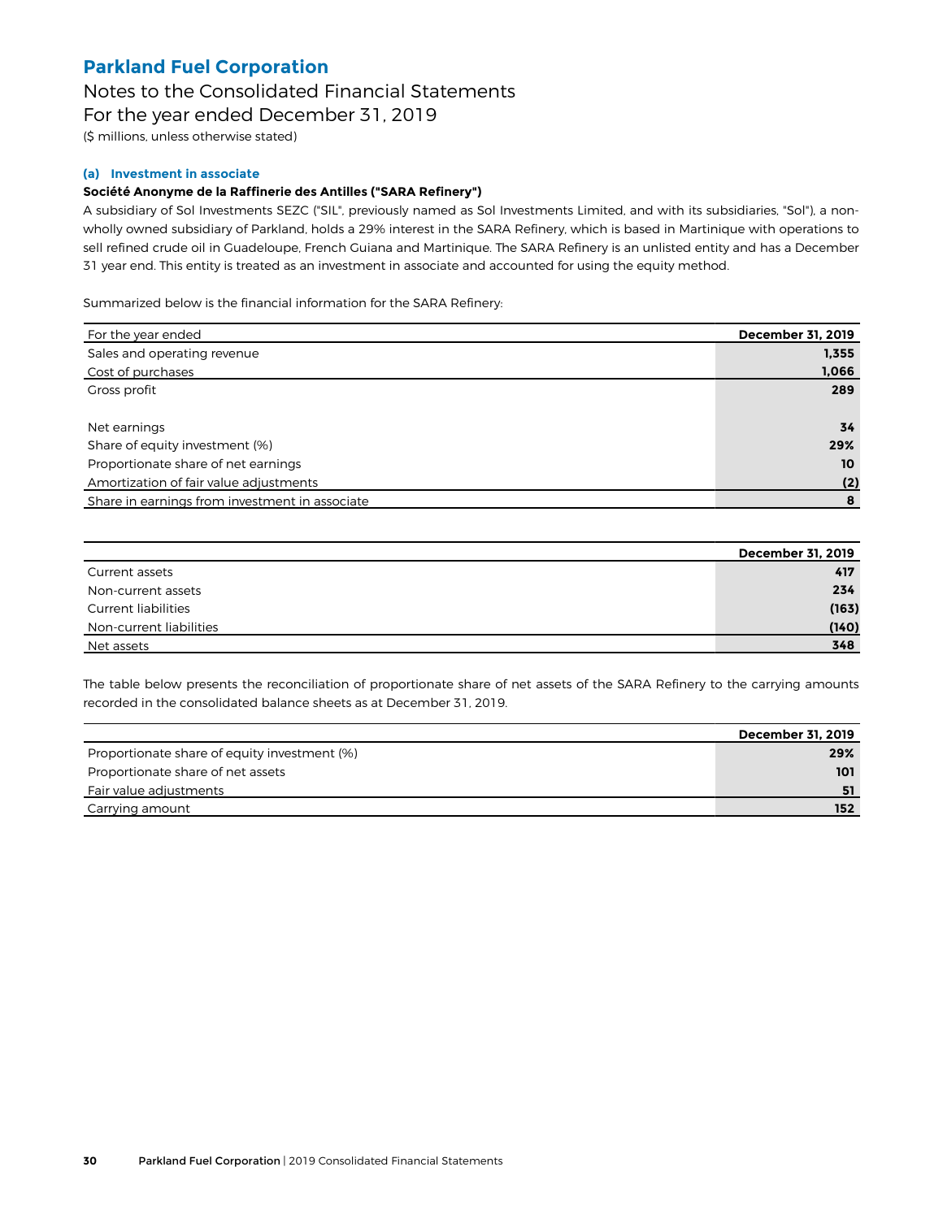# Parkland Fuel Corporation

## Notes to the Consolidated Financial Statements
## For the year ended December 31, 2019

($ millions, unless otherwise stated)

### (a) Investment in associate

**Société Anonyme de la Raffinerie des Antilles ("SARA Refinery")**

A subsidiary of Sol Investments SEZC ("SIL", previously named as Sol Investments Limited, and with its subsidiaries, "Sol"), a non-wholly owned subsidiary of Parkland, holds a 29% interest in the SARA Refinery, which is based in Martinique with operations to sell refined crude oil in Guadeloupe, French Guiana and Martinique. The SARA Refinery is an unlisted entity and has a December 31 year end. This entity is treated as an investment in associate and accounted for using the equity method.

Summarized below is the financial information for the SARA Refinery:

| For the year ended | December 31, 2019 |
|---|---|
| Sales and operating revenue | 1,355 |
| Cost of purchases | 1,066 |
| Gross profit | 289 |
| | |
| Net earnings | 34 |
| Share of equity investment (%) | 29% |
| Proportionate share of net earnings | 10 |
| Amortization of fair value adjustments | (2) |
| Share in earnings from investment in associate | 8 |

| | December 31, 2019 |
|---|---|
| Current assets | 417 |
| Non-current assets | 234 |
| Current liabilities | (163) |
| Non-current liabilities | (140) |
| Net assets | 348 |

The table below presents the reconciliation of proportionate share of net assets of the SARA Refinery to the carrying amounts recorded in the consolidated balance sheets as at December 31, 2019.

| | December 31, 2019 |
|---|---|
| Proportionate share of equity investment (%) | 29% |
| Proportionate share of net assets | 101 |
| Fair value adjustments | 51 |
| Carrying amount | 152 |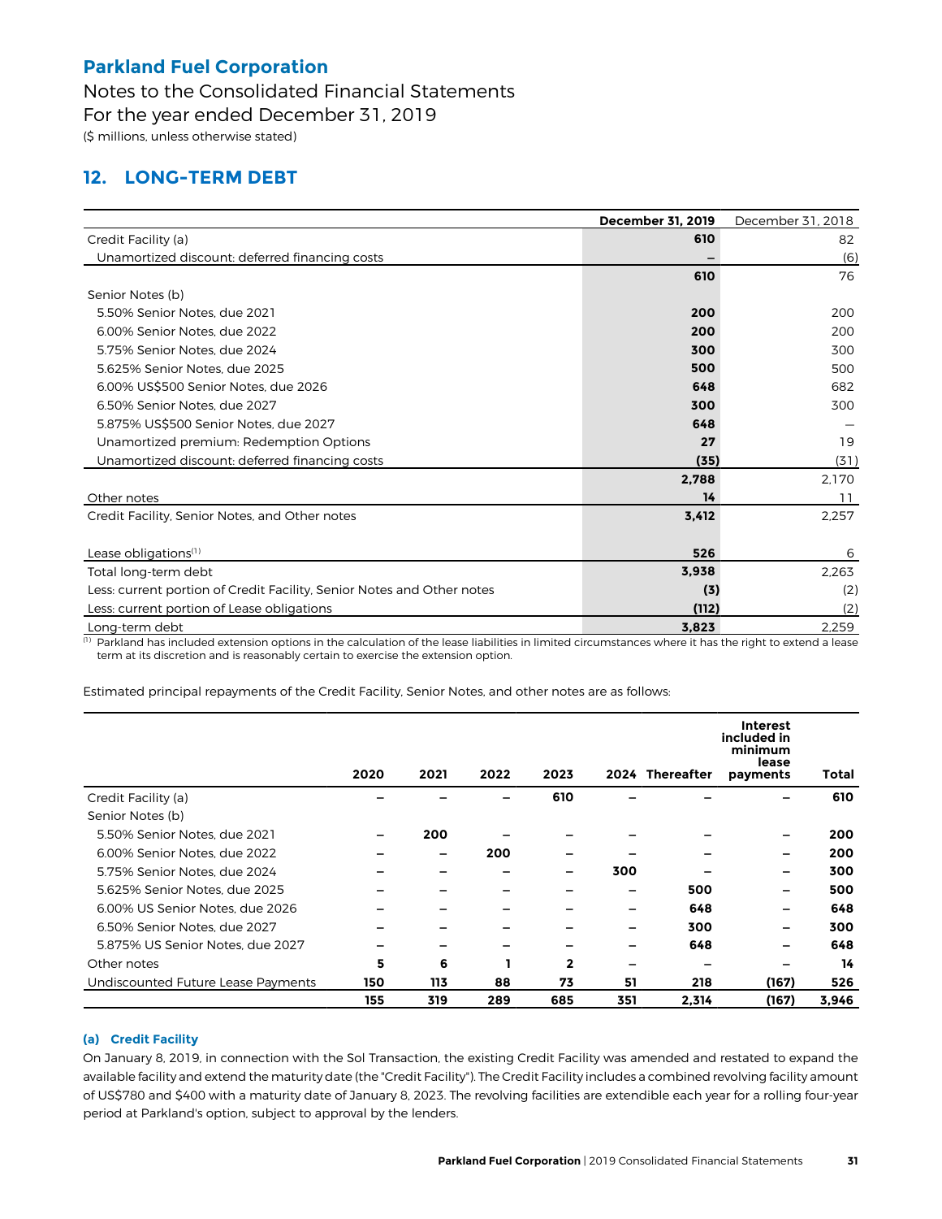**Parkland Fuel Corporation**

Notes to the Consolidated Financial Statements

For the year ended December 31, 2019

($ millions, unless otherwise stated)

## 12. LONG-TERM DEBT

| | **December 31, 2019** | December 31, 2018 |
|---|---|---|
| Credit Facility (a) | **610** | 82 |
| Unamortized discount: deferred financing costs | **–** | (6) |
| | **610** | 76 |
| Senior Notes (b) | | |
| 5.50% Senior Notes, due 2021 | **200** | 200 |
| 6.00% Senior Notes, due 2022 | **200** | 200 |
| 5.75% Senior Notes, due 2024 | **300** | 300 |
| 5.625% Senior Notes, due 2025 | **500** | 500 |
| 6.00% US$500 Senior Notes, due 2026 | **648** | 682 |
| 6.50% Senior Notes, due 2027 | **300** | 300 |
| 5.875% US$500 Senior Notes, due 2027 | **648** | — |
| Unamortized premium: Redemption Options | **27** | 19 |
| Unamortized discount: deferred financing costs | **(35)** | (31) |
| | **2,788** | 2,170 |
| Other notes | **14** | 11 |
| Credit Facility, Senior Notes, and Other notes | **3,412** | 2,257 |
| Lease obligations[1] | **526** | 6 |
| Total long-term debt | **3,938** | 2,263 |
| Less: current portion of Credit Facility, Senior Notes and Other notes | **(3)** | (2) |
| Less: current portion of Lease obligations | **(112)** | (2) |
| Long-term debt | **3,823** | 2,259 |

[1] Parkland has included extension options in the calculation of the lease liabilities in limited circumstances where it has the right to extend a lease term at its discretion and is reasonably certain to exercise the extension option.

Estimated principal repayments of the Credit Facility, Senior Notes, and other notes are as follows:

| | 2020 | 2021 | 2022 | 2023 | 2024 | Thereafter | Interest included in minimum lease payments | Total |
|---|---|---|---|---|---|---|---|---|
| Credit Facility (a) | – | – | – | 610 | – | – | – | 610 |
| Senior Notes (b) | | | | | | | | |
| 5.50% Senior Notes, due 2021 | – | 200 | – | – | – | – | – | 200 |
| 6.00% Senior Notes, due 2022 | – | – | 200 | – | – | – | – | 200 |
| 5.75% Senior Notes, due 2024 | – | – | – | – | 300 | – | – | 300 |
| 5.625% Senior Notes, due 2025 | – | – | – | – | – | 500 | – | 500 |
| 6.00% US Senior Notes, due 2026 | – | – | – | – | – | 648 | – | 648 |
| 6.50% Senior Notes, due 2027 | – | – | – | – | – | 300 | – | 300 |
| 5.875% US Senior Notes, due 2027 | – | – | – | – | – | 648 | – | 648 |
| Other notes | 5 | 6 | 1 | 2 | – | – | – | 14 |
| Undiscounted Future Lease Payments | 150 | 113 | 88 | 73 | 51 | 218 | (167) | 526 |
| | 155 | 319 | 289 | 685 | 351 | 2,314 | (167) | 3,946 |

### (a) Credit Facility

On January 8, 2019, in connection with the Sol Transaction, the existing Credit Facility was amended and restated to expand the available facility and extend the maturity date (the "Credit Facility"). The Credit Facility includes a combined revolving facility amount of US$780 and $400 with a maturity date of January 8, 2023. The revolving facilities are extendible each year for a rolling four-year period at Parkland's option, subject to approval by the lenders.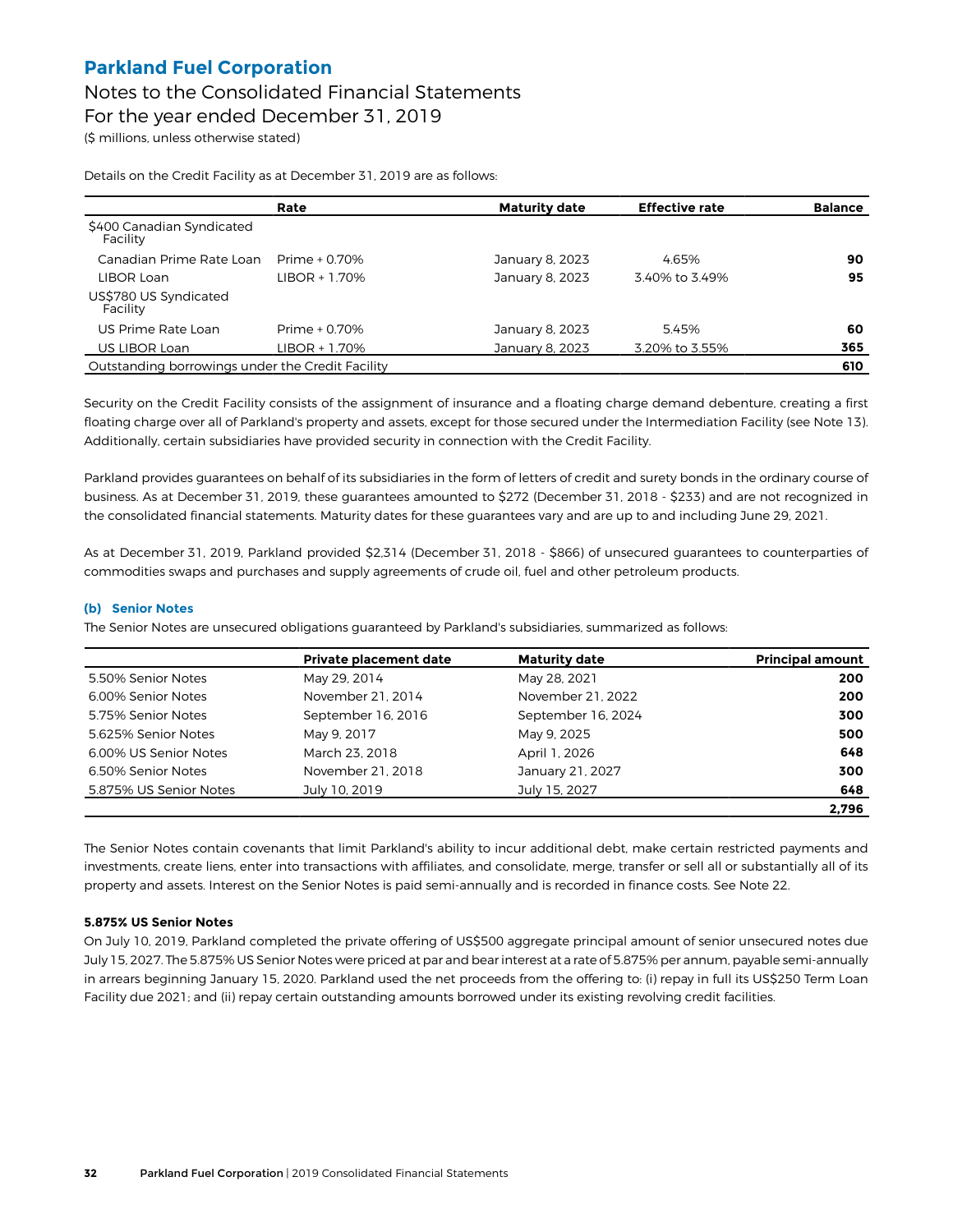# Parkland Fuel Corporation

## Notes to the Consolidated Financial Statements
## For the year ended December 31, 2019

($ millions, unless otherwise stated)

Details on the Credit Facility as at December 31, 2019 are as follows:

| | Rate | Maturity date | Effective rate | Balance |
|---|---|---|---|---|
| $400 Canadian Syndicated Facility | | | | |
| Canadian Prime Rate Loan | Prime + 0.70% | January 8, 2023 | 4.65% | **90** |
| LIBOR Loan | LIBOR + 1.70% | January 8, 2023 | 3.40% to 3.49% | **95** |
| US$780 US Syndicated Facility | | | | |
| US Prime Rate Loan | Prime + 0.70% | January 8, 2023 | 5.45% | **60** |
| US LIBOR Loan | LIBOR + 1.70% | January 8, 2023 | 3.20% to 3.55% | **365** |
| Outstanding borrowings under the Credit Facility | | | | **610** |

Security on the Credit Facility consists of the assignment of insurance and a floating charge demand debenture, creating a first floating charge over all of Parkland's property and assets, except for those secured under the Intermediation Facility (see Note 13). Additionally, certain subsidiaries have provided security in connection with the Credit Facility.

Parkland provides guarantees on behalf of its subsidiaries in the form of letters of credit and surety bonds in the ordinary course of business. As at December 31, 2019, these guarantees amounted to $272 (December 31, 2018 - $233) and are not recognized in the consolidated financial statements. Maturity dates for these guarantees vary and are up to and including June 29, 2021.

As at December 31, 2019, Parkland provided $2,314 (December 31, 2018 - $866) of unsecured guarantees to counterparties of commodities swaps and purchases and supply agreements of crude oil, fuel and other petroleum products.

### (b) Senior Notes

The Senior Notes are unsecured obligations guaranteed by Parkland's subsidiaries, summarized as follows:

| | Private placement date | Maturity date | Principal amount |
|---|---|---|---|
| 5.50% Senior Notes | May 29, 2014 | May 28, 2021 | **200** |
| 6.00% Senior Notes | November 21, 2014 | November 21, 2022 | **200** |
| 5.75% Senior Notes | September 16, 2016 | September 16, 2024 | **300** |
| 5.625% Senior Notes | May 9, 2017 | May 9, 2025 | **500** |
| 6.00% US Senior Notes | March 23, 2018 | April 1, 2026 | **648** |
| 6.50% Senior Notes | November 21, 2018 | January 21, 2027 | **300** |
| 5.875% US Senior Notes | July 10, 2019 | July 15, 2027 | **648** |
| | | | **2,796** |

The Senior Notes contain covenants that limit Parkland's ability to incur additional debt, make certain restricted payments and investments, create liens, enter into transactions with affiliates, and consolidate, merge, transfer or sell all or substantially all of its property and assets. Interest on the Senior Notes is paid semi-annually and is recorded in finance costs. See Note 22.

**5.875% US Senior Notes**

On July 10, 2019, Parkland completed the private offering of US$500 aggregate principal amount of senior unsecured notes due July 15, 2027. The 5.875% US Senior Notes were priced at par and bear interest at a rate of 5.875% per annum, payable semi-annually in arrears beginning January 15, 2020. Parkland used the net proceeds from the offering to: (i) repay in full its US$250 Term Loan Facility due 2021; and (ii) repay certain outstanding amounts borrowed under its existing revolving credit facilities.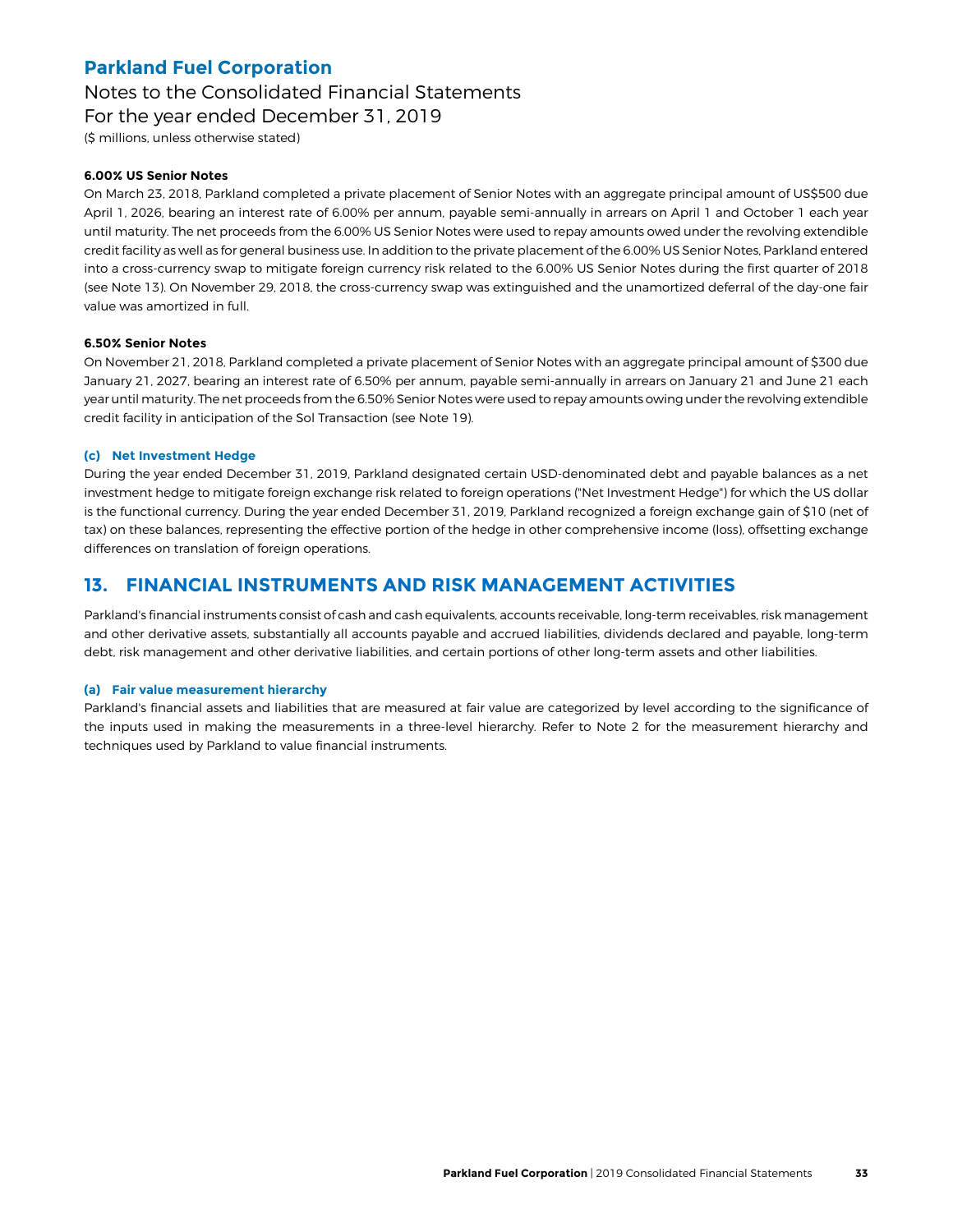**6.00% US Senior Notes**

On March 23, 2018, Parkland completed a private placement of Senior Notes with an aggregate principal amount of US$500 due April 1, 2026, bearing an interest rate of 6.00% per annum, payable semi-annually in arrears on April 1 and October 1 each year until maturity. The net proceeds from the 6.00% US Senior Notes were used to repay amounts owed under the revolving extendible credit facility as well as for general business use. In addition to the private placement of the 6.00% US Senior Notes, Parkland entered into a cross-currency swap to mitigate foreign currency risk related to the 6.00% US Senior Notes during the first quarter of 2018 (see Note 13). On November 29, 2018, the cross-currency swap was extinguished and the unamortized deferral of the day-one fair value was amortized in full.

**6.50% Senior Notes**

On November 21, 2018, Parkland completed a private placement of Senior Notes with an aggregate principal amount of $300 due January 21, 2027, bearing an interest rate of 6.50% per annum, payable semi-annually in arrears on January 21 and June 21 each year until maturity. The net proceeds from the 6.50% Senior Notes were used to repay amounts owing under the revolving extendible credit facility in anticipation of the Sol Transaction (see Note 19).

### (c) Net Investment Hedge

During the year ended December 31, 2019, Parkland designated certain USD-denominated debt and payable balances as a net investment hedge to mitigate foreign exchange risk related to foreign operations ("Net Investment Hedge") for which the US dollar is the functional currency. During the year ended December 31, 2019, Parkland recognized a foreign exchange gain of $10 (net of tax) on these balances, representing the effective portion of the hedge in other comprehensive income (loss), offsetting exchange differences on translation of foreign operations.

## 13. FINANCIAL INSTRUMENTS AND RISK MANAGEMENT ACTIVITIES

Parkland's financial instruments consist of cash and cash equivalents, accounts receivable, long-term receivables, risk management and other derivative assets, substantially all accounts payable and accrued liabilities, dividends declared and payable, long-term debt, risk management and other derivative liabilities, and certain portions of other long-term assets and other liabilities.

### (a) Fair value measurement hierarchy

Parkland's financial assets and liabilities that are measured at fair value are categorized by level according to the significance of the inputs used in making the measurements in a three-level hierarchy. Refer to Note 2 for the measurement hierarchy and techniques used by Parkland to value financial instruments.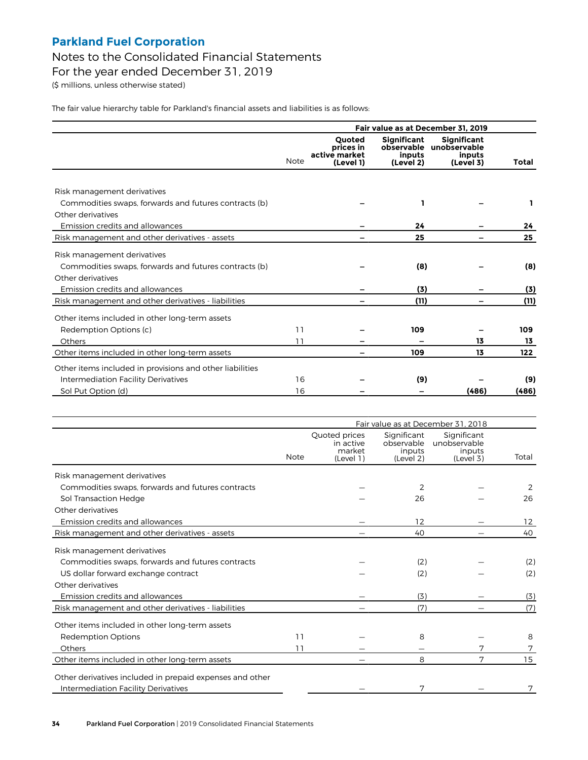# Parkland Fuel Corporation

## Notes to the Consolidated Financial Statements
## For the year ended December 31, 2019

($ millions, unless otherwise stated)

The fair value hierarchy table for Parkland's financial assets and liabilities is as follows:

| | | Fair value as at December 31, 2019 | | | |
|---|---|---|---|---|---|
| | **Note** | **Quoted prices in active market (Level 1)** | **Significant observable inputs (Level 2)** | **Significant unobservable inputs (Level 3)** | **Total** |
| Risk management derivatives | | | | | |
| Commodities swaps, forwards and futures contracts (b) | | – | **1** | – | **1** |
| Other derivatives | | | | | |
| Emission credits and allowances | | – | **24** | – | **24** |
| Risk management and other derivatives - assets | | – | **25** | – | **25** |
| Risk management derivatives | | | | | |
| Commodities swaps, forwards and futures contracts (b) | | – | **(8)** | – | **(8)** |
| Other derivatives | | | | | |
| Emission credits and allowances | | – | **(3)** | – | **(3)** |
| Risk management and other derivatives - liabilities | | – | **(11)** | – | **(11)** |
| Other items included in other long-term assets | | | | | |
| Redemption Options (c) | 11 | – | **109** | – | **109** |
| Others | 11 | – | – | **13** | **13** |
| Other items included in other long-term assets | | – | **109** | **13** | **122** |
| Other items included in provisions and other liabilities | | | | | |
| Intermediation Facility Derivatives | 16 | – | **(9)** | – | **(9)** |
| Sol Put Option (d) | 16 | – | – | **(486)** | **(486)** |

| | | Fair value as at December 31, 2018 | | | |
|---|---|---|---|---|---|
| | Note | Quoted prices in active market (Level 1) | Significant observable inputs (Level 2) | Significant unobservable inputs (Level 3) | Total |
| Risk management derivatives | | | | | |
| Commodities swaps, forwards and futures contracts | | — | 2 | — | 2 |
| Sol Transaction Hedge | | — | 26 | — | 26 |
| Other derivatives | | | | | |
| Emission credits and allowances | | — | 12 | — | 12 |
| Risk management and other derivatives - assets | | — | 40 | — | 40 |
| Risk management derivatives | | | | | |
| Commodities swaps, forwards and futures contracts | | — | (2) | — | (2) |
| US dollar forward exchange contract | | — | (2) | — | (2) |
| Other derivatives | | | | | |
| Emission credits and allowances | | — | (3) | — | (3) |
| Risk management and other derivatives - liabilities | | — | (7) | — | (7) |
| Other items included in other long-term assets | | | | | |
| Redemption Options | 11 | — | 8 | — | 8 |
| Others | 11 | — | — | 7 | 7 |
| Other items included in other long-term assets | | — | 8 | 7 | 15 |
| Other derivatives included in prepaid expenses and other | | | | | |
| Intermediation Facility Derivatives | | — | 7 | — | 7 |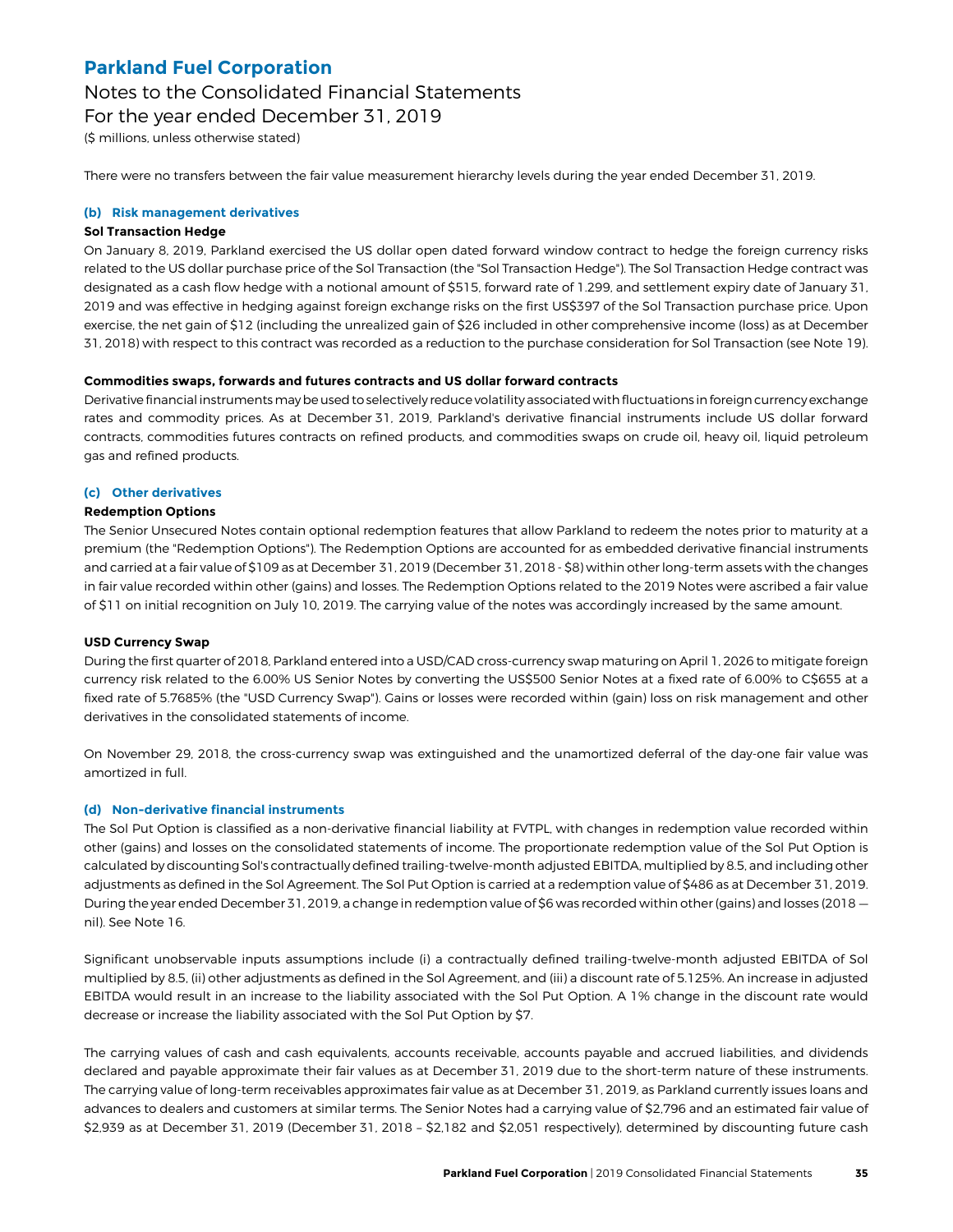There were no transfers between the fair value measurement hierarchy levels during the year ended December 31, 2019.

### (b) Risk management derivatives

**Sol Transaction Hedge**

On January 8, 2019, Parkland exercised the US dollar open dated forward window contract to hedge the foreign currency risks related to the US dollar purchase price of the Sol Transaction (the "Sol Transaction Hedge"). The Sol Transaction Hedge contract was designated as a cash flow hedge with a notional amount of $515, forward rate of 1.299, and settlement expiry date of January 31, 2019 and was effective in hedging against foreign exchange risks on the first US$397 of the Sol Transaction purchase price. Upon exercise, the net gain of $12 (including the unrealized gain of $26 included in other comprehensive income (loss) as at December 31, 2018) with respect to this contract was recorded as a reduction to the purchase consideration for Sol Transaction (see Note 19).

**Commodities swaps, forwards and futures contracts and US dollar forward contracts**

Derivative financial instruments may be used to selectively reduce volatility associated with fluctuations in foreign currency exchange rates and commodity prices. As at December 31, 2019, Parkland's derivative financial instruments include US dollar forward contracts, commodities futures contracts on refined products, and commodities swaps on crude oil, heavy oil, liquid petroleum gas and refined products.

### (c) Other derivatives

**Redemption Options**

The Senior Unsecured Notes contain optional redemption features that allow Parkland to redeem the notes prior to maturity at a premium (the "Redemption Options"). The Redemption Options are accounted for as embedded derivative financial instruments and carried at a fair value of $109 as at December 31, 2019 (December 31, 2018 - $8) within other long-term assets with the changes in fair value recorded within other (gains) and losses. The Redemption Options related to the 2019 Notes were ascribed a fair value of $11 on initial recognition on July 10, 2019. The carrying value of the notes was accordingly increased by the same amount.

**USD Currency Swap**

During the first quarter of 2018, Parkland entered into a USD/CAD cross-currency swap maturing on April 1, 2026 to mitigate foreign currency risk related to the 6.00% US Senior Notes by converting the US$500 Senior Notes at a fixed rate of 6.00% to C$655 at a fixed rate of 5.7685% (the "USD Currency Swap"). Gains or losses were recorded within (gain) loss on risk management and other derivatives in the consolidated statements of income.

On November 29, 2018, the cross-currency swap was extinguished and the unamortized deferral of the day-one fair value was amortized in full.

### (d) Non-derivative financial instruments

The Sol Put Option is classified as a non-derivative financial liability at FVTPL, with changes in redemption value recorded within other (gains) and losses on the consolidated statements of income. The proportionate redemption value of the Sol Put Option is calculated by discounting Sol's contractually defined trailing-twelve-month adjusted EBITDA, multiplied by 8.5, and including other adjustments as defined in the Sol Agreement. The Sol Put Option is carried at a redemption value of $486 as at December 31, 2019. During the year ended December 31, 2019, a change in redemption value of $6 was recorded within other (gains) and losses (2018 — nil). See Note 16.

Significant unobservable inputs assumptions include (i) a contractually defined trailing-twelve-month adjusted EBITDA of Sol multiplied by 8.5, (ii) other adjustments as defined in the Sol Agreement, and (iii) a discount rate of 5.125%. An increase in adjusted EBITDA would result in an increase to the liability associated with the Sol Put Option. A 1% change in the discount rate would decrease or increase the liability associated with the Sol Put Option by $7.

The carrying values of cash and cash equivalents, accounts receivable, accounts payable and accrued liabilities, and dividends declared and payable approximate their fair values as at December 31, 2019 due to the short-term nature of these instruments. The carrying value of long-term receivables approximates fair value as at December 31, 2019, as Parkland currently issues loans and advances to dealers and customers at similar terms. The Senior Notes had a carrying value of $2,796 and an estimated fair value of $2,939 as at December 31, 2019 (December 31, 2018 – $2,182 and $2,051 respectively), determined by discounting future cash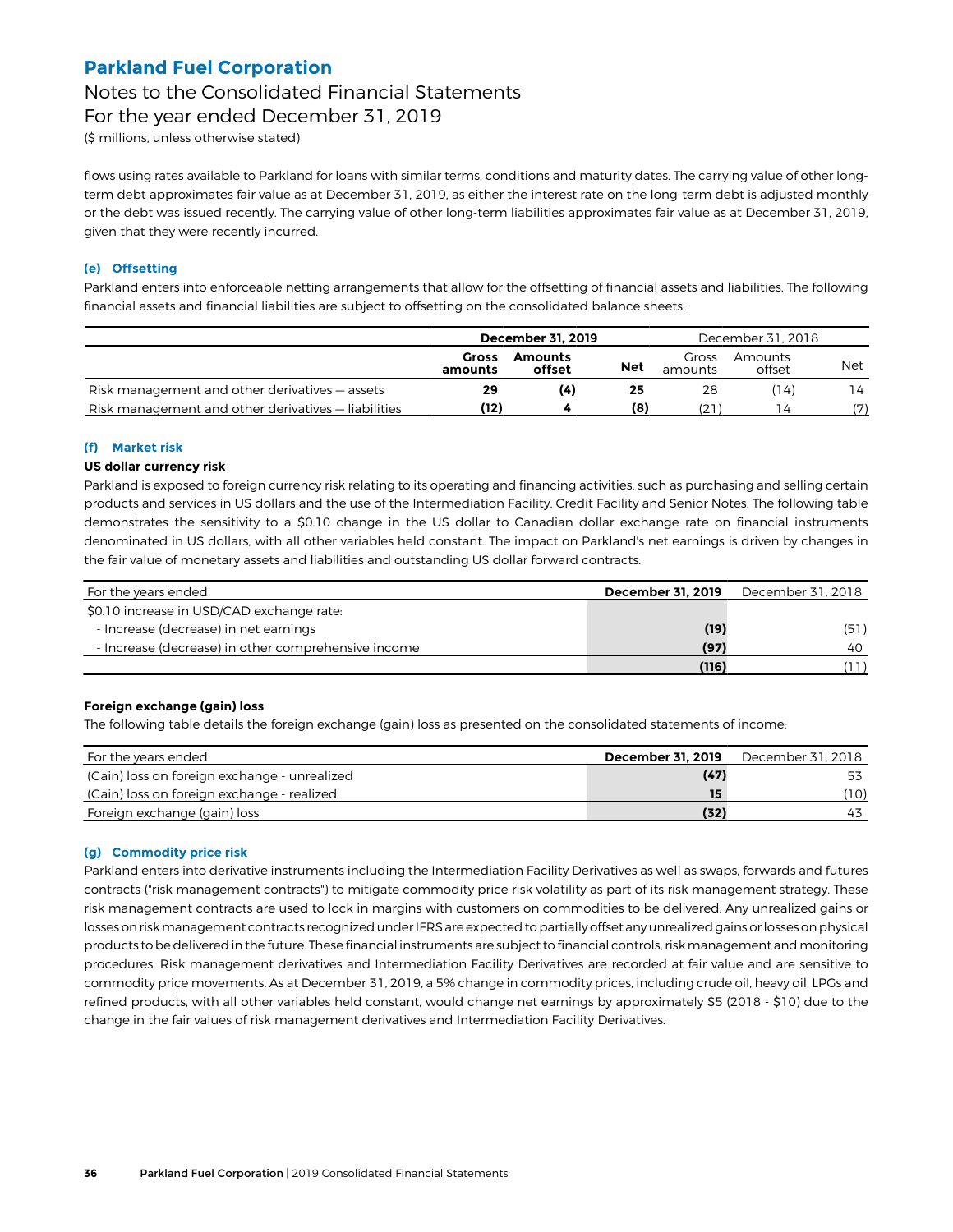flows using rates available to Parkland for loans with similar terms, conditions and maturity dates. The carrying value of other long-term debt approximates fair value as at December 31, 2019, as either the interest rate on the long-term debt is adjusted monthly or the debt was issued recently. The carrying value of other long-term liabilities approximates fair value as at December 31, 2019, given that they were recently incurred.

#### (e) Offsetting

Parkland enters into enforceable netting arrangements that allow for the offsetting of financial assets and liabilities. The following financial assets and financial liabilities are subject to offsetting on the consolidated balance sheets:

| | **December 31, 2019** | | | December 31, 2018 | | |
|---|---|---|---|---|---|---|
| | **Gross amounts** | **Amounts offset** | **Net** | Gross amounts | Amounts offset | Net |
| Risk management and other derivatives — assets | **29** | **(4)** | **25** | 28 | (14) | 14 |
| Risk management and other derivatives — liabilities | **(12)** | **4** | **(8)** | (21) | 14 | (7) |

#### (f) Market risk

**US dollar currency risk**

Parkland is exposed to foreign currency risk relating to its operating and financing activities, such as purchasing and selling certain products and services in US dollars and the use of the Intermediation Facility, Credit Facility and Senior Notes. The following table demonstrates the sensitivity to a $0.10 change in the US dollar to Canadian dollar exchange rate on financial instruments denominated in US dollars, with all other variables held constant. The impact on Parkland's net earnings is driven by changes in the fair value of monetary assets and liabilities and outstanding US dollar forward contracts.

| For the years ended | **December 31, 2019** | December 31, 2018 |
|---|---|---|
| $0.10 increase in USD/CAD exchange rate: | | |
| - Increase (decrease) in net earnings | **(19)** | (51) |
| - Increase (decrease) in other comprehensive income | **(97)** | 40 |
| | **(116)** | (11) |

**Foreign exchange (gain) loss**

The following table details the foreign exchange (gain) loss as presented on the consolidated statements of income:

| For the years ended | **December 31, 2019** | December 31, 2018 |
|---|---|---|
| (Gain) loss on foreign exchange - unrealized | **(47)** | 53 |
| (Gain) loss on foreign exchange - realized | **15** | (10) |
| Foreign exchange (gain) loss | **(32)** | 43 |

#### (g) Commodity price risk

Parkland enters into derivative instruments including the Intermediation Facility Derivatives as well as swaps, forwards and futures contracts ("risk management contracts") to mitigate commodity price risk volatility as part of its risk management strategy. These risk management contracts are used to lock in margins with customers on commodities to be delivered. Any unrealized gains or losses on risk management contracts recognized under IFRS are expected to partially offset any unrealized gains or losses on physical products to be delivered in the future. These financial instruments are subject to financial controls, risk management and monitoring procedures. Risk management derivatives and Intermediation Facility Derivatives are recorded at fair value and are sensitive to commodity price movements. As at December 31, 2019, a 5% change in commodity prices, including crude oil, heavy oil, LPGs and refined products, with all other variables held constant, would change net earnings by approximately $5 (2018 - $10) due to the change in the fair values of risk management derivatives and Intermediation Facility Derivatives.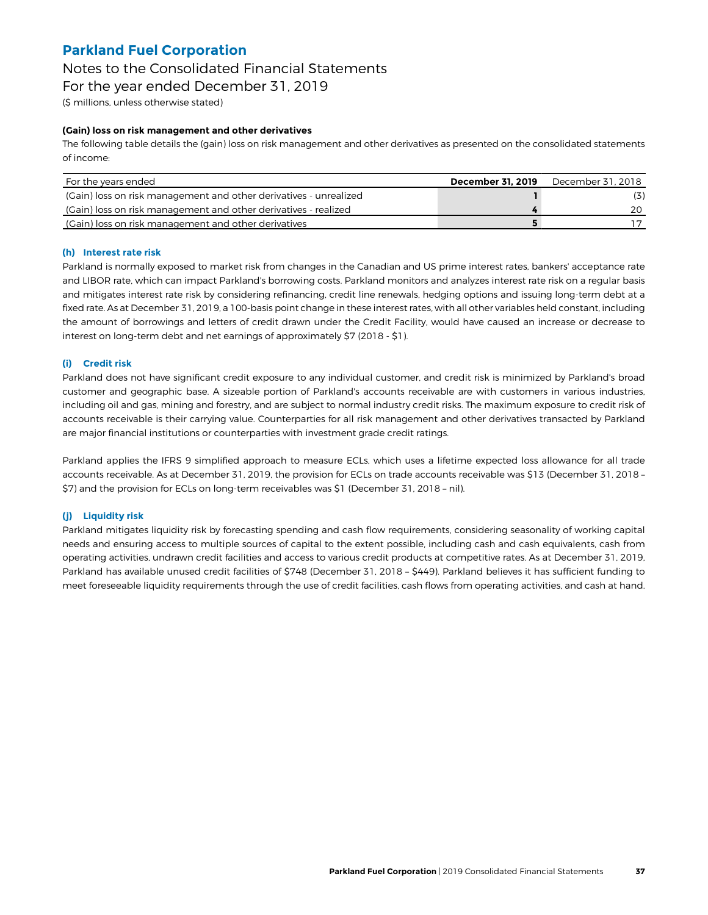**(Gain) loss on risk management and other derivatives**

The following table details the (gain) loss on risk management and other derivatives as presented on the consolidated statements of income:

| For the years ended | **December 31, 2019** | December 31, 2018 |
|---|---|---|
| (Gain) loss on risk management and other derivatives - unrealized | **1** | (3) |
| (Gain) loss on risk management and other derivatives - realized | **4** | 20 |
| (Gain) loss on risk management and other derivatives | **5** | 17 |

### (h) Interest rate risk

Parkland is normally exposed to market risk from changes in the Canadian and US prime interest rates, bankers' acceptance rate and LIBOR rate, which can impact Parkland's borrowing costs. Parkland monitors and analyzes interest rate risk on a regular basis and mitigates interest rate risk by considering refinancing, credit line renewals, hedging options and issuing long-term debt at a fixed rate. As at December 31, 2019, a 100-basis point change in these interest rates, with all other variables held constant, including the amount of borrowings and letters of credit drawn under the Credit Facility, would have caused an increase or decrease to interest on long-term debt and net earnings of approximately $7 (2018 - $1).

### (i) Credit risk

Parkland does not have significant credit exposure to any individual customer, and credit risk is minimized by Parkland's broad customer and geographic base. A sizeable portion of Parkland's accounts receivable are with customers in various industries, including oil and gas, mining and forestry, and are subject to normal industry credit risks. The maximum exposure to credit risk of accounts receivable is their carrying value. Counterparties for all risk management and other derivatives transacted by Parkland are major financial institutions or counterparties with investment grade credit ratings.

Parkland applies the IFRS 9 simplified approach to measure ECLs, which uses a lifetime expected loss allowance for all trade accounts receivable. As at December 31, 2019, the provision for ECLs on trade accounts receivable was $13 (December 31, 2018 – $7) and the provision for ECLs on long-term receivables was $1 (December 31, 2018 – nil).

### (j) Liquidity risk

Parkland mitigates liquidity risk by forecasting spending and cash flow requirements, considering seasonality of working capital needs and ensuring access to multiple sources of capital to the extent possible, including cash and cash equivalents, cash from operating activities, undrawn credit facilities and access to various credit products at competitive rates. As at December 31, 2019, Parkland has available unused credit facilities of $748 (December 31, 2018 – $449). Parkland believes it has sufficient funding to meet foreseeable liquidity requirements through the use of credit facilities, cash flows from operating activities, and cash at hand.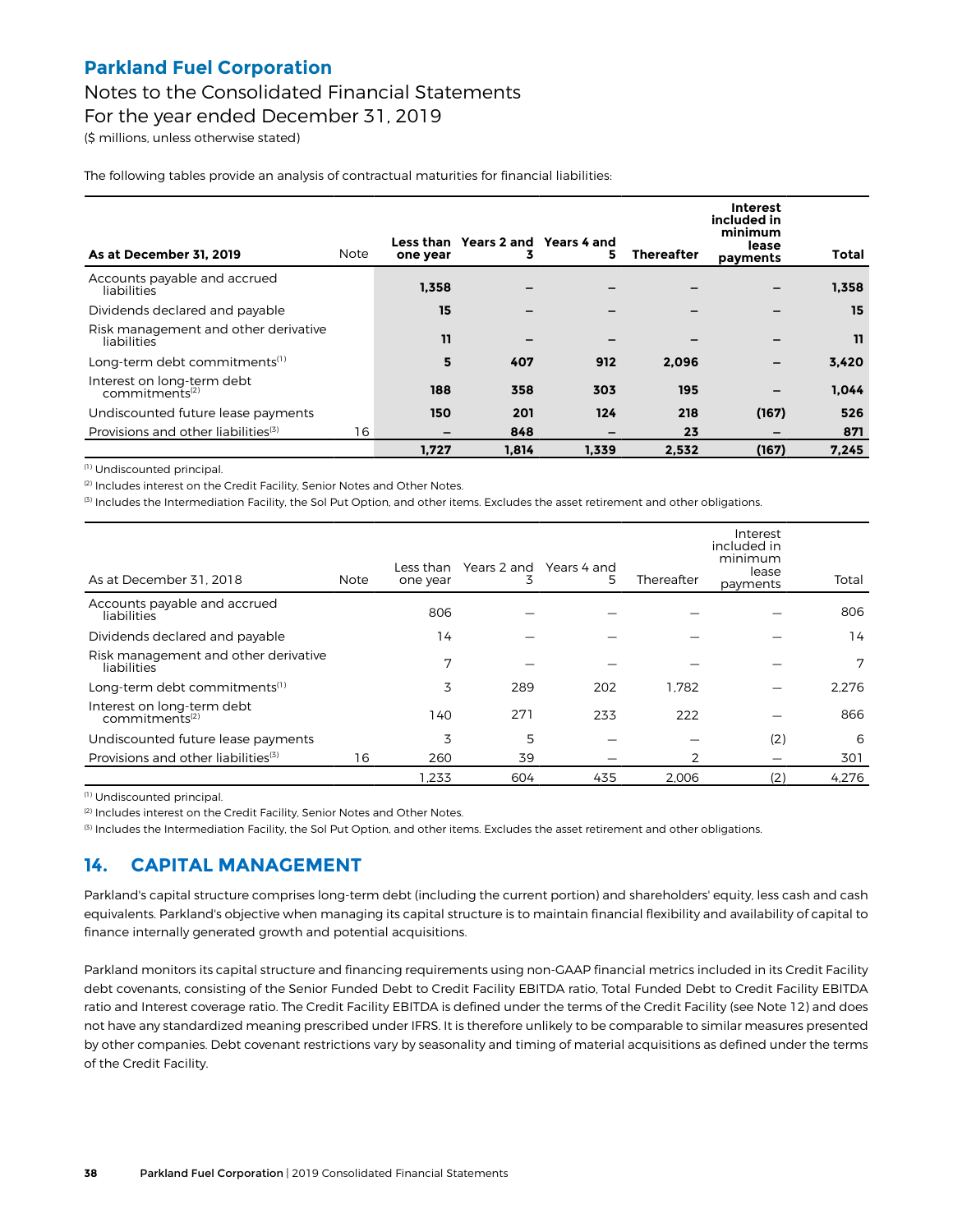The following tables provide an analysis of contractual maturities for financial liabilities:

| As at December 31, 2019 | Note | Less than one year | Years 2 and 3 | Years 4 and 5 | Thereafter | Interest included in minimum lease payments | Total |
|---|---|---|---|---|---|---|---|
| Accounts payable and accrued liabilities | | **1,358** | **—** | **—** | **—** | **—** | **1,358** |
| Dividends declared and payable | | **15** | **—** | **—** | **—** | **—** | **15** |
| Risk management and other derivative liabilities | | **11** | **—** | **—** | **—** | **—** | **11** |
| Long-term debt commitments[1] | | **5** | **407** | **912** | **2,096** | **—** | **3,420** |
| Interest on long-term debt commitments[2] | | **188** | **358** | **303** | **195** | **—** | **1,044** |
| Undiscounted future lease payments | | **150** | **201** | **124** | **218** | **(167)** | **526** |
| Provisions and other liabilities[3] | 16 | **—** | **848** | **—** | **23** | **—** | **871** |
| | | **1,727** | **1,814** | **1,339** | **2,532** | **(167)** | **7,245** |

[1] Undiscounted principal.

[2] Includes interest on the Credit Facility, Senior Notes and Other Notes.

[3] Includes the Intermediation Facility, the Sol Put Option, and other items. Excludes the asset retirement and other obligations.

| As at December 31, 2018 | Note | Less than one year | Years 2 and 3 | Years 4 and 5 | Thereafter | Interest included in minimum lease payments | Total |
|---|---|---|---|---|---|---|---|
| Accounts payable and accrued liabilities | | 806 | — | — | — | — | 806 |
| Dividends declared and payable | | 14 | — | — | — | — | 14 |
| Risk management and other derivative liabilities | | 7 | — | — | — | — | 7 |
| Long-term debt commitments[1] | | 3 | 289 | 202 | 1,782 | — | 2,276 |
| Interest on long-term debt commitments[2] | | 140 | 271 | 233 | 222 | — | 866 |
| Undiscounted future lease payments | | 3 | 5 | — | — | (2) | 6 |
| Provisions and other liabilities[3] | 16 | 260 | 39 | — | 2 | — | 301 |
| | | 1,233 | 604 | 435 | 2,006 | (2) | 4,276 |

[1] Undiscounted principal.

[2] Includes interest on the Credit Facility, Senior Notes and Other Notes.

[3] Includes the Intermediation Facility, the Sol Put Option, and other items. Excludes the asset retirement and other obligations.

## 14. CAPITAL MANAGEMENT

Parkland's capital structure comprises long-term debt (including the current portion) and shareholders' equity, less cash and cash equivalents. Parkland's objective when managing its capital structure is to maintain financial flexibility and availability of capital to finance internally generated growth and potential acquisitions.

Parkland monitors its capital structure and financing requirements using non-GAAP financial metrics included in its Credit Facility debt covenants, consisting of the Senior Funded Debt to Credit Facility EBITDA ratio, Total Funded Debt to Credit Facility EBITDA ratio and Interest coverage ratio. The Credit Facility EBITDA is defined under the terms of the Credit Facility (see Note 12) and does not have any standardized meaning prescribed under IFRS. It is therefore unlikely to be comparable to similar measures presented by other companies. Debt covenant restrictions vary by seasonality and timing of material acquisitions as defined under the terms of the Credit Facility.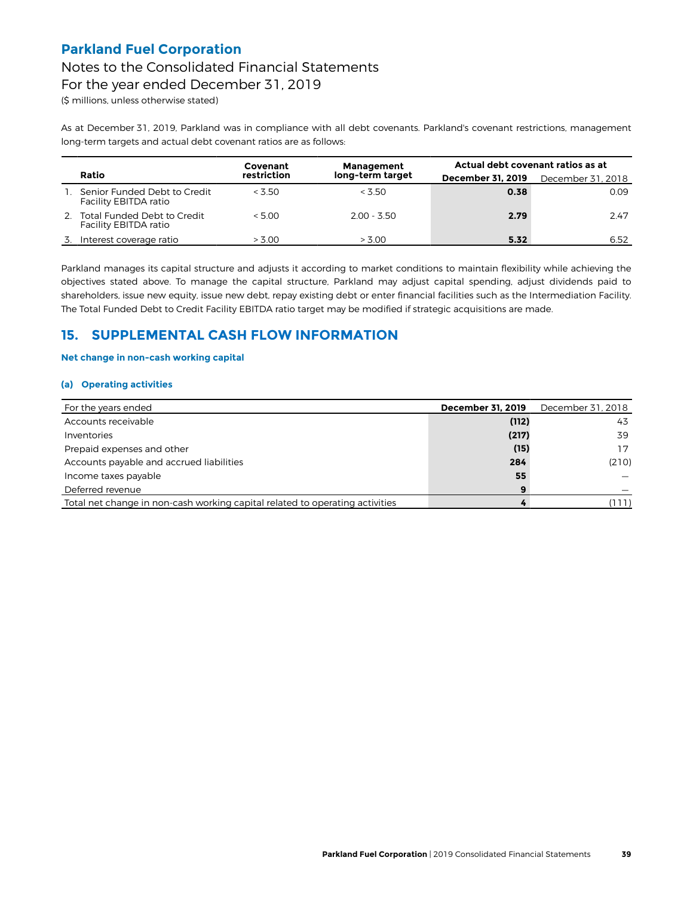As at December 31, 2019, Parkland was in compliance with all debt covenants. Parkland's covenant restrictions, management long-term targets and actual debt covenant ratios are as follows:

| | Ratio | Covenant restriction | Management long-term target | Actual debt covenant ratios as at | |
|---|---|---|---|---|---|
| | | | | **December 31, 2019** | December 31, 2018 |
| 1. | Senior Funded Debt to Credit Facility EBITDA ratio | < 3.50 | < 3.50 | **0.38** | 0.09 |
| 2. | Total Funded Debt to Credit Facility EBITDA ratio | < 5.00 | 2.00 - 3.50 | **2.79** | 2.47 |
| 3. | Interest coverage ratio | > 3.00 | > 3.00 | **5.32** | 6.52 |

Parkland manages its capital structure and adjusts it according to market conditions to maintain flexibility while achieving the objectives stated above. To manage the capital structure, Parkland may adjust capital spending, adjust dividends paid to shareholders, issue new equity, issue new debt, repay existing debt or enter financial facilities such as the Intermediation Facility. The Total Funded Debt to Credit Facility EBITDA ratio target may be modified if strategic acquisitions are made.

## 15. SUPPLEMENTAL CASH FLOW INFORMATION

**Net change in non-cash working capital**

**(a) Operating activities**

| For the years ended | **December 31, 2019** | December 31, 2018 |
|---|---|---|
| Accounts receivable | **(112)** | 43 |
| Inventories | **(217)** | 39 |
| Prepaid expenses and other | **(15)** | 17 |
| Accounts payable and accrued liabilities | **284** | (210) |
| Income taxes payable | **55** | — |
| Deferred revenue | **9** | — |
| Total net change in non-cash working capital related to operating activities | **4** | (111) |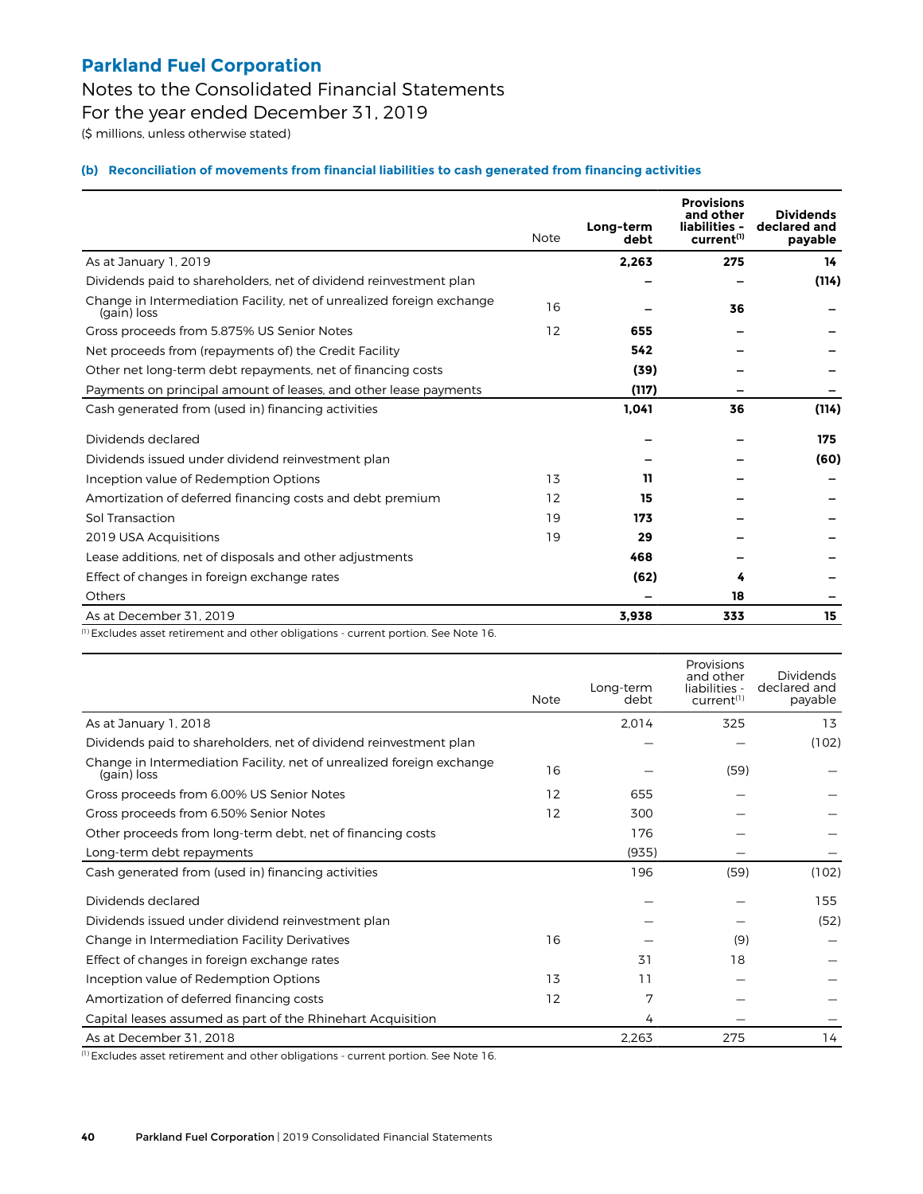# Parkland Fuel Corporation

## Notes to the Consolidated Financial Statements

## For the year ended December 31, 2019

($ millions, unless otherwise stated)

### (b) Reconciliation of movements from financial liabilities to cash generated from financing activities

| | Note | Long-term debt | Provisions and other liabilities - current[1] | Dividends declared and payable |
|---|---|---|---|---|
| As at January 1, 2019 | | **2,263** | **275** | **14** |
| Dividends paid to shareholders, net of dividend reinvestment plan | | **—** | **—** | **(114)** |
| Change in Intermediation Facility, net of unrealized foreign exchange (gain) loss | 16 | **—** | **36** | **—** |
| Gross proceeds from 5.875% US Senior Notes | 12 | **655** | **—** | **—** |
| Net proceeds from (repayments of) the Credit Facility | | **542** | **—** | **—** |
| Other net long-term debt repayments, net of financing costs | | **(39)** | **—** | **—** |
| Payments on principal amount of leases, and other lease payments | | **(117)** | **—** | **—** |
| Cash generated from (used in) financing activities | | **1,041** | **36** | **(114)** |
| Dividends declared | | **—** | **—** | **175** |
| Dividends issued under dividend reinvestment plan | | **—** | **—** | **(60)** |
| Inception value of Redemption Options | 13 | **11** | **—** | **—** |
| Amortization of deferred financing costs and debt premium | 12 | **15** | **—** | **—** |
| Sol Transaction | 19 | **173** | **—** | **—** |
| 2019 USA Acquisitions | 19 | **29** | **—** | **—** |
| Lease additions, net of disposals and other adjustments | | **468** | **—** | **—** |
| Effect of changes in foreign exchange rates | | **(62)** | **4** | **—** |
| Others | | **—** | **18** | **—** |
| As at December 31, 2019 | | **3,938** | **333** | **15** |

[1] Excludes asset retirement and other obligations - current portion. See Note 16.

| | Note | Long-term debt | Provisions and other liabilities - current[1] | Dividends declared and payable |
|---|---|---|---|---|
| As at January 1, 2018 | | 2,014 | 325 | 13 |
| Dividends paid to shareholders, net of dividend reinvestment plan | | — | — | (102) |
| Change in Intermediation Facility, net of unrealized foreign exchange (gain) loss | 16 | — | (59) | — |
| Gross proceeds from 6.00% US Senior Notes | 12 | 655 | — | — |
| Gross proceeds from 6.50% Senior Notes | 12 | 300 | — | — |
| Other proceeds from long-term debt, net of financing costs | | 176 | — | — |
| Long-term debt repayments | | (935) | — | — |
| Cash generated from (used in) financing activities | | 196 | (59) | (102) |
| Dividends declared | | — | — | 155 |
| Dividends issued under dividend reinvestment plan | | — | — | (52) |
| Change in Intermediation Facility Derivatives | 16 | — | (9) | — |
| Effect of changes in foreign exchange rates | | 31 | 18 | — |
| Inception value of Redemption Options | 13 | 11 | — | — |
| Amortization of deferred financing costs | 12 | 7 | — | — |
| Capital leases assumed as part of the Rhinehart Acquisition | | 4 | — | — |
| As at December 31, 2018 | | 2,263 | 275 | 14 |

[1] Excludes asset retirement and other obligations - current portion. See Note 16.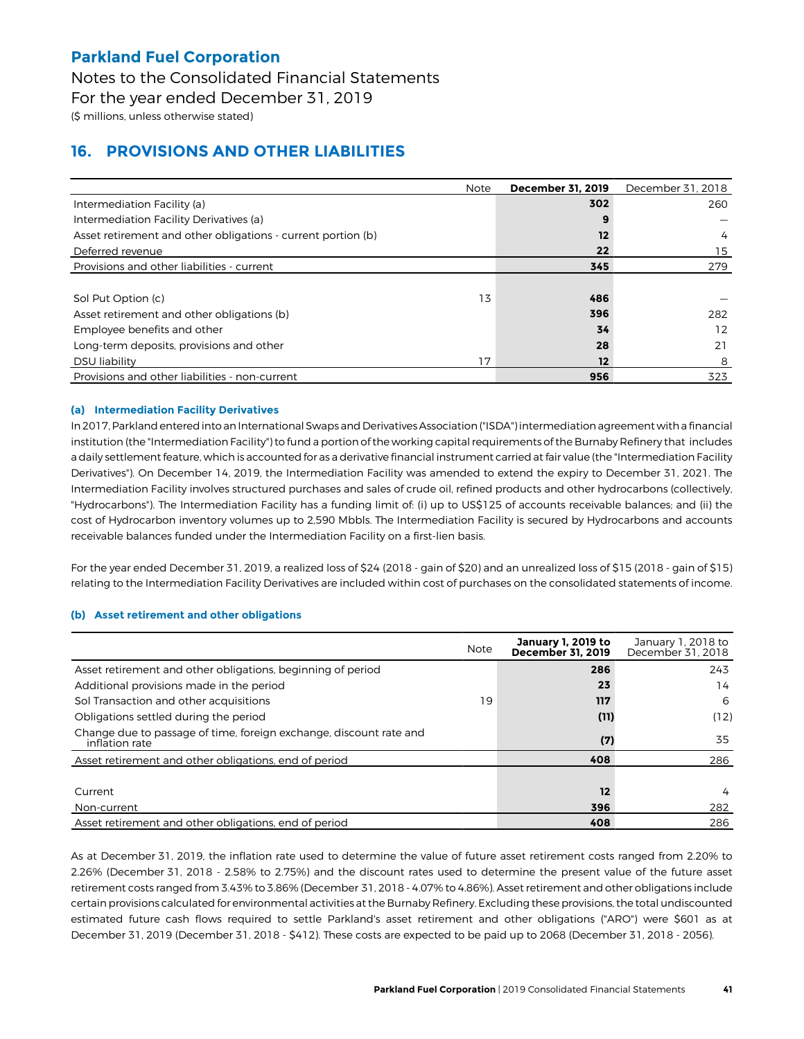**Parkland Fuel Corporation**

Notes to the Consolidated Financial Statements
For the year ended December 31, 2019
($ millions, unless otherwise stated)

## 16. PROVISIONS AND OTHER LIABILITIES

| | Note | **December 31, 2019** | December 31, 2018 |
|---|---|---|---|
| Intermediation Facility (a) | | **302** | 260 |
| Intermediation Facility Derivatives (a) | | **9** | — |
| Asset retirement and other obligations - current portion (b) | | **12** | 4 |
| Deferred revenue | | **22** | 15 |
| Provisions and other liabilities - current | | **345** | 279 |
| | | | |
| Sol Put Option (c) | 13 | **486** | — |
| Asset retirement and other obligations (b) | | **396** | 282 |
| Employee benefits and other | | **34** | 12 |
| Long-term deposits, provisions and other | | **28** | 21 |
| DSU liability | 17 | **12** | 8 |
| Provisions and other liabilities - non-current | | **956** | 323 |

### (a) Intermediation Facility Derivatives

In 2017, Parkland entered into an International Swaps and Derivatives Association ("ISDA") intermediation agreement with a financial institution (the "Intermediation Facility") to fund a portion of the working capital requirements of the Burnaby Refinery that includes a daily settlement feature, which is accounted for as a derivative financial instrument carried at fair value (the "Intermediation Facility Derivatives"). On December 14, 2019, the Intermediation Facility was amended to extend the expiry to December 31, 2021. The Intermediation Facility involves structured purchases and sales of crude oil, refined products and other hydrocarbons (collectively, "Hydrocarbons"). The Intermediation Facility has a funding limit of: (i) up to US$125 of accounts receivable balances; and (ii) the cost of Hydrocarbon inventory volumes up to 2,590 Mbbls. The Intermediation Facility is secured by Hydrocarbons and accounts receivable balances funded under the Intermediation Facility on a first-lien basis.

For the year ended December 31, 2019, a realized loss of $24 (2018 - gain of $20) and an unrealized loss of $15 (2018 - gain of $15) relating to the Intermediation Facility Derivatives are included within cost of purchases on the consolidated statements of income.

### (b) Asset retirement and other obligations

| | Note | **January 1, 2019 to December 31, 2019** | January 1, 2018 to December 31, 2018 |
|---|---|---|---|
| Asset retirement and other obligations, beginning of period | | **286** | 243 |
| Additional provisions made in the period | | **23** | 14 |
| Sol Transaction and other acquisitions | 19 | **117** | 6 |
| Obligations settled during the period | | **(11)** | (12) |
| Change due to passage of time, foreign exchange, discount rate and inflation rate | | **(7)** | 35 |
| Asset retirement and other obligations, end of period | | **408** | 286 |
| | | | |
| Current | | **12** | 4 |
| Non-current | | **396** | 282 |
| Asset retirement and other obligations, end of period | | **408** | 286 |

As at December 31, 2019, the inflation rate used to determine the value of future asset retirement costs ranged from 2.20% to 2.26% (December 31, 2018 - 2.58% to 2.75%) and the discount rates used to determine the present value of the future asset retirement costs ranged from 3.43% to 3.86% (December 31, 2018 - 4.07% to 4.86%). Asset retirement and other obligations include certain provisions calculated for environmental activities at the Burnaby Refinery. Excluding these provisions, the total undiscounted estimated future cash flows required to settle Parkland's asset retirement and other obligations ("ARO") were $601 as at December 31, 2019 (December 31, 2018 - $412). These costs are expected to be paid up to 2068 (December 31, 2018 - 2056).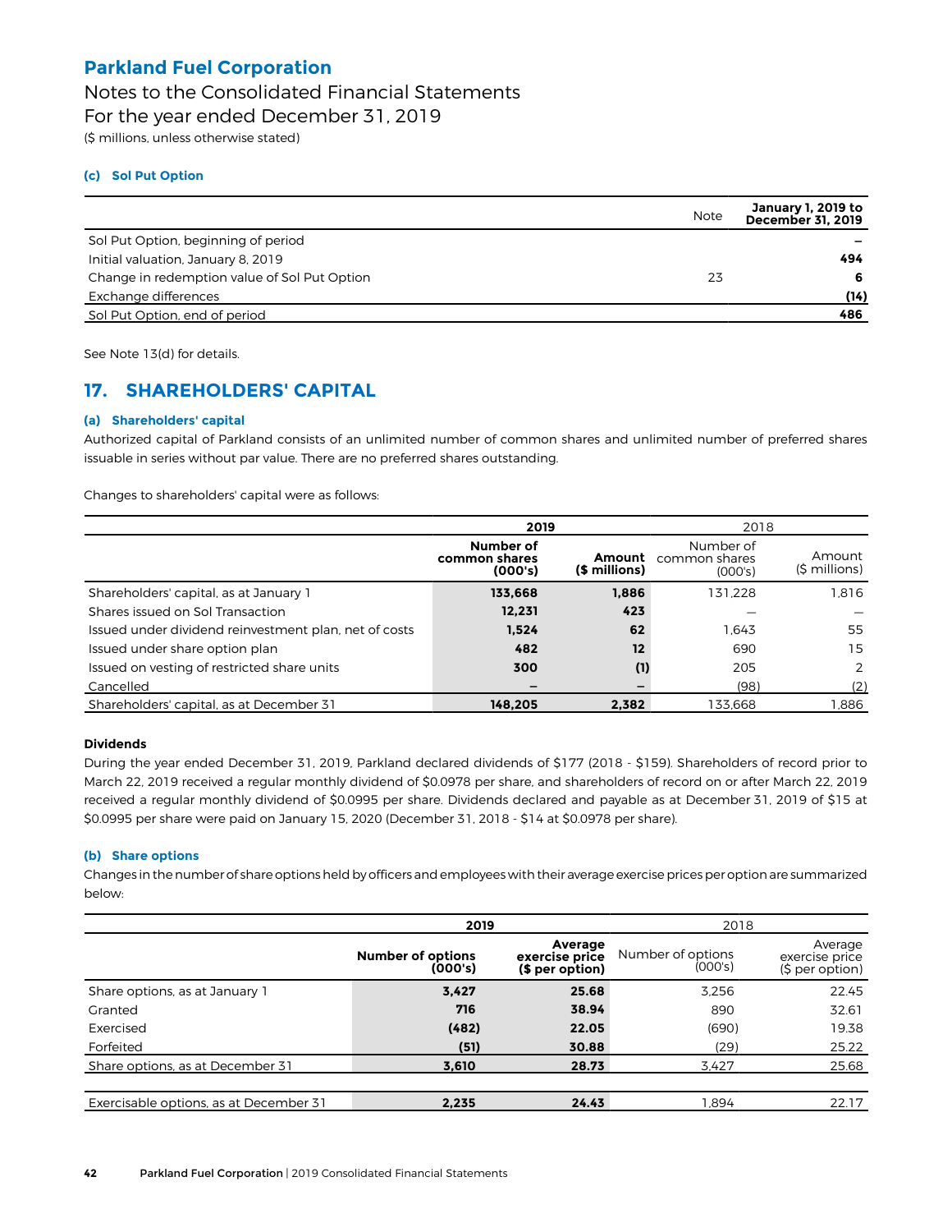### (c) Sol Put Option

| | Note | January 1, 2019 to December 31, 2019 |
|---|---|---|
| Sol Put Option, beginning of period | | – |
| Initial valuation, January 8, 2019 | | **494** |
| Change in redemption value of Sol Put Option | 23 | **6** |
| Exchange differences | | **(14)** |
| Sol Put Option, end of period | | **486** |

See Note 13(d) for details.

## 17. SHAREHOLDERS' CAPITAL

### (a) Shareholders' capital

Authorized capital of Parkland consists of an unlimited number of common shares and unlimited number of preferred shares issuable in series without par value. There are no preferred shares outstanding.

Changes to shareholders' capital were as follows:

| | **2019** | | 2018 | |
|---|---|---|---|---|
| | **Number of common shares (000's)** | **Amount ($ millions)** | Number of common shares (000's) | Amount ($ millions) |
| Shareholders' capital, as at January 1 | **133,668** | **1,886** | 131,228 | 1,816 |
| Shares issued on Sol Transaction | **12,231** | **423** | — | — |
| Issued under dividend reinvestment plan, net of costs | **1,524** | **62** | 1,643 | 55 |
| Issued under share option plan | **482** | **12** | 690 | 15 |
| Issued on vesting of restricted share units | **300** | **(1)** | 205 | 2 |
| Cancelled | **–** | **–** | (98) | (2) |
| Shareholders' capital, as at December 31 | **148,205** | **2,382** | 133,668 | 1,886 |

**Dividends**

During the year ended December 31, 2019, Parkland declared dividends of $177 (2018 - $159). Shareholders of record prior to March 22, 2019 received a regular monthly dividend of $0.0978 per share, and shareholders of record on or after March 22, 2019 received a regular monthly dividend of $0.0995 per share. Dividends declared and payable as at December 31, 2019 of $15 at $0.0995 per share were paid on January 15, 2020 (December 31, 2018 - $14 at $0.0978 per share).

### (b) Share options

Changes in the number of share options held by officers and employees with their average exercise prices per option are summarized below:

| | **2019** | | 2018 | |
|---|---|---|---|---|
| | **Number of options (000's)** | **Average exercise price ($ per option)** | Number of options (000's) | Average exercise price ($ per option) |
| Share options, as at January 1 | **3,427** | **25.68** | 3,256 | 22.45 |
| Granted | **716** | **38.94** | 890 | 32.61 |
| Exercised | **(482)** | **22.05** | (690) | 19.38 |
| Forfeited | **(51)** | **30.88** | (29) | 25.22 |
| Share options, as at December 31 | **3,610** | **28.73** | 3,427 | 25.68 |
| | | | | |
| Exercisable options, as at December 31 | **2,235** | **24.43** | 1,894 | 22.17 |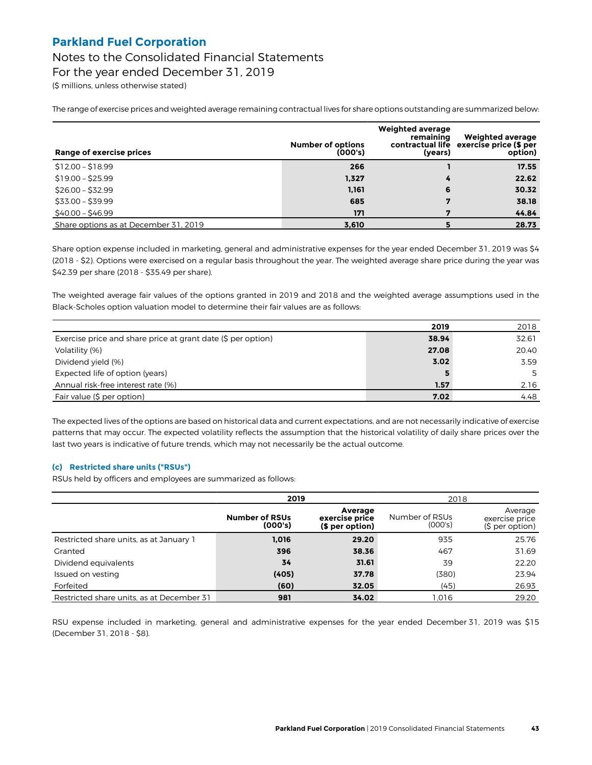The range of exercise prices and weighted average remaining contractual lives for share options outstanding are summarized below:

| Range of exercise prices | Number of options (000's) | Weighted average remaining contractual life (years) | Weighted average exercise price ($ per option) |
|---|---|---|---|
| $12.00 – $18.99 | 266 | 1 | 17.55 |
| $19.00 – $25.99 | 1,327 | 4 | 22.62 |
| $26.00 – $32.99 | 1,161 | 6 | 30.32 |
| $33.00 – $39.99 | 685 | 7 | 38.18 |
| $40.00 – $46.99 | 171 | 7 | 44.84 |
| Share options as at December 31, 2019 | 3,610 | 5 | 28.73 |

Share option expense included in marketing, general and administrative expenses for the year ended December 31, 2019 was $4 (2018 - $2). Options were exercised on a regular basis throughout the year. The weighted average share price during the year was $42.39 per share (2018 - $35.49 per share).

The weighted average fair values of the options granted in 2019 and 2018 and the weighted average assumptions used in the Black-Scholes option valuation model to determine their fair values are as follows:

| | 2019 | 2018 |
|---|---|---|
| Exercise price and share price at grant date ($ per option) | 38.94 | 32.61 |
| Volatility (%) | 27.08 | 20.40 |
| Dividend yield (%) | 3.02 | 3.59 |
| Expected life of option (years) | 5 | 5 |
| Annual risk-free interest rate (%) | 1.57 | 2.16 |
| Fair value ($ per option) | 7.02 | 4.48 |

The expected lives of the options are based on historical data and current expectations, and are not necessarily indicative of exercise patterns that may occur. The expected volatility reflects the assumption that the historical volatility of daily share prices over the last two years is indicative of future trends, which may not necessarily be the actual outcome.

### (c) Restricted share units ("RSUs")

RSUs held by officers and employees are summarized as follows:

| | 2019 | | 2018 | |
|---|---|---|---|---|
| | Number of RSUs (000's) | Average exercise price ($ per option) | Number of RSUs (000's) | Average exercise price ($ per option) |
| Restricted share units, as at January 1 | 1,016 | 29.20 | 935 | 25.76 |
| Granted | 396 | 38.36 | 467 | 31.69 |
| Dividend equivalents | 34 | 31.61 | 39 | 22.20 |
| Issued on vesting | (405) | 37.78 | (380) | 23.94 |
| Forfeited | (60) | 32.05 | (45) | 26.93 |
| Restricted share units, as at December 31 | 981 | 34.02 | 1,016 | 29.20 |

RSU expense included in marketing, general and administrative expenses for the year ended December 31, 2019 was $15 (December 31, 2018 - $8).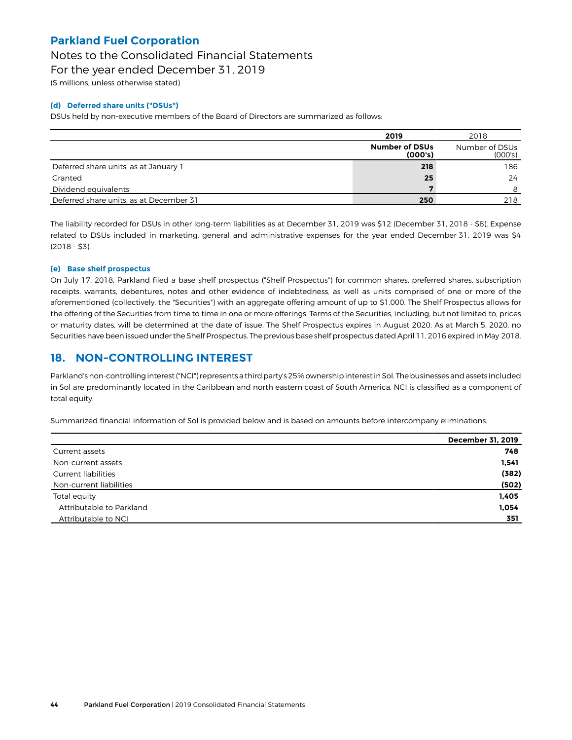# Parkland Fuel Corporation

Notes to the Consolidated Financial Statements
For the year ended December 31, 2019
($ millions, unless otherwise stated)

### (d) Deferred share units ("DSUs")

DSUs held by non-executive members of the Board of Directors are summarized as follows:

| | 2019 | 2018 |
|---|---|---|
| | **Number of DSUs (000's)** | Number of DSUs (000's) |
| Deferred share units, as at January 1 | **218** | 186 |
| Granted | **25** | 24 |
| Dividend equivalents | **7** | 8 |
| Deferred share units, as at December 31 | **250** | 218 |

The liability recorded for DSUs in other long-term liabilities as at December 31, 2019 was $12 (December 31, 2018 - $8). Expense related to DSUs included in marketing, general and administrative expenses for the year ended December 31, 2019 was $4 (2018 - $3).

### (e) Base shelf prospectus

On July 17, 2018, Parkland filed a base shelf prospectus ("Shelf Prospectus") for common shares, preferred shares, subscription receipts, warrants, debentures, notes and other evidence of indebtedness, as well as units comprised of one or more of the aforementioned (collectively, the "Securities") with an aggregate offering amount of up to $1,000. The Shelf Prospectus allows for the offering of the Securities from time to time in one or more offerings. Terms of the Securities, including, but not limited to, prices or maturity dates, will be determined at the date of issue. The Shelf Prospectus expires in August 2020. As at March 5, 2020, no Securities have been issued under the Shelf Prospectus. The previous base shelf prospectus dated April 11, 2016 expired in May 2018.

## 18. NON-CONTROLLING INTEREST

Parkland's non-controlling interest ("NCI") represents a third party's 25% ownership interest in Sol. The businesses and assets included in Sol are predominantly located in the Caribbean and north eastern coast of South America. NCI is classified as a component of total equity.

Summarized financial information of Sol is provided below and is based on amounts before intercompany eliminations.

| | December 31, 2019 |
|---|---|
| Current assets | **748** |
| Non-current assets | **1,541** |
| Current liabilities | **(382)** |
| Non-current liabilities | **(502)** |
| Total equity | **1,405** |
| Attributable to Parkland | **1,054** |
| Attributable to NCI | **351** |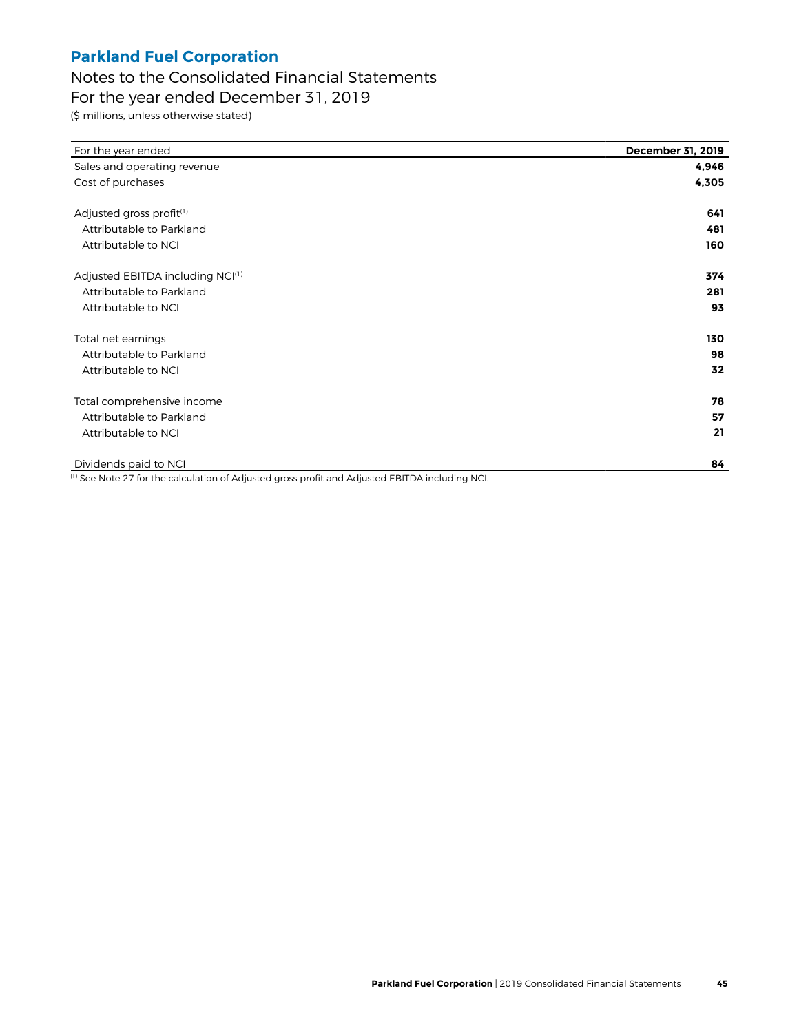# Parkland Fuel Corporation

## Notes to the Consolidated Financial Statements

## For the year ended December 31, 2019

($ millions, unless otherwise stated)

| For the year ended | December 31, 2019 |
|---|---|
| Sales and operating revenue | **4,946** |
| Cost of purchases | **4,305** |
| | |
| Adjusted gross profit[1] | **641** |
| Attributable to Parkland | **481** |
| Attributable to NCI | **160** |
| | |
| Adjusted EBITDA including NCI[1] | **374** |
| Attributable to Parkland | **281** |
| Attributable to NCI | **93** |
| | |
| Total net earnings | **130** |
| Attributable to Parkland | **98** |
| Attributable to NCI | **32** |
| | |
| Total comprehensive income | **78** |
| Attributable to Parkland | **57** |
| Attributable to NCI | **21** |
| | |
| Dividends paid to NCI | **84** |

[1] See Note 27 for the calculation of Adjusted gross profit and Adjusted EBITDA including NCI.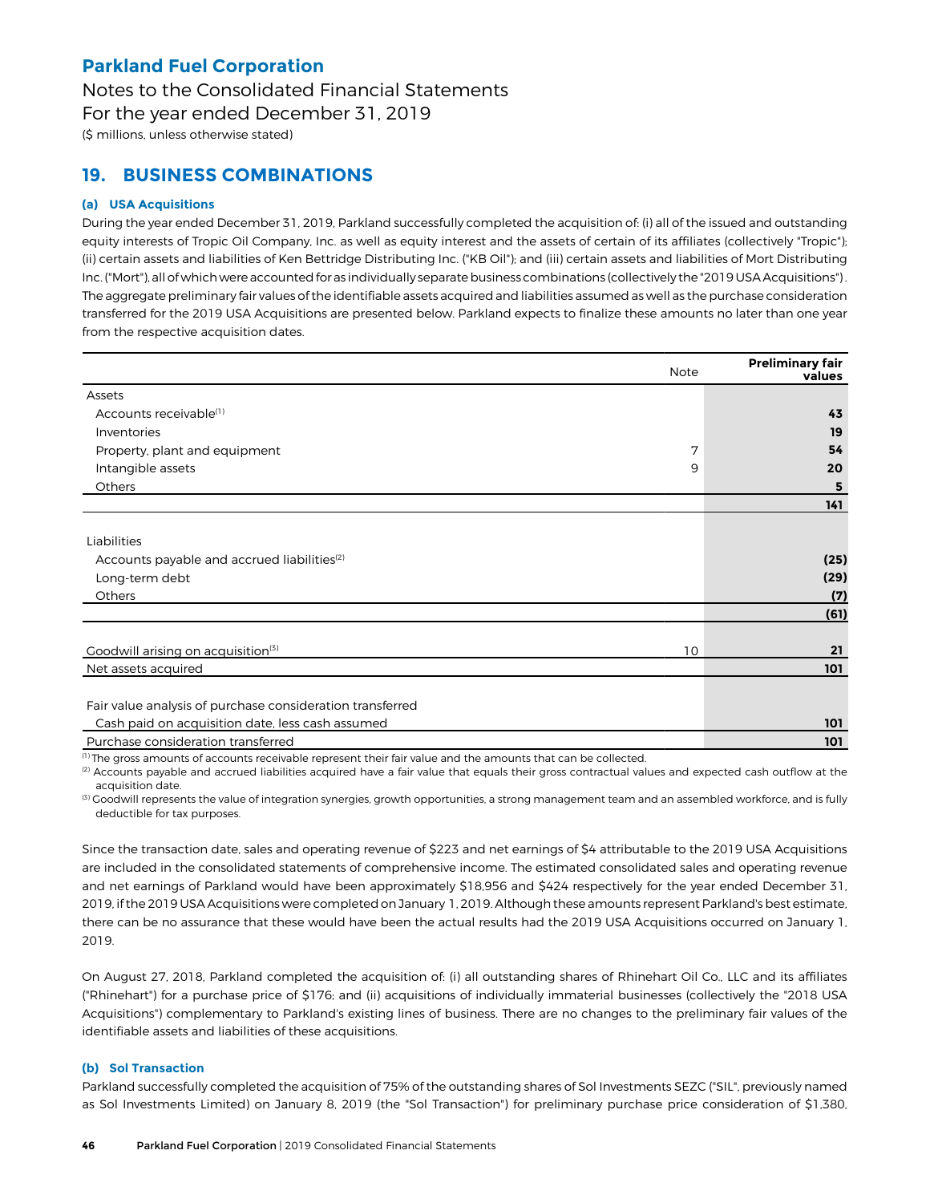# Parkland Fuel Corporation

Notes to the Consolidated Financial Statements
For the year ended December 31, 2019
($ millions, unless otherwise stated)

## 19. BUSINESS COMBINATIONS

### (a) USA Acquisitions

During the year ended December 31, 2019, Parkland successfully completed the acquisition of: (i) all of the issued and outstanding equity interests of Tropic Oil Company, Inc. as well as equity interest and the assets of certain of its affiliates (collectively "Tropic"); (ii) certain assets and liabilities of Ken Bettridge Distributing Inc. ("KB Oil"); and (iii) certain assets and liabilities of Mort Distributing Inc. ("Mort"), all of which were accounted for as individually separate business combinations (collectively the "2019 USA Acquisitions"). The aggregate preliminary fair values of the identifiable assets acquired and liabilities assumed as well as the purchase consideration transferred for the 2019 USA Acquisitions are presented below. Parkland expects to finalize these amounts no later than one year from the respective acquisition dates.

| | Note | Preliminary fair values |
|---|---|---|
| Assets | | |
| Accounts receivable[1] | | **43** |
| Inventories | | **19** |
| Property, plant and equipment | 7 | **54** |
| Intangible assets | 9 | **20** |
| Others | | **5** |
| | | **141** |
| Liabilities | | |
| Accounts payable and accrued liabilities[2] | | **(25)** |
| Long-term debt | | **(29)** |
| Others | | **(7)** |
| | | **(61)** |
| Goodwill arising on acquisition[3] | 10 | **21** |
| Net assets acquired | | **101** |
| Fair value analysis of purchase consideration transferred | | |
| Cash paid on acquisition date, less cash assumed | | **101** |
| Purchase consideration transferred | | **101** |

[1] The gross amounts of accounts receivable represent their fair value and the amounts that can be collected.
[2] Accounts payable and accrued liabilities acquired have a fair value that equals their gross contractual values and expected cash outflow at the acquisition date.
[3] Goodwill represents the value of integration synergies, growth opportunities, a strong management team and an assembled workforce, and is fully deductible for tax purposes.

Since the transaction date, sales and operating revenue of $223 and net earnings of $4 attributable to the 2019 USA Acquisitions are included in the consolidated statements of comprehensive income. The estimated consolidated sales and operating revenue and net earnings of Parkland would have been approximately $18,956 and $424 respectively for the year ended December 31, 2019, if the 2019 USA Acquisitions were completed on January 1, 2019. Although these amounts represent Parkland's best estimate, there can be no assurance that these would have been the actual results had the 2019 USA Acquisitions occurred on January 1, 2019.

On August 27, 2018, Parkland completed the acquisition of: (i) all outstanding shares of Rhinehart Oil Co., LLC and its affiliates ("Rhinehart") for a purchase price of $176; and (ii) acquisitions of individually immaterial businesses (collectively the "2018 USA Acquisitions") complementary to Parkland's existing lines of business. There are no changes to the preliminary fair values of the identifiable assets and liabilities of these acquisitions.

### (b) Sol Transaction

Parkland successfully completed the acquisition of 75% of the outstanding shares of Sol Investments SEZC ("SIL", previously named as Sol Investments Limited) on January 8, 2019 (the "Sol Transaction") for preliminary purchase price consideration of $1,380,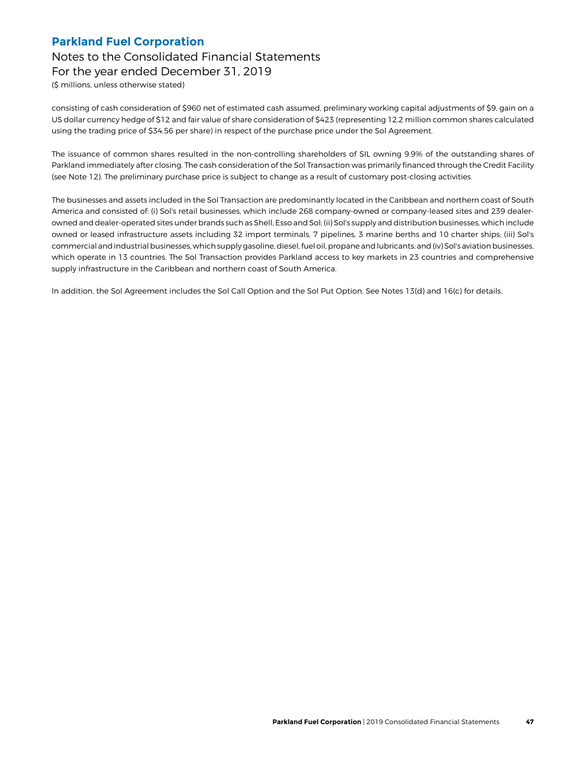consisting of cash consideration of $960 net of estimated cash assumed, preliminary working capital adjustments of $9, gain on a US dollar currency hedge of $12 and fair value of share consideration of $423 (representing 12.2 million common shares calculated using the trading price of $34.56 per share) in respect of the purchase price under the Sol Agreement.

The issuance of common shares resulted in the non-controlling shareholders of SIL owning 9.9% of the outstanding shares of Parkland immediately after closing. The cash consideration of the Sol Transaction was primarily financed through the Credit Facility (see Note 12). The preliminary purchase price is subject to change as a result of customary post-closing activities.

The businesses and assets included in the Sol Transaction are predominantly located in the Caribbean and northern coast of South America and consisted of: (i) Sol's retail businesses, which include 268 company-owned or company-leased sites and 239 dealer-owned and dealer-operated sites under brands such as Shell, Esso and Sol; (ii) Sol's supply and distribution businesses, which include owned or leased infrastructure assets including 32 import terminals, 7 pipelines, 3 marine berths and 10 charter ships; (iii) Sol's commercial and industrial businesses, which supply gasoline, diesel, fuel oil, propane and lubricants; and (iv) Sol's aviation businesses, which operate in 13 countries. The Sol Transaction provides Parkland access to key markets in 23 countries and comprehensive supply infrastructure in the Caribbean and northern coast of South America.

In addition, the Sol Agreement includes the Sol Call Option and the Sol Put Option. See Notes 13(d) and 16(c) for details.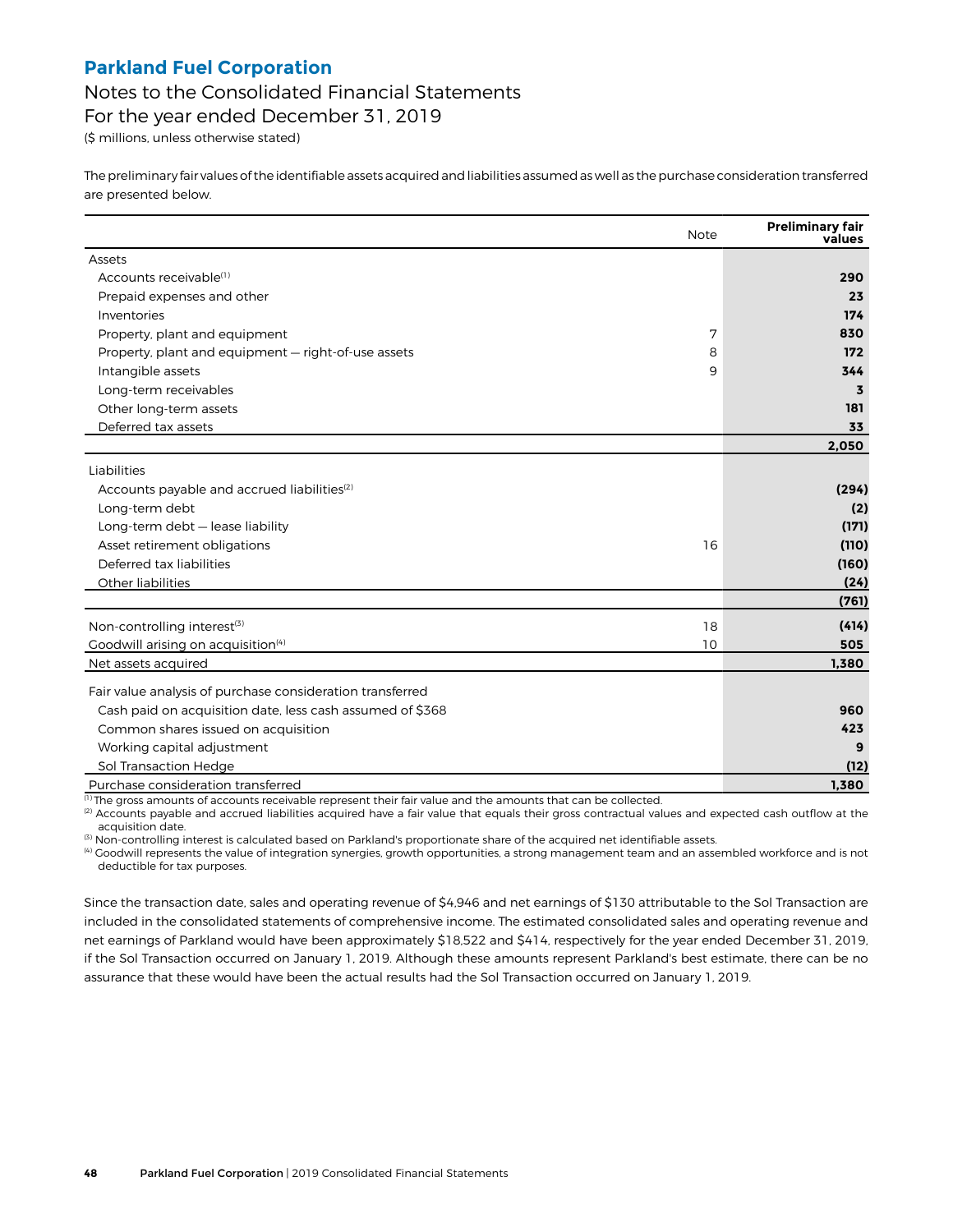The preliminary fair values of the identifiable assets acquired and liabilities assumed as well as the purchase consideration transferred are presented below.

| | Note | Preliminary fair values |
|---|---|---|
| Assets | | |
| Accounts receivable[1] | | **290** |
| Prepaid expenses and other | | **23** |
| Inventories | | **174** |
| Property, plant and equipment | 7 | **830** |
| Property, plant and equipment — right-of-use assets | 8 | **172** |
| Intangible assets | 9 | **344** |
| Long-term receivables | | **3** |
| Other long-term assets | | **181** |
| Deferred tax assets | | **33** |
| | | **2,050** |
| Liabilities | | |
| Accounts payable and accrued liabilities[2] | | **(294)** |
| Long-term debt | | **(2)** |
| Long-term debt — lease liability | | **(171)** |
| Asset retirement obligations | 16 | **(110)** |
| Deferred tax liabilities | | **(160)** |
| Other liabilities | | **(24)** |
| | | **(761)** |
| Non-controlling interest[3] | 18 | **(414)** |
| Goodwill arising on acquisition[4] | 10 | **505** |
| Net assets acquired | | **1,380** |
| Fair value analysis of purchase consideration transferred | | |
| Cash paid on acquisition date, less cash assumed of $368 | | **960** |
| Common shares issued on acquisition | | **423** |
| Working capital adjustment | | **9** |
| Sol Transaction Hedge | | **(12)** |
| Purchase consideration transferred | | **1,380** |

[1] The gross amounts of accounts receivable represent their fair value and the amounts that can be collected.
[2] Accounts payable and accrued liabilities acquired have a fair value that equals their gross contractual values and expected cash outflow at the acquisition date.
[3] Non-controlling interest is calculated based on Parkland's proportionate share of the acquired net identifiable assets.
[4] Goodwill represents the value of integration synergies, growth opportunities, a strong management team and an assembled workforce and is not deductible for tax purposes.

Since the transaction date, sales and operating revenue of $4,946 and net earnings of $130 attributable to the Sol Transaction are included in the consolidated statements of comprehensive income. The estimated consolidated sales and operating revenue and net earnings of Parkland would have been approximately $18,522 and $414, respectively for the year ended December 31, 2019, if the Sol Transaction occurred on January 1, 2019. Although these amounts represent Parkland's best estimate, there can be no assurance that these would have been the actual results had the Sol Transaction occurred on January 1, 2019.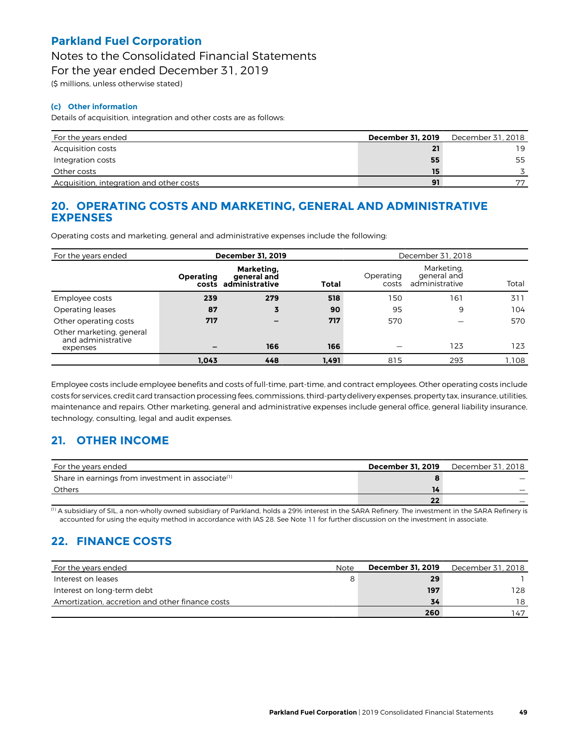**Parkland Fuel Corporation**

Notes to the Consolidated Financial Statements

For the year ended December 31, 2019

($ millions, unless otherwise stated)

#### (c) Other information

Details of acquisition, integration and other costs are as follows:

| For the years ended | December 31, 2019 | December 31, 2018 |
|---|---|---|
| Acquisition costs | 21 | 19 |
| Integration costs | 55 | 55 |
| Other costs | 15 | 3 |
| Acquisition, integration and other costs | 91 | 77 |

## 20. OPERATING COSTS AND MARKETING, GENERAL AND ADMINISTRATIVE EXPENSES

Operating costs and marketing, general and administrative expenses include the following:

| For the years ended | December 31, 2019 | | | December 31, 2018 | | |
|---|---|---|---|---|---|---|
| | Operating costs | Marketing, general and administrative | Total | Operating costs | Marketing, general and administrative | Total |
| Employee costs | 239 | 279 | 518 | 150 | 161 | 311 |
| Operating leases | 87 | 3 | 90 | 95 | 9 | 104 |
| Other operating costs | 717 | – | 717 | 570 | — | 570 |
| Other marketing, general and administrative expenses | – | 166 | 166 | — | 123 | 123 |
| | 1,043 | 448 | 1,491 | 815 | 293 | 1,108 |

Employee costs include employee benefits and costs of full-time, part-time, and contract employees. Other operating costs include costs for services, credit card transaction processing fees, commissions, third-party delivery expenses, property tax, insurance, utilities, maintenance and repairs. Other marketing, general and administrative expenses include general office, general liability insurance, technology, consulting, legal and audit expenses.

## 21. OTHER INCOME

| For the years ended | December 31, 2019 | December 31, 2018 |
|---|---|---|
| Share in earnings from investment in associate[1] | 8 | — |
| Others | 14 | — |
| | 22 | — |

[1] A subsidiary of SIL, a non-wholly owned subsidiary of Parkland, holds a 29% interest in the SARA Refinery. The investment in the SARA Refinery is accounted for using the equity method in accordance with IAS 28. See Note 11 for further discussion on the investment in associate.

## 22. FINANCE COSTS

| For the years ended | Note | December 31, 2019 | December 31, 2018 |
|---|---|---|---|
| Interest on leases | 8 | 29 | 1 |
| Interest on long-term debt | | 197 | 128 |
| Amortization, accretion and other finance costs | | 34 | 18 |
| | | 260 | 147 |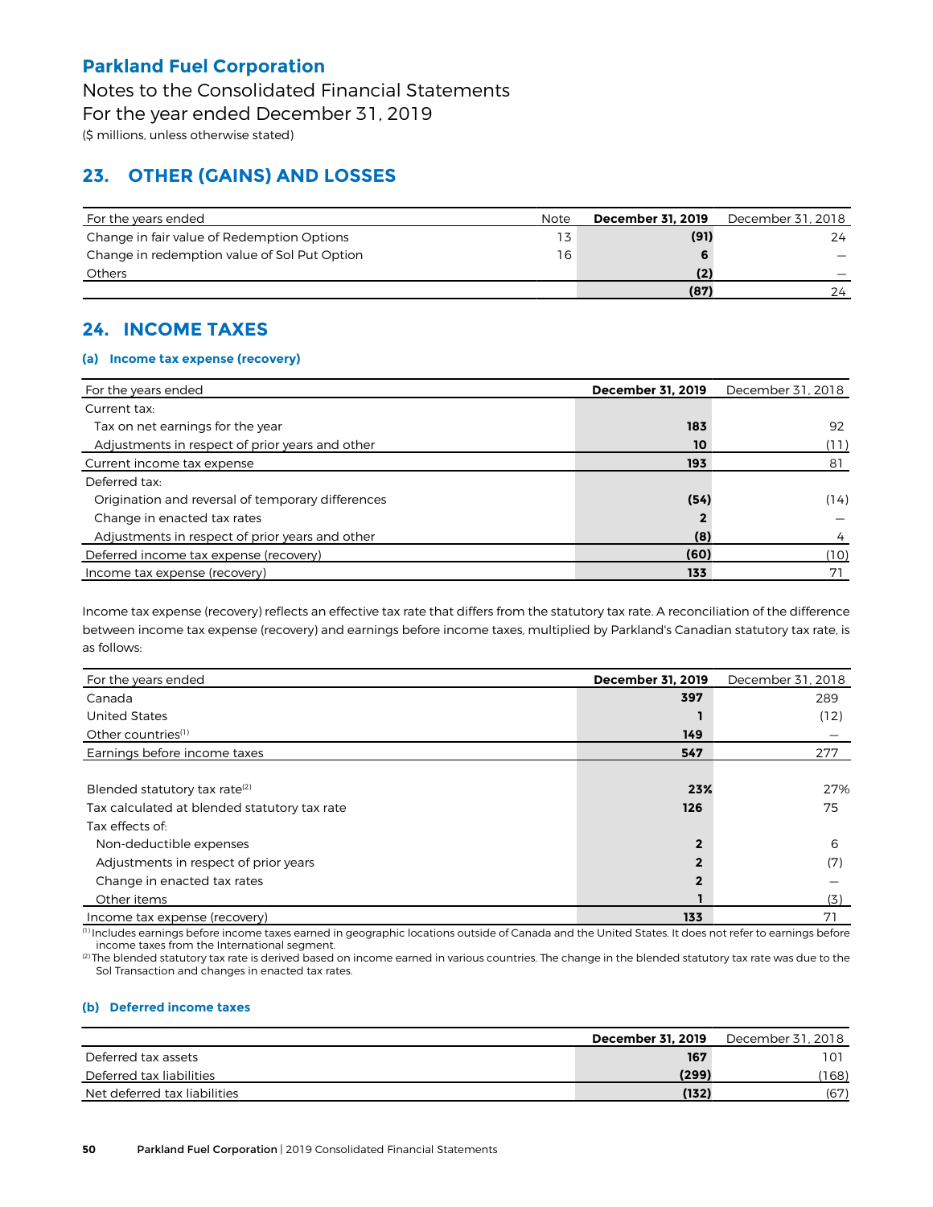# Parkland Fuel Corporation

Notes to the Consolidated Financial Statements
For the year ended December 31, 2019
($ millions, unless otherwise stated)

## 23. OTHER (GAINS) AND LOSSES

| For the years ended | Note | **December 31, 2019** | December 31, 2018 |
|---|---|---|---|
| Change in fair value of Redemption Options | 13 | **(91)** | 24 |
| Change in redemption value of Sol Put Option | 16 | **6** | — |
| Others | | **(2)** | — |
| | | **(87)** | 24 |

## 24. INCOME TAXES

### (a) Income tax expense (recovery)

| For the years ended | **December 31, 2019** | December 31, 2018 |
|---|---|---|
| Current tax: | | |
| Tax on net earnings for the year | **183** | 92 |
| Adjustments in respect of prior years and other | **10** | (11) |
| Current income tax expense | **193** | 81 |
| Deferred tax: | | |
| Origination and reversal of temporary differences | **(54)** | (14) |
| Change in enacted tax rates | **2** | — |
| Adjustments in respect of prior years and other | **(8)** | 4 |
| Deferred income tax expense (recovery) | **(60)** | (10) |
| Income tax expense (recovery) | **133** | 71 |

Income tax expense (recovery) reflects an effective tax rate that differs from the statutory tax rate. A reconciliation of the difference between income tax expense (recovery) and earnings before income taxes, multiplied by Parkland's Canadian statutory tax rate, is as follows:

| For the years ended | **December 31, 2019** | December 31, 2018 |
|---|---|---|
| Canada | **397** | 289 |
| United States | **1** | (12) |
| Other countries[1] | **149** | — |
| Earnings before income taxes | **547** | 277 |
| | | |
| Blended statutory tax rate[2] | **23%** | 27% |
| Tax calculated at blended statutory tax rate | **126** | 75 |
| Tax effects of: | | |
| Non-deductible expenses | **2** | 6 |
| Adjustments in respect of prior years | **2** | (7) |
| Change in enacted tax rates | **2** | — |
| Other items | **1** | (3) |
| Income tax expense (recovery) | **133** | 71 |

[1] Includes earnings before income taxes earned in geographic locations outside of Canada and the United States. It does not refer to earnings before income taxes from the International segment.

[2] The blended statutory tax rate is derived based on income earned in various countries. The change in the blended statutory tax rate was due to the Sol Transaction and changes in enacted tax rates.

### (b) Deferred income taxes

| | **December 31, 2019** | December 31, 2018 |
|---|---|---|
| Deferred tax assets | **167** | 101 |
| Deferred tax liabilities | **(299)** | (168) |
| Net deferred tax liabilities | **(132)** | (67) |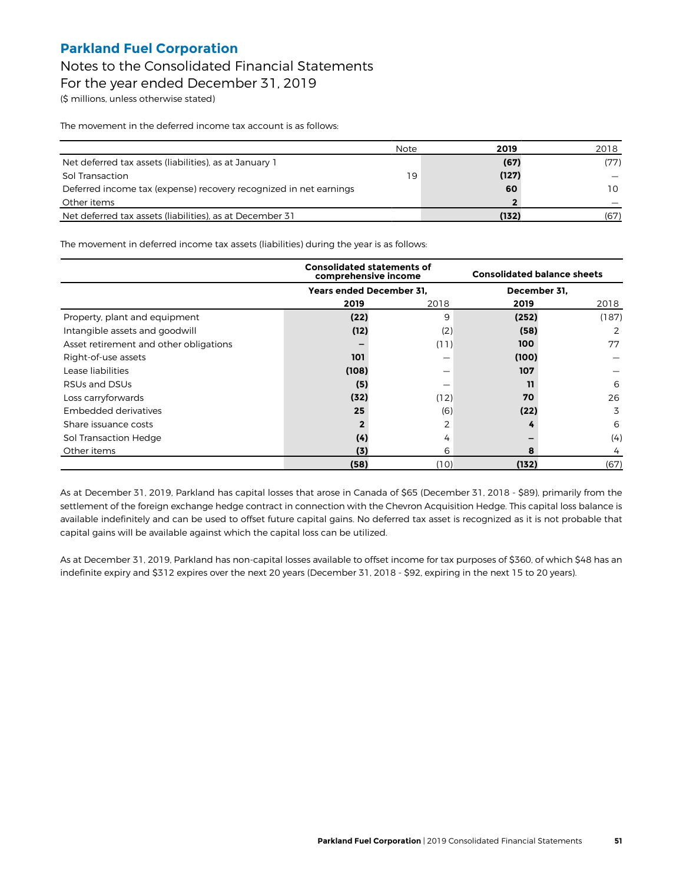**Parkland Fuel Corporation**

Notes to the Consolidated Financial Statements
For the year ended December 31, 2019
($ millions, unless otherwise stated)

The movement in the deferred income tax account is as follows:

| | Note | 2019 | 2018 |
|---|---|---|---|
| Net deferred tax assets (liabilities), as at January 1 | | (67) | (77) |
| Sol Transaction | 19 | (127) | — |
| Deferred income tax (expense) recovery recognized in net earnings | | 60 | 10 |
| Other items | | 2 | — |
| Net deferred tax assets (liabilities), as at December 31 | | (132) | (67) |

The movement in deferred income tax assets (liabilities) during the year is as follows:

| | Consolidated statements of comprehensive income | | Consolidated balance sheets | |
|---|---|---|---|---|
| | Years ended December 31, | | December 31, | |
| | 2019 | 2018 | 2019 | 2018 |
| Property, plant and equipment | (22) | 9 | (252) | (187) |
| Intangible assets and goodwill | (12) | (2) | (58) | 2 |
| Asset retirement and other obligations | – | (11) | 100 | 77 |
| Right-of-use assets | 101 | — | (100) | — |
| Lease liabilities | (108) | — | 107 | — |
| RSUs and DSUs | (5) | — | 11 | 6 |
| Loss carryforwards | (32) | (12) | 70 | 26 |
| Embedded derivatives | 25 | (6) | (22) | 3 |
| Share issuance costs | 2 | 2 | 4 | 6 |
| Sol Transaction Hedge | (4) | 4 | – | (4) |
| Other items | (3) | 6 | 8 | 4 |
| | (58) | (10) | (132) | (67) |

As at December 31, 2019, Parkland has capital losses that arose in Canada of $65 (December 31, 2018 - $89), primarily from the settlement of the foreign exchange hedge contract in connection with the Chevron Acquisition Hedge. This capital loss balance is available indefinitely and can be used to offset future capital gains. No deferred tax asset is recognized as it is not probable that capital gains will be available against which the capital loss can be utilized.

As at December 31, 2019, Parkland has non-capital losses available to offset income for tax purposes of $360, of which $48 has an indefinite expiry and $312 expires over the next 20 years (December 31, 2018 - $92, expiring in the next 15 to 20 years).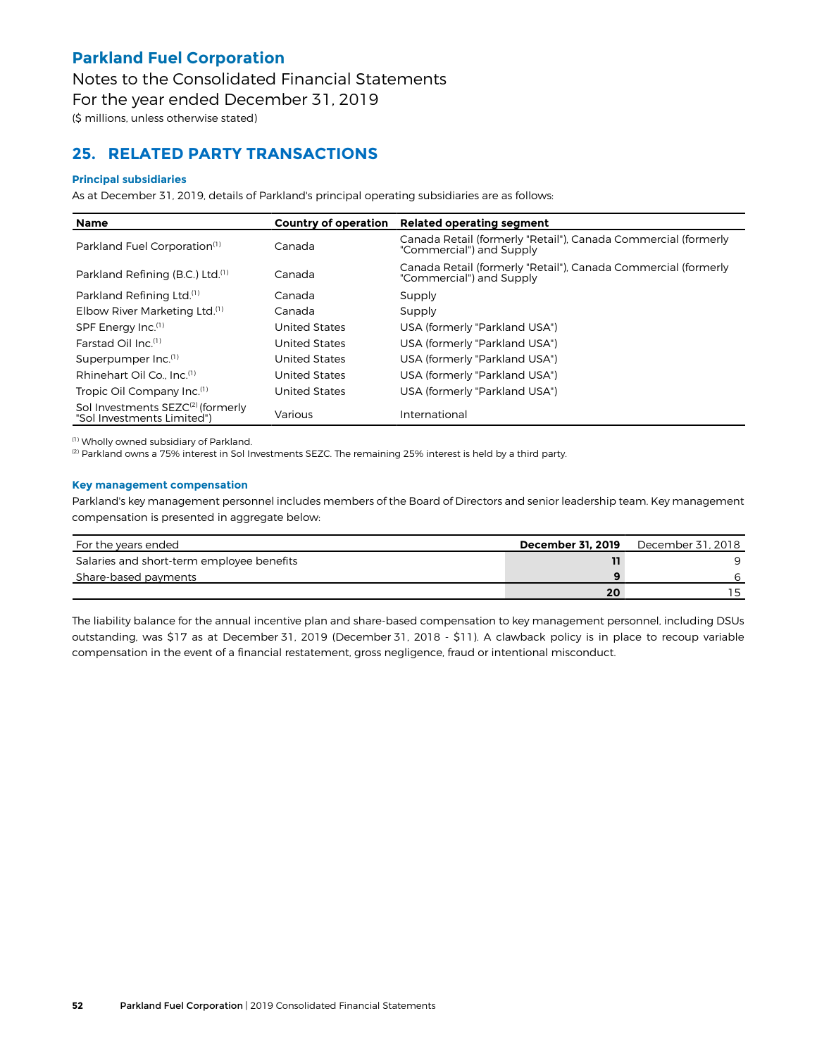# Parkland Fuel Corporation

Notes to the Consolidated Financial Statements
For the year ended December 31, 2019
($ millions, unless otherwise stated)

## 25. RELATED PARTY TRANSACTIONS

### Principal subsidiaries

As at December 31, 2019, details of Parkland's principal operating subsidiaries are as follows:

| Name | Country of operation | Related operating segment |
|---|---|---|
| Parkland Fuel Corporation[(1)] | Canada | Canada Retail (formerly "Retail"), Canada Commercial (formerly "Commercial") and Supply |
| Parkland Refining (B.C.) Ltd.[(1)] | Canada | Canada Retail (formerly "Retail"), Canada Commercial (formerly "Commercial") and Supply |
| Parkland Refining Ltd.[(1)] | Canada | Supply |
| Elbow River Marketing Ltd.[(1)] | Canada | Supply |
| SPF Energy Inc.[(1)] | United States | USA (formerly "Parkland USA") |
| Farstad Oil Inc.[(1)] | United States | USA (formerly "Parkland USA") |
| Superpumper Inc.[(1)] | United States | USA (formerly "Parkland USA") |
| Rhinehart Oil Co., Inc.[(1)] | United States | USA (formerly "Parkland USA") |
| Tropic Oil Company Inc.[(1)] | United States | USA (formerly "Parkland USA") |
| Sol Investments SEZC[(2)] (formerly "Sol Investments Limited") | Various | International |

[(1)] Wholly owned subsidiary of Parkland.
[(2)] Parkland owns a 75% interest in Sol Investments SEZC. The remaining 25% interest is held by a third party.

### Key management compensation

Parkland's key management personnel includes members of the Board of Directors and senior leadership team. Key management compensation is presented in aggregate below:

| For the years ended | **December 31, 2019** | December 31, 2018 |
|---|---|---|
| Salaries and short-term employee benefits | **11** | 9 |
| Share-based payments | **9** | 6 |
| | **20** | 15 |

The liability balance for the annual incentive plan and share-based compensation to key management personnel, including DSUs outstanding, was $17 as at December 31, 2019 (December 31, 2018 - $11). A clawback policy is in place to recoup variable compensation in the event of a financial restatement, gross negligence, fraud or intentional misconduct.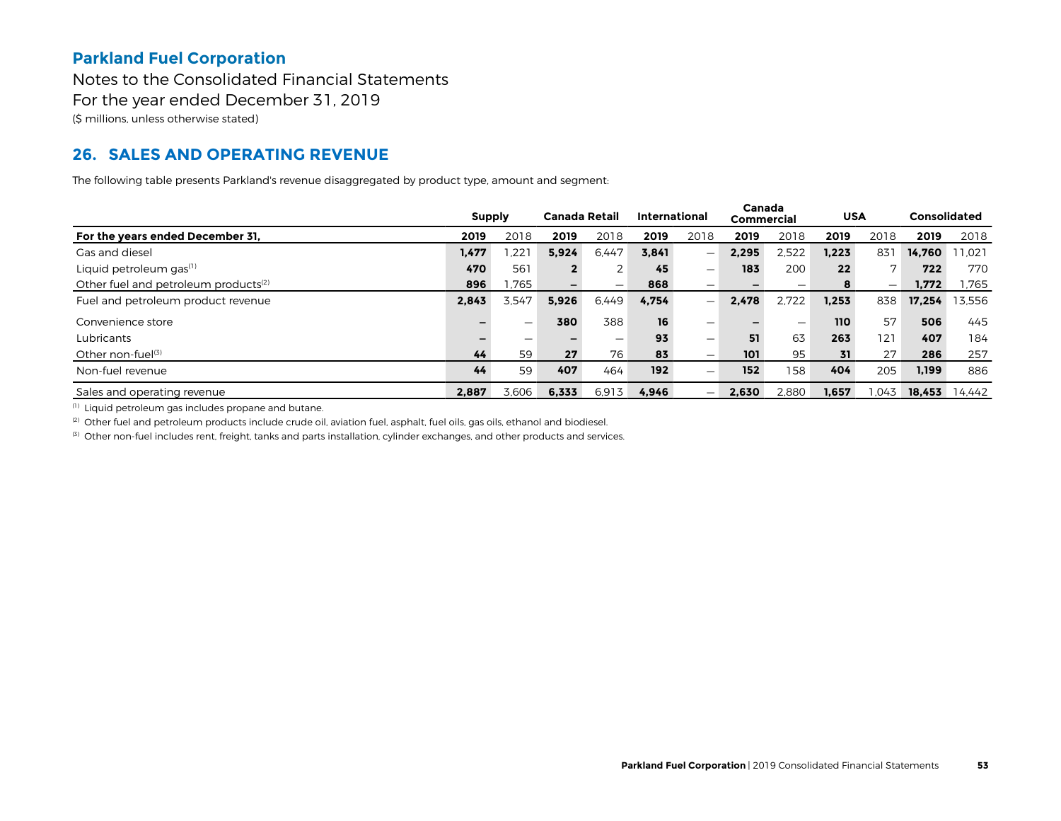**Parkland Fuel Corporation**

Notes to the Consolidated Financial Statements

For the year ended December 31, 2019

($ millions, unless otherwise stated)

## 26. SALES AND OPERATING REVENUE

The following table presents Parkland's revenue disaggregated by product type, amount and segment:

| | Supply | | Canada Retail | | International | | Canada Commercial | | USA | | Consolidated | |
|---|---|---|---|---|---|---|---|---|---|---|---|---|
| **For the years ended December 31,** | **2019** | 2018 | **2019** | 2018 | **2019** | 2018 | **2019** | 2018 | **2019** | 2018 | **2019** | 2018 |
| Gas and diesel | **1,477** | 1,221 | **5,924** | 6,447 | **3,841** | — | **2,295** | 2,522 | **1,223** | 831 | **14,760** | 11,021 |
| Liquid petroleum gas[1] | **470** | 561 | **2** | 2 | **45** | — | **183** | 200 | **22** | 7 | **722** | 770 |
| Other fuel and petroleum products[2] | **896** | 1,765 | **—** | — | **868** | — | **—** | — | **8** | — | **1,772** | 1,765 |
| Fuel and petroleum product revenue | **2,843** | 3,547 | **5,926** | 6,449 | **4,754** | — | **2,478** | 2,722 | **1,253** | 838 | **17,254** | 13,556 |
| Convenience store | **—** | — | **380** | 388 | **16** | — | **—** | — | **110** | 57 | **506** | 445 |
| Lubricants | **—** | — | **—** | — | **93** | — | **51** | 63 | **263** | 121 | **407** | 184 |
| Other non-fuel[3] | **44** | 59 | **27** | 76 | **83** | — | **101** | 95 | **31** | 27 | **286** | 257 |
| Non-fuel revenue | **44** | 59 | **407** | 464 | **192** | — | **152** | 158 | **404** | 205 | **1,199** | 886 |
| Sales and operating revenue | **2,887** | 3,606 | **6,333** | 6,913 | **4,946** | — | **2,630** | 2,880 | **1,657** | 1,043 | **18,453** | 14,442 |

[1] Liquid petroleum gas includes propane and butane.

[2] Other fuel and petroleum products include crude oil, aviation fuel, asphalt, fuel oils, gas oils, ethanol and biodiesel.

[3] Other non-fuel includes rent, freight, tanks and parts installation, cylinder exchanges, and other products and services.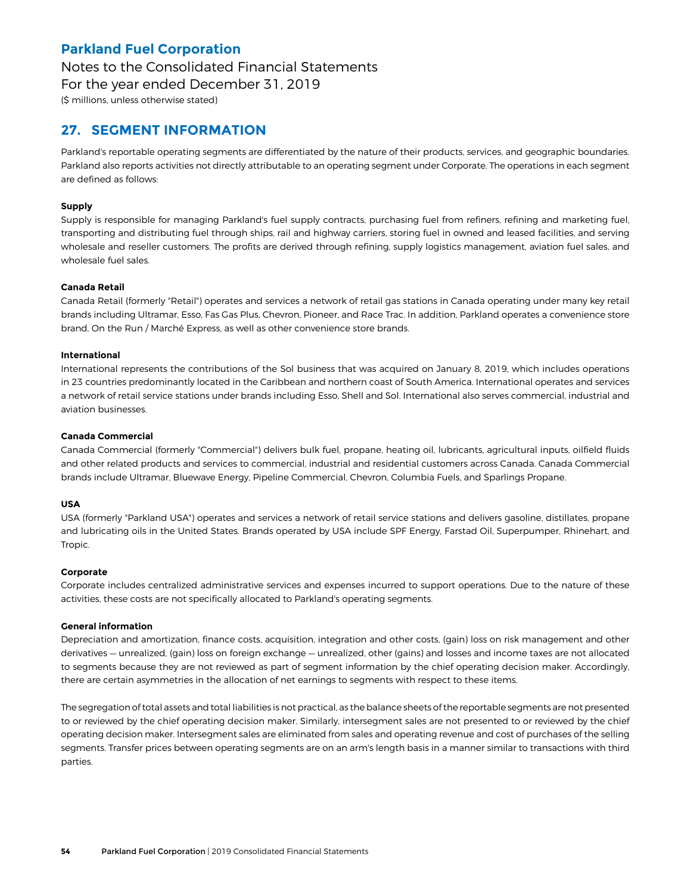## 27. SEGMENT INFORMATION

Parkland's reportable operating segments are differentiated by the nature of their products, services, and geographic boundaries. Parkland also reports activities not directly attributable to an operating segment under Corporate. The operations in each segment are defined as follows:

**Supply**

Supply is responsible for managing Parkland's fuel supply contracts, purchasing fuel from refiners, refining and marketing fuel, transporting and distributing fuel through ships, rail and highway carriers, storing fuel in owned and leased facilities, and serving wholesale and reseller customers. The profits are derived through refining, supply logistics management, aviation fuel sales, and wholesale fuel sales.

**Canada Retail**

Canada Retail (formerly "Retail") operates and services a network of retail gas stations in Canada operating under many key retail brands including Ultramar, Esso, Fas Gas Plus, Chevron, Pioneer, and Race Trac. In addition, Parkland operates a convenience store brand, On the Run / Marché Express, as well as other convenience store brands.

**International**

International represents the contributions of the Sol business that was acquired on January 8, 2019, which includes operations in 23 countries predominantly located in the Caribbean and northern coast of South America. International operates and services a network of retail service stations under brands including Esso, Shell and Sol. International also serves commercial, industrial and aviation businesses.

**Canada Commercial**

Canada Commercial (formerly "Commercial") delivers bulk fuel, propane, heating oil, lubricants, agricultural inputs, oilfield fluids and other related products and services to commercial, industrial and residential customers across Canada. Canada Commercial brands include Ultramar, Bluewave Energy, Pipeline Commercial, Chevron, Columbia Fuels, and Sparlings Propane.

**USA**

USA (formerly "Parkland USA") operates and services a network of retail service stations and delivers gasoline, distillates, propane and lubricating oils in the United States. Brands operated by USA include SPF Energy, Farstad Oil, Superpumper, Rhinehart, and Tropic.

**Corporate**

Corporate includes centralized administrative services and expenses incurred to support operations. Due to the nature of these activities, these costs are not specifically allocated to Parkland's operating segments.

**General information**

Depreciation and amortization, finance costs, acquisition, integration and other costs, (gain) loss on risk management and other derivatives — unrealized, (gain) loss on foreign exchange — unrealized, other (gains) and losses and income taxes are not allocated to segments because they are not reviewed as part of segment information by the chief operating decision maker. Accordingly, there are certain asymmetries in the allocation of net earnings to segments with respect to these items.

The segregation of total assets and total liabilities is not practical, as the balance sheets of the reportable segments are not presented to or reviewed by the chief operating decision maker. Similarly, intersegment sales are not presented to or reviewed by the chief operating decision maker. Intersegment sales are eliminated from sales and operating revenue and cost of purchases of the selling segments. Transfer prices between operating segments are on an arm's length basis in a manner similar to transactions with third parties.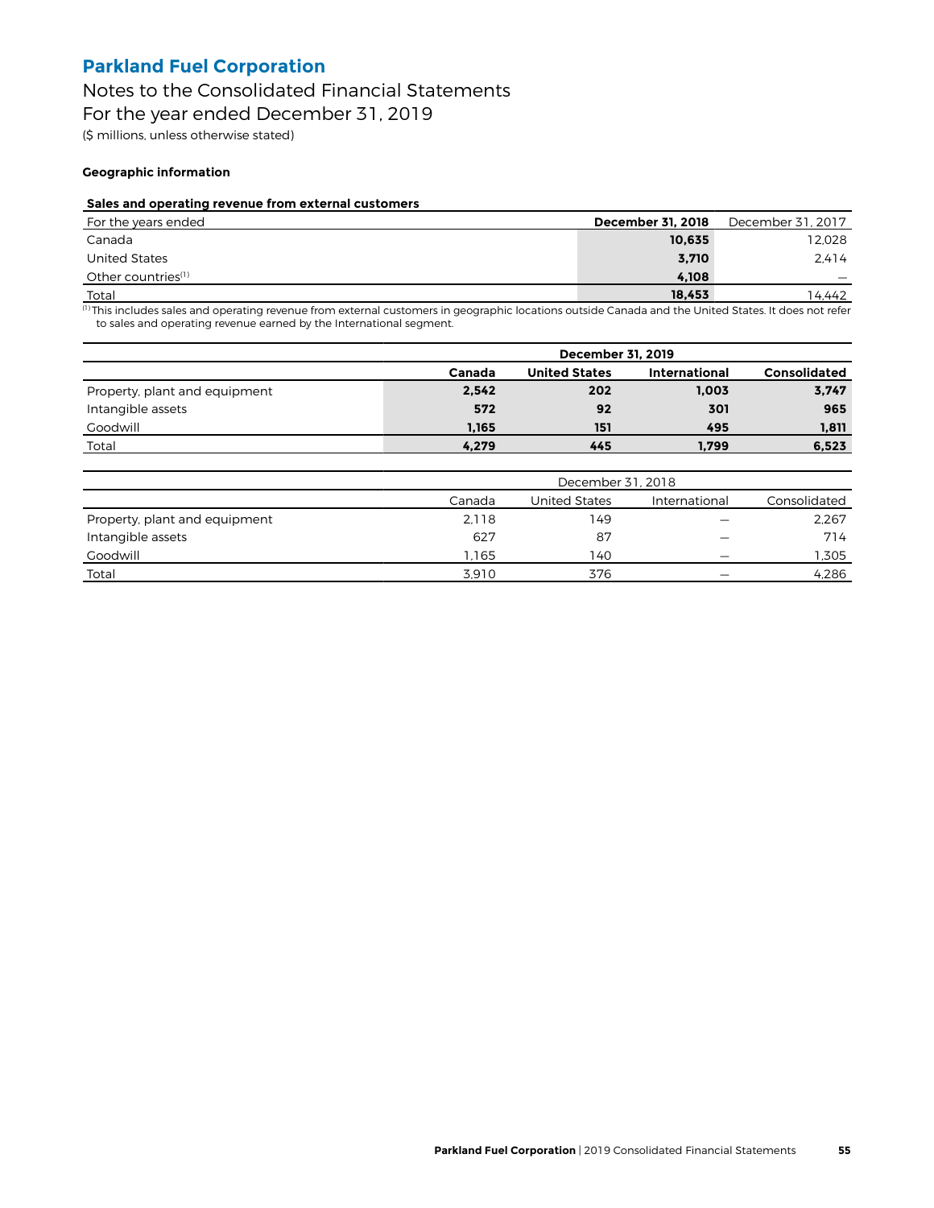# Parkland Fuel Corporation

## Notes to the Consolidated Financial Statements
## For the year ended December 31, 2019

($ millions, unless otherwise stated)

**Geographic information**

**Sales and operating revenue from external customers**

| For the years ended | December 31, 2018 | December 31, 2017 |
|---|---|---|
| Canada | **10,635** | 12,028 |
| United States | **3,710** | 2,414 |
| Other countries[(1)] | **4,108** | — |
| Total | **18,453** | 14,442 |

[(1)] This includes sales and operating revenue from external customers in geographic locations outside Canada and the United States. It does not refer to sales and operating revenue earned by the International segment.

| | **December 31, 2019** | | | |
|---|---|---|---|---|
| | **Canada** | **United States** | **International** | **Consolidated** |
| Property, plant and equipment | **2,542** | **202** | **1,003** | **3,747** |
| Intangible assets | **572** | **92** | **301** | **965** |
| Goodwill | **1,165** | **151** | **495** | **1,811** |
| Total | **4,279** | **445** | **1,799** | **6,523** |

| | December 31, 2018 | | | |
|---|---|---|---|---|
| | Canada | United States | International | Consolidated |
| Property, plant and equipment | 2,118 | 149 | — | 2,267 |
| Intangible assets | 627 | 87 | — | 714 |
| Goodwill | 1,165 | 140 | — | 1,305 |
| Total | 3,910 | 376 | — | 4,286 |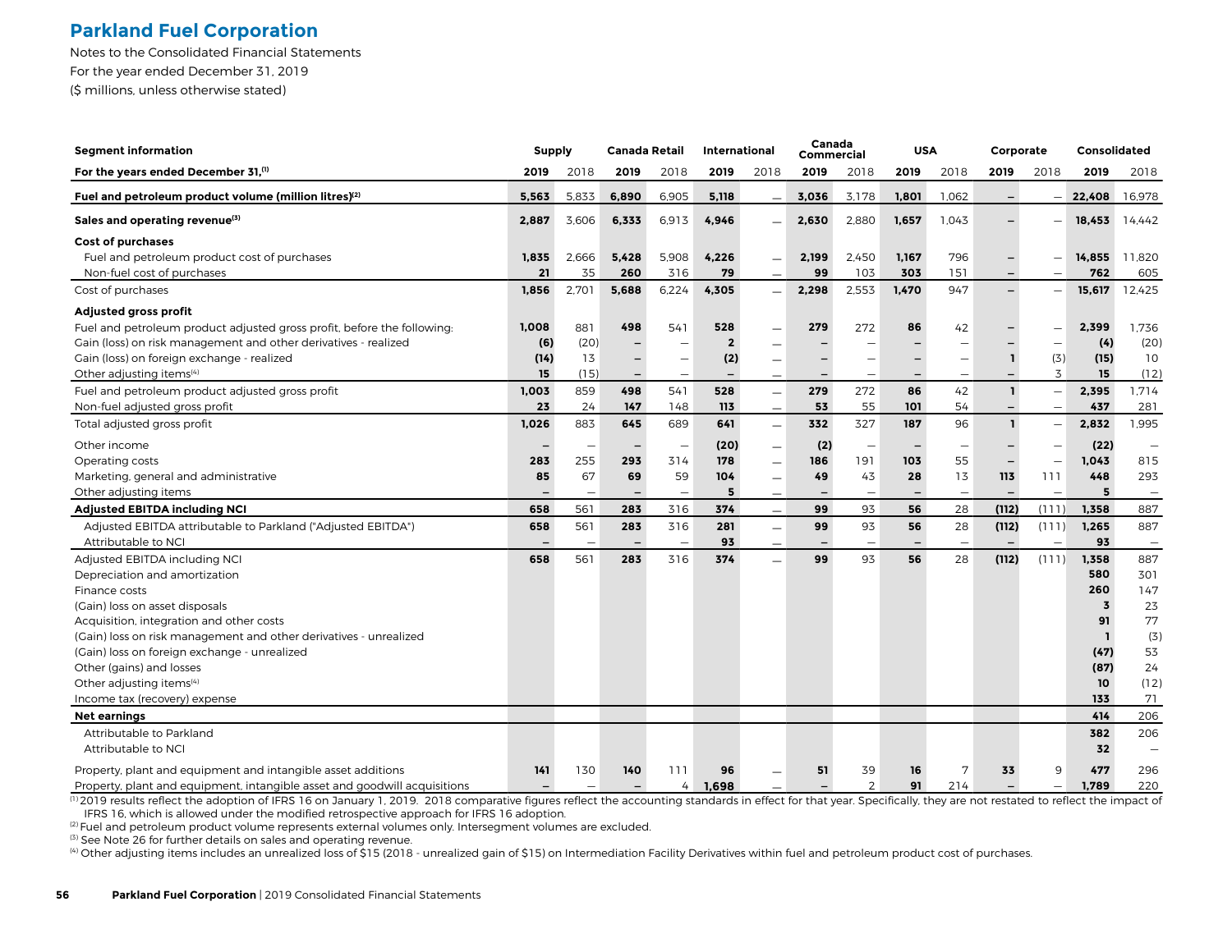## Parkland Fuel Corporation

Notes to the Consolidated Financial Statements
For the year ended December 31, 2019
($ millions, unless otherwise stated)

| Segment information | Supply | | Canada Retail | | International | | Canada Commercial | | USA | | Corporate | | Consolidated | |
|---|---|---|---|---|---|---|---|---|---|---|---|---|---|---|
| For the years ended December 31,[1] | **2019** | 2018 | **2019** | 2018 | **2019** | 2018 | **2019** | 2018 | **2019** | 2018 | **2019** | 2018 | **2019** | 2018 |
| **Fuel and petroleum product volume (million litres)[2]** | **5,563** | 5,833 | **6,890** | 6,905 | **5,118** | — | **3,036** | 3,178 | **1,801** | 1,062 | **–** | — | **22,408** | 16,978 |
| **Sales and operating revenue[3]** | **2,887** | 3,606 | **6,333** | 6,913 | **4,946** | — | **2,630** | 2,880 | **1,657** | 1,043 | **–** | — | **18,453** | 14,442 |
| **Cost of purchases** | | | | | | | | | | | | | | |
| Fuel and petroleum product cost of purchases | **1,835** | 2,666 | **5,428** | 5,908 | **4,226** | — | **2,199** | 2,450 | **1,167** | 796 | **–** | — | **14,855** | 11,820 |
| Non-fuel cost of purchases | **21** | 35 | **260** | 316 | **79** | — | **99** | 103 | **303** | 151 | **–** | — | **762** | 605 |
| Cost of purchases | **1,856** | 2,701 | **5,688** | 6,224 | **4,305** | — | **2,298** | 2,553 | **1,470** | 947 | **–** | — | **15,617** | 12,425 |
| **Adjusted gross profit** | | | | | | | | | | | | | | |
| Fuel and petroleum product adjusted gross profit, before the following: | **1,008** | 881 | **498** | 541 | **528** | — | **279** | 272 | **86** | 42 | **–** | — | **2,399** | 1,736 |
| Gain (loss) on risk management and other derivatives - realized | **(6)** | (20) | **–** | — | **2** | — | **–** | — | **–** | — | **–** | — | **(4)** | (20) |
| Gain (loss) on foreign exchange - realized | **(14)** | 13 | **–** | — | **(2)** | — | **–** | — | **–** | — | **1** | (3) | **(15)** | 10 |
| Other adjusting items[4] | **15** | (15) | **–** | — | **–** | — | **–** | — | **–** | — | **–** | 3 | **15** | (12) |
| Fuel and petroleum product adjusted gross profit | **1,003** | 859 | **498** | 541 | **528** | — | **279** | 272 | **86** | 42 | **1** | — | **2,395** | 1,714 |
| Non-fuel adjusted gross profit | **23** | 24 | **147** | 148 | **113** | — | **53** | 55 | **101** | 54 | **–** | — | **437** | 281 |
| Total adjusted gross profit | **1,026** | 883 | **645** | 689 | **641** | — | **332** | 327 | **187** | 96 | **1** | — | **2,832** | 1,995 |
| Other income | **–** | — | **–** | — | **(20)** | — | **(2)** | — | **–** | — | **–** | — | **(22)** | — |
| Operating costs | **283** | 255 | **293** | 314 | **178** | — | **186** | 191 | **103** | 55 | **–** | — | **1,043** | 815 |
| Marketing, general and administrative | **85** | 67 | **69** | 59 | **104** | — | **49** | 43 | **28** | 13 | **113** | 111 | **448** | 293 |
| Other adjusting items | **–** | — | **–** | — | **5** | — | **–** | — | **–** | — | **–** | — | **5** | — |
| **Adjusted EBITDA including NCI** | **658** | 561 | **283** | 316 | **374** | — | **99** | 93 | **56** | 28 | **(112)** | (111) | **1,358** | 887 |
| Adjusted EBITDA attributable to Parkland ("Adjusted EBITDA") | **658** | 561 | **283** | 316 | **281** | — | **99** | 93 | **56** | 28 | **(112)** | (111) | **1,265** | 887 |
| Attributable to NCI | **–** | — | **–** | — | **93** | — | **–** | — | **–** | — | **–** | — | **93** | — |
| Adjusted EBITDA including NCI | **658** | 561 | **283** | 316 | **374** | — | **99** | 93 | **56** | 28 | **(112)** | (111) | **1,358** | 887 |
| Depreciation and amortization | | | | | | | | | | | | | **580** | 301 |
| Finance costs | | | | | | | | | | | | | **260** | 147 |
| (Gain) loss on asset disposals | | | | | | | | | | | | | **3** | 23 |
| Acquisition, integration and other costs | | | | | | | | | | | | | **91** | 77 |
| (Gain) loss on risk management and other derivatives - unrealized | | | | | | | | | | | | | **1** | (3) |
| (Gain) loss on foreign exchange - unrealized | | | | | | | | | | | | | **(47)** | 53 |
| Other (gains) and losses | | | | | | | | | | | | | **(87)** | 24 |
| Other adjusting items[4] | | | | | | | | | | | | | **10** | (12) |
| Income tax (recovery) expense | | | | | | | | | | | | | **133** | 71 |
| **Net earnings** | | | | | | | | | | | | | **414** | 206 |
| Attributable to Parkland | | | | | | | | | | | | | **382** | 206 |
| Attributable to NCI | | | | | | | | | | | | | **32** | — |
| Property, plant and equipment and intangible asset additions | **141** | 130 | **140** | 111 | **96** | — | **51** | 39 | **16** | 7 | **33** | 9 | **477** | 296 |
| Property, plant and equipment, intangible asset and goodwill acquisitions | **–** | — | **–** | 4 | **1,698** | — | **–** | 2 | **91** | 214 | **–** | — | **1,789** | 220 |

[1] 2019 results reflect the adoption of IFRS 16 on January 1, 2019. 2018 comparative figures reflect the accounting standards in effect for that year. Specifically, they are not restated to reflect the impact of IFRS 16, which is allowed under the modified retrospective approach for IFRS 16 adoption.

[2] Fuel and petroleum product volume represents external volumes only. Intersegment volumes are excluded.

[3] See Note 26 for further details on sales and operating revenue.

[4] Other adjusting items includes an unrealized loss of $15 (2018 - unrealized gain of $15) on Intermediation Facility Derivatives within fuel and petroleum product cost of purchases.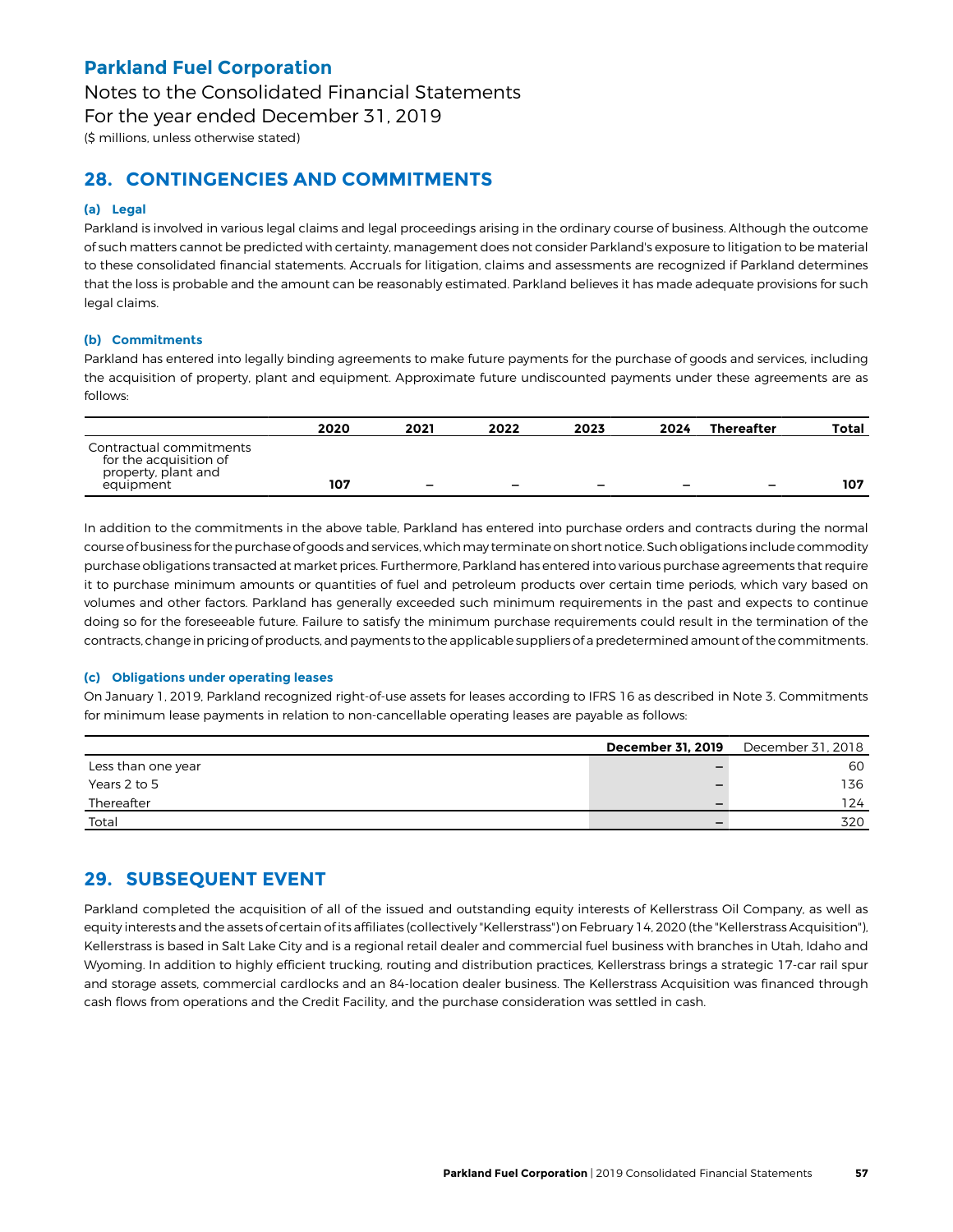# Parkland Fuel Corporation

Notes to the Consolidated Financial Statements
For the year ended December 31, 2019
($ millions, unless otherwise stated)

## 28. CONTINGENCIES AND COMMITMENTS

### (a) Legal

Parkland is involved in various legal claims and legal proceedings arising in the ordinary course of business. Although the outcome of such matters cannot be predicted with certainty, management does not consider Parkland's exposure to litigation to be material to these consolidated financial statements. Accruals for litigation, claims and assessments are recognized if Parkland determines that the loss is probable and the amount can be reasonably estimated. Parkland believes it has made adequate provisions for such legal claims.

### (b) Commitments

Parkland has entered into legally binding agreements to make future payments for the purchase of goods and services, including the acquisition of property, plant and equipment. Approximate future undiscounted payments under these agreements are as follows:

| | 2020 | 2021 | 2022 | 2023 | 2024 | Thereafter | Total |
|---|---|---|---|---|---|---|---|
| Contractual commitments for the acquisition of property, plant and equipment | **107** | – | – | – | – | – | **107** |

In addition to the commitments in the above table, Parkland has entered into purchase orders and contracts during the normal course of business for the purchase of goods and services, which may terminate on short notice. Such obligations include commodity purchase obligations transacted at market prices. Furthermore, Parkland has entered into various purchase agreements that require it to purchase minimum amounts or quantities of fuel and petroleum products over certain time periods, which vary based on volumes and other factors. Parkland has generally exceeded such minimum requirements in the past and expects to continue doing so for the foreseeable future. Failure to satisfy the minimum purchase requirements could result in the termination of the contracts, change in pricing of products, and payments to the applicable suppliers of a predetermined amount of the commitments.

### (c) Obligations under operating leases

On January 1, 2019, Parkland recognized right-of-use assets for leases according to IFRS 16 as described in Note 3. Commitments for minimum lease payments in relation to non-cancellable operating leases are payable as follows:

| | **December 31, 2019** | December 31, 2018 |
|---|---|---|
| Less than one year | – | 60 |
| Years 2 to 5 | – | 136 |
| Thereafter | – | 124 |
| Total | – | 320 |

## 29. SUBSEQUENT EVENT

Parkland completed the acquisition of all of the issued and outstanding equity interests of Kellerstrass Oil Company, as well as equity interests and the assets of certain of its affiliates (collectively "Kellerstrass") on February 14, 2020 (the "Kellerstrass Acquisition"). Kellerstrass is based in Salt Lake City and is a regional retail dealer and commercial fuel business with branches in Utah, Idaho and Wyoming. In addition to highly efficient trucking, routing and distribution practices, Kellerstrass brings a strategic 17-car rail spur and storage assets, commercial cardlocks and an 84-location dealer business. The Kellerstrass Acquisition was financed through cash flows from operations and the Credit Facility, and the purchase consideration was settled in cash.